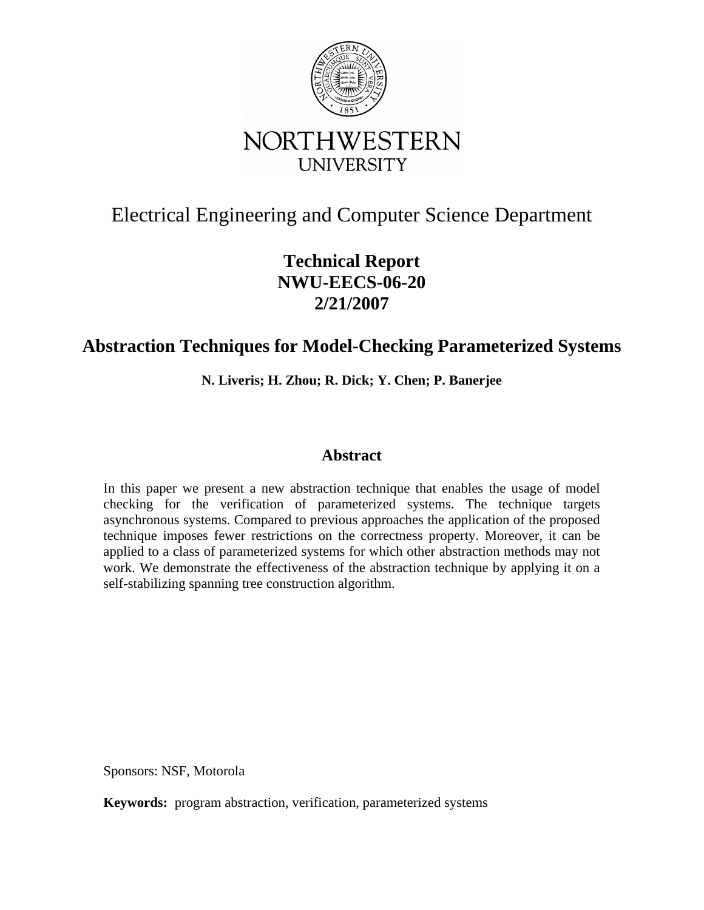NORTHWESTERN UNIVERSITY

# Electrical Engineering and Computer Science Department

**Technical Report**
**NWU-EECS-06-20**
**2/21/2007**

## Abstraction Techniques for Model-Checking Parameterized Systems

**N. Liveris; H. Zhou; R. Dick; Y. Chen; P. Banerjee**

### Abstract

In this paper we present a new abstraction technique that enables the usage of model checking for the verification of parameterized systems. The technique targets asynchronous systems. Compared to previous approaches the application of the proposed technique imposes fewer restrictions on the correctness property. Moreover, it can be applied to a class of parameterized systems for which other abstraction methods may not work. We demonstrate the effectiveness of the abstraction technique by applying it on a self-stabilizing spanning tree construction algorithm.

Sponsors: NSF, Motorola

**Keywords:** program abstraction, verification, parameterized systems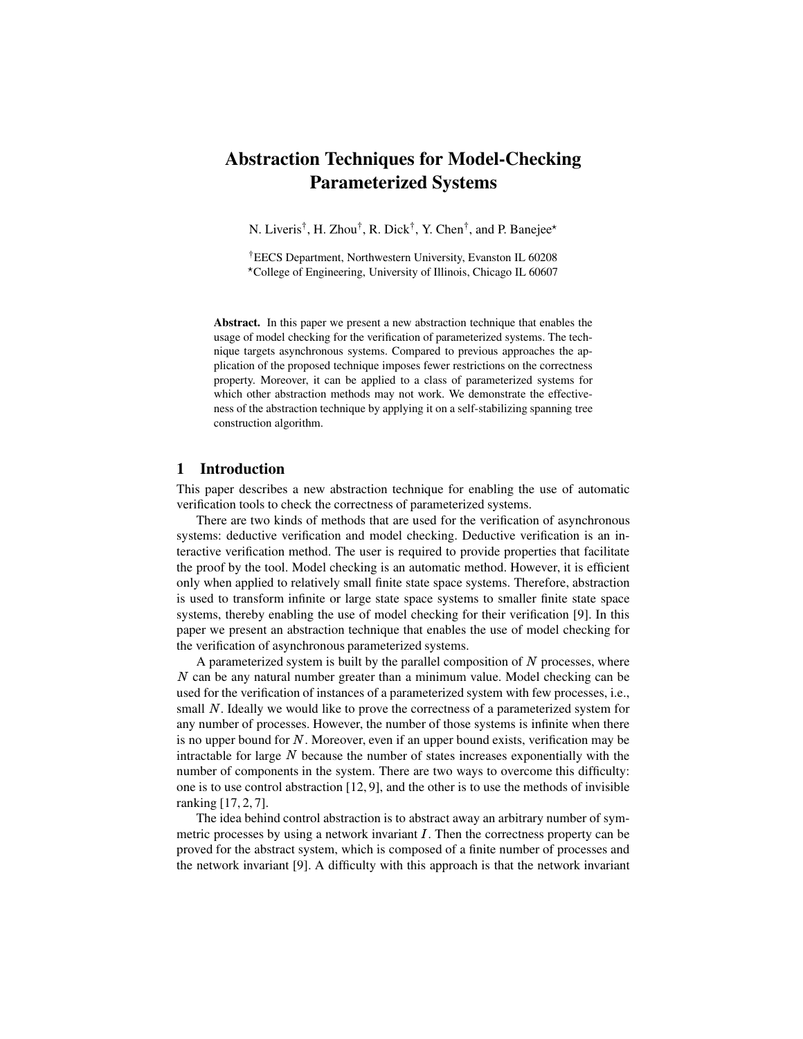# Abstraction Techniques for Model-Checking Parameterized Systems

N. Liveris[†], H. Zhou[†], R. Dick[†], Y. Chen[†], and P. Banejee[⋆]

[†]EECS Department, Northwestern University, Evanston IL 60208
[⋆]College of Engineering, University of Illinois, Chicago IL 60607

**Abstract.** In this paper we present a new abstraction technique that enables the usage of model checking for the verification of parameterized systems. The technique targets asynchronous systems. Compared to previous approaches the application of the proposed technique imposes fewer restrictions on the correctness property. Moreover, it can be applied to a class of parameterized systems for which other abstraction methods may not work. We demonstrate the effectiveness of the abstraction technique by applying it on a self-stabilizing spanning tree construction algorithm.

## 1 Introduction

This paper describes a new abstraction technique for enabling the use of automatic verification tools to check the correctness of parameterized systems.

There are two kinds of methods that are used for the verification of asynchronous systems: deductive verification and model checking. Deductive verification is an interactive verification method. The user is required to provide properties that facilitate the proof by the tool. Model checking is an automatic method. However, it is efficient only when applied to relatively small finite state space systems. Therefore, abstraction is used to transform infinite or large state space systems to smaller finite state space systems, thereby enabling the use of model checking for their verification [9]. In this paper we present an abstraction technique that enables the use of model checking for the verification of asynchronous parameterized systems.

A parameterized system is built by the parallel composition of $N$ processes, where $N$ can be any natural number greater than a minimum value. Model checking can be used for the verification of instances of a parameterized system with few processes, i.e., small $N$. Ideally we would like to prove the correctness of a parameterized system for any number of processes. However, the number of those systems is infinite when there is no upper bound for $N$. Moreover, even if an upper bound exists, verification may be intractable for large $N$ because the number of states increases exponentially with the number of components in the system. There are two ways to overcome this difficulty: one is to use control abstraction [12, 9], and the other is to use the methods of invisible ranking [17, 2, 7].

The idea behind control abstraction is to abstract away an arbitrary number of symmetric processes by using a network invariant $I$. Then the correctness property can be proved for the abstract system, which is composed of a finite number of processes and the network invariant [9]. A difficulty with this approach is that the network invariant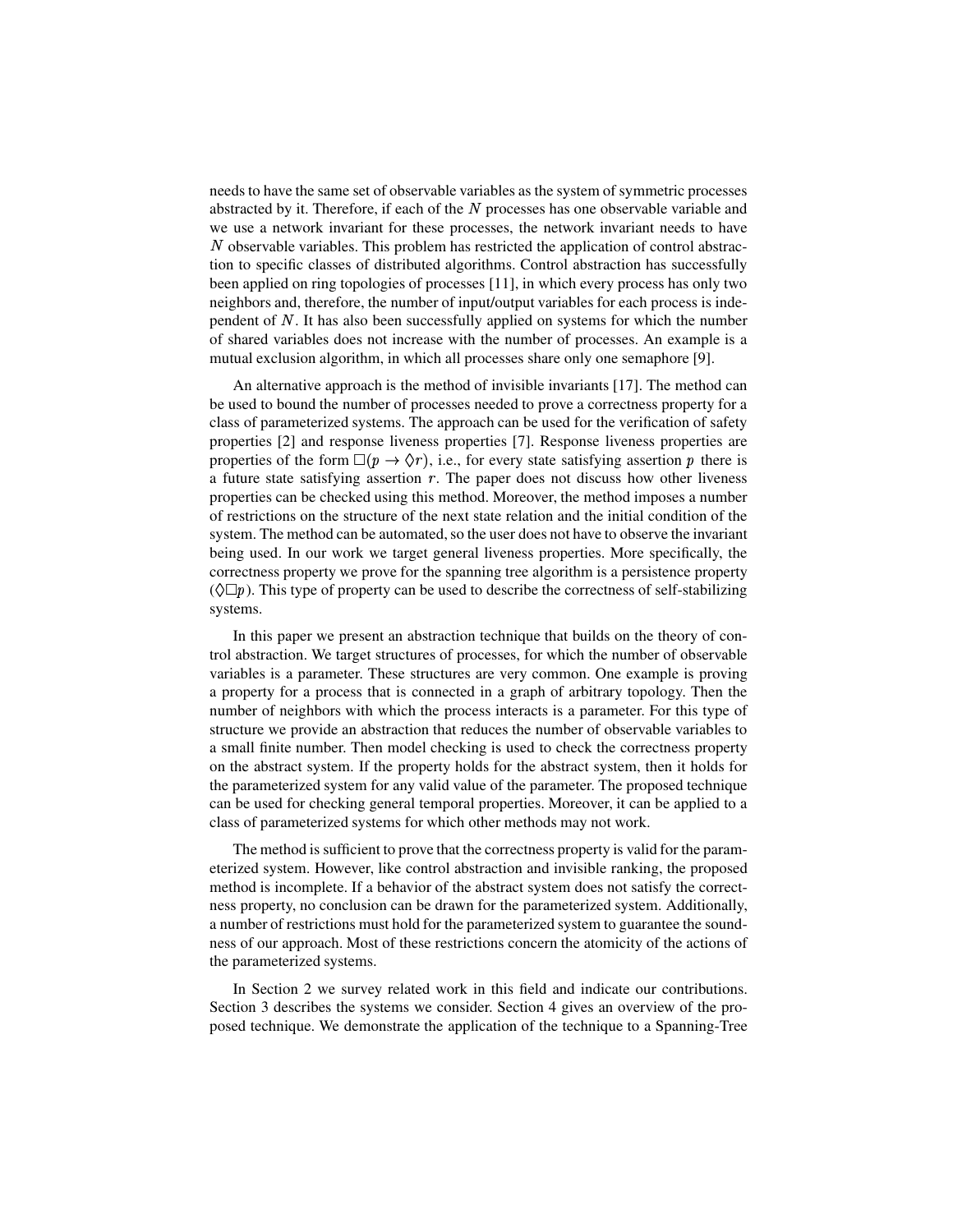needs to have the same set of observable variables as the system of symmetric processes abstracted by it. Therefore, if each of the $N$ processes has one observable variable and we use a network invariant for these processes, the network invariant needs to have $N$ observable variables. This problem has restricted the application of control abstraction to specific classes of distributed algorithms. Control abstraction has successfully been applied on ring topologies of processes [11], in which every process has only two neighbors and, therefore, the number of input/output variables for each process is independent of $N$. It has also been successfully applied on systems for which the number of shared variables does not increase with the number of processes. An example is a mutual exclusion algorithm, in which all processes share only one semaphore [9].

An alternative approach is the method of invisible invariants [17]. The method can be used to bound the number of processes needed to prove a correctness property for a class of parameterized systems. The approach can be used for the verification of safety properties [2] and response liveness properties [7]. Response liveness properties are properties of the form $\Box(p \rightarrow \Diamond r)$, i.e., for every state satisfying assertion $p$ there is a future state satisfying assertion $r$. The paper does not discuss how other liveness properties can be checked using this method. Moreover, the method imposes a number of restrictions on the structure of the next state relation and the initial condition of the system. The method can be automated, so the user does not have to observe the invariant being used. In our work we target general liveness properties. More specifically, the correctness property we prove for the spanning tree algorithm is a persistence property ($\Diamond\Box p$). This type of property can be used to describe the correctness of self-stabilizing systems.

In this paper we present an abstraction technique that builds on the theory of control abstraction. We target structures of processes, for which the number of observable variables is a parameter. These structures are very common. One example is proving a property for a process that is connected in a graph of arbitrary topology. Then the number of neighbors with which the process interacts is a parameter. For this type of structure we provide an abstraction that reduces the number of observable variables to a small finite number. Then model checking is used to check the correctness property on the abstract system. If the property holds for the abstract system, then it holds for the parameterized system for any valid value of the parameter. The proposed technique can be used for checking general temporal properties. Moreover, it can be applied to a class of parameterized systems for which other methods may not work.

The method is sufficient to prove that the correctness property is valid for the parameterized system. However, like control abstraction and invisible ranking, the proposed method is incomplete. If a behavior of the abstract system does not satisfy the correctness property, no conclusion can be drawn for the parameterized system. Additionally, a number of restrictions must hold for the parameterized system to guarantee the soundness of our approach. Most of these restrictions concern the atomicity of the actions of the parameterized systems.

In Section 2 we survey related work in this field and indicate our contributions. Section 3 describes the systems we consider. Section 4 gives an overview of the proposed technique. We demonstrate the application of the technique to a Spanning-Tree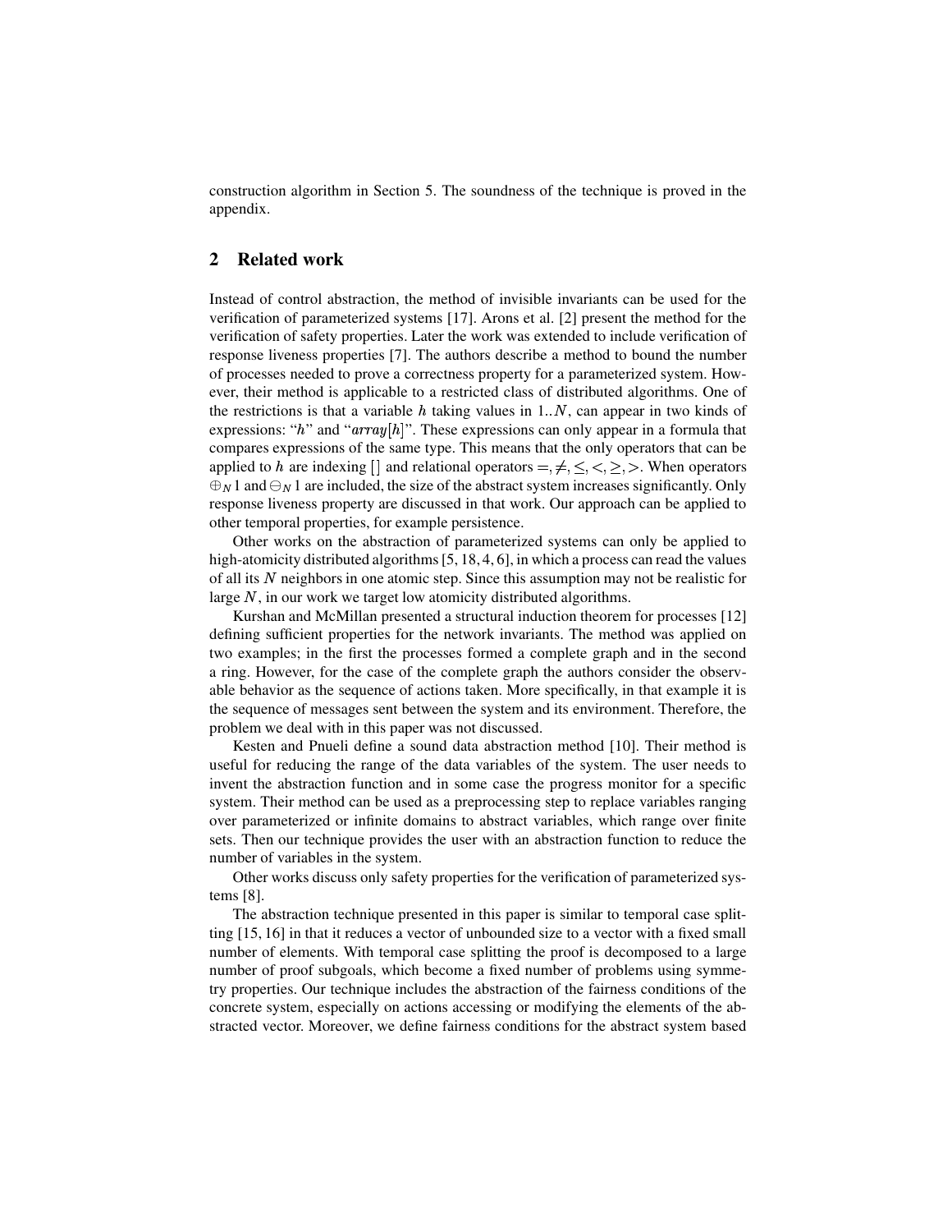construction algorithm in Section 5. The soundness of the technique is proved in the appendix.

## 2 Related work

Instead of control abstraction, the method of invisible invariants can be used for the verification of parameterized systems [17]. Arons et al. [2] present the method for the verification of safety properties. Later the work was extended to include verification of response liveness properties [7]. The authors describe a method to bound the number of processes needed to prove a correctness property for a parameterized system. However, their method is applicable to a restricted class of distributed algorithms. One of the restrictions is that a variable $h$ taking values in $1..N$, can appear in two kinds of expressions: "$h$" and "$array[h]$". These expressions can only appear in a formula that compares expressions of the same type. This means that the only operators that can be applied to $h$ are indexing [] and relational operators $=, \neq, \leq, <, \geq, >$. When operators $\oplus_N 1$ and $\ominus_N 1$ are included, the size of the abstract system increases significantly. Only response liveness property are discussed in that work. Our approach can be applied to other temporal properties, for example persistence.

Other works on the abstraction of parameterized systems can only be applied to high-atomicity distributed algorithms [5, 18, 4, 6], in which a process can read the values of all its $N$ neighbors in one atomic step. Since this assumption may not be realistic for large $N$, in our work we target low atomicity distributed algorithms.

Kurshan and McMillan presented a structural induction theorem for processes [12] defining sufficient properties for the network invariants. The method was applied on two examples; in the first the processes formed a complete graph and in the second a ring. However, for the case of the complete graph the authors consider the observable behavior as the sequence of actions taken. More specifically, in that example it is the sequence of messages sent between the system and its environment. Therefore, the problem we deal with in this paper was not discussed.

Kesten and Pnueli define a sound data abstraction method [10]. Their method is useful for reducing the range of the data variables of the system. The user needs to invent the abstraction function and in some case the progress monitor for a specific system. Their method can be used as a preprocessing step to replace variables ranging over parameterized or infinite domains to abstract variables, which range over finite sets. Then our technique provides the user with an abstraction function to reduce the number of variables in the system.

Other works discuss only safety properties for the verification of parameterized systems [8].

The abstraction technique presented in this paper is similar to temporal case splitting [15, 16] in that it reduces a vector of unbounded size to a vector with a fixed small number of elements. With temporal case splitting the proof is decomposed to a large number of proof subgoals, which become a fixed number of problems using symmetry properties. Our technique includes the abstraction of the fairness conditions of the concrete system, especially on actions accessing or modifying the elements of the abstracted vector. Moreover, we define fairness conditions for the abstract system based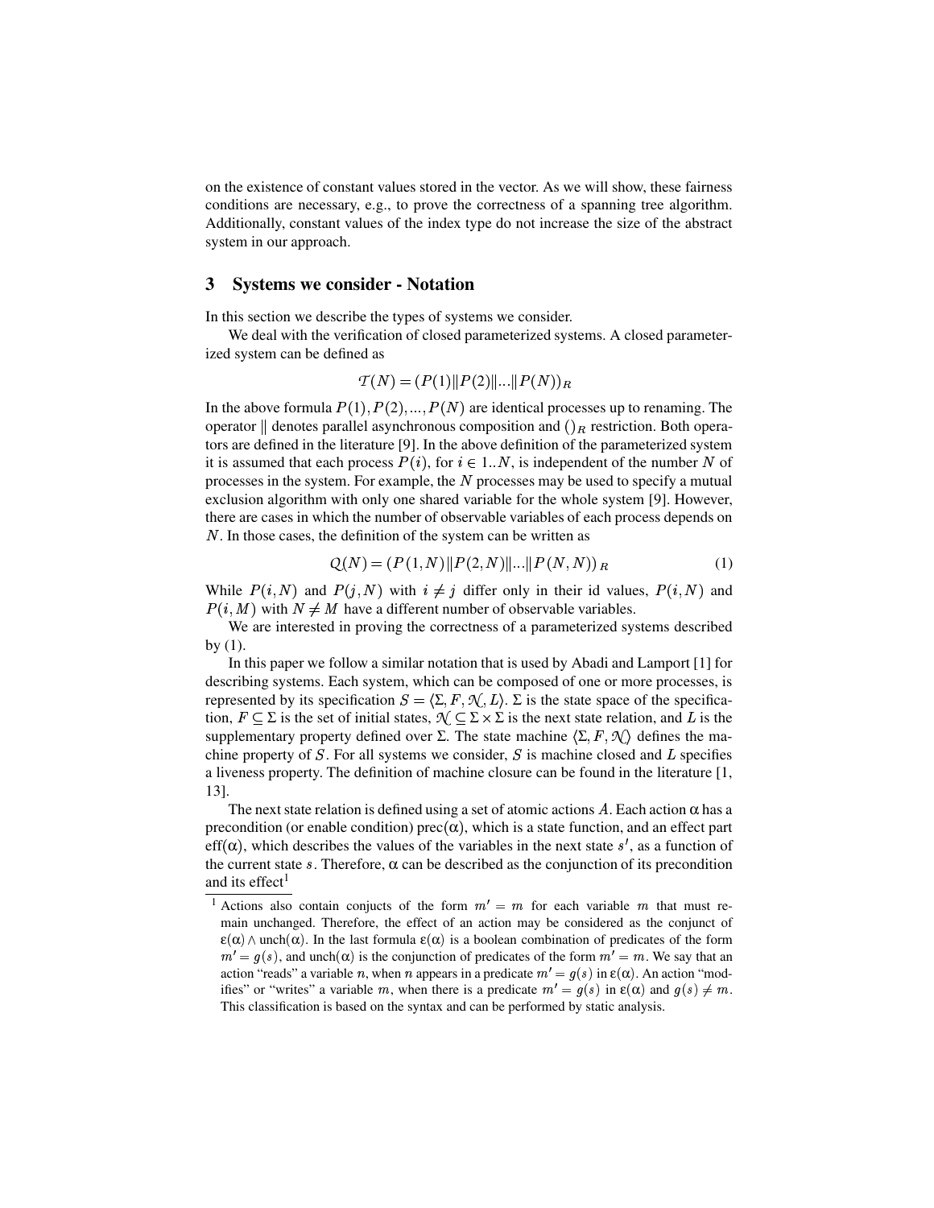on the existence of constant values stored in the vector. As we will show, these fairness conditions are necessary, e.g., to prove the correctness of a spanning tree algorithm. Additionally, constant values of the index type do not increase the size of the abstract system in our approach.

## 3 Systems we consider - Notation

In this section we describe the types of systems we consider.

We deal with the verification of closed parameterized systems. A closed parameterized system can be defined as

$$\mathcal{T}(N) = (P(1) \| P(2) \| ... \| P(N))_R$$

In the above formula $P(1), P(2), ..., P(N)$ are identical processes up to renaming. The operator $\|$ denotes parallel asynchronous composition and $()_R$ restriction. Both operators are defined in the literature [9]. In the above definition of the parameterized system it is assumed that each process $P(i)$, for $i \in 1..N$, is independent of the number $N$ of processes in the system. For example, the $N$ processes may be used to specify a mutual exclusion algorithm with only one shared variable for the whole system [9]. However, there are cases in which the number of observable variables of each process depends on $N$. In those cases, the definition of the system can be written as

$$Q(N) = (P(1,N) \| P(2,N) \| ... \| P(N,N))_R \quad (1)$$

While $P(i,N)$ and $P(j,N)$ with $i \neq j$ differ only in their id values, $P(i,N)$ and $P(i,M)$ with $N \neq M$ have a different number of observable variables.

We are interested in proving the correctness of a parameterized systems described by (1).

In this paper we follow a similar notation that is used by Abadi and Lamport [1] for describing systems. Each system, which can be composed of one or more processes, is represented by its specification $S = \langle \Sigma, F, \mathcal{N}, L \rangle$. $\Sigma$ is the state space of the specification, $F \subseteq \Sigma$ is the set of initial states, $\mathcal{N} \subseteq \Sigma \times \Sigma$ is the next state relation, and $L$ is the supplementary property defined over $\Sigma$. The state machine $\langle \Sigma, F, \mathcal{N} \rangle$ defines the machine property of $S$. For all systems we consider, $S$ is machine closed and $L$ specifies a liveness property. The definition of machine closure can be found in the literature [1, 13].

The next state relation is defined using a set of atomic actions $A$. Each action $\alpha$ has a precondition (or enable condition) prec($\alpha$), which is a state function, and an effect part eff($\alpha$), which describes the values of the variables in the next state $s'$, as a function of the current state $s$. Therefore, $\alpha$ can be described as the conjunction of its precondition and its effect[1]

---

[1] Actions also contain conjucts of the form $m' = m$ for each variable $m$ that must remain unchanged. Therefore, the effect of an action may be considered as the conjunct of $\varepsilon(\alpha) \wedge \text{unch}(\alpha)$. In the last formula $\varepsilon(\alpha)$ is a boolean combination of predicates of the form $m' = g(s)$, and unch($\alpha$) is the conjunction of predicates of the form $m' = m$. We say that an action "reads" a variable $n$, when $n$ appears in a predicate $m' = g(s)$ in $\varepsilon(\alpha)$. An action "modifies" or "writes" a variable $m$, when there is a predicate $m' = g(s)$ in $\varepsilon(\alpha)$ and $g(s) \neq m$. This classification is based on the syntax and can be performed by static analysis.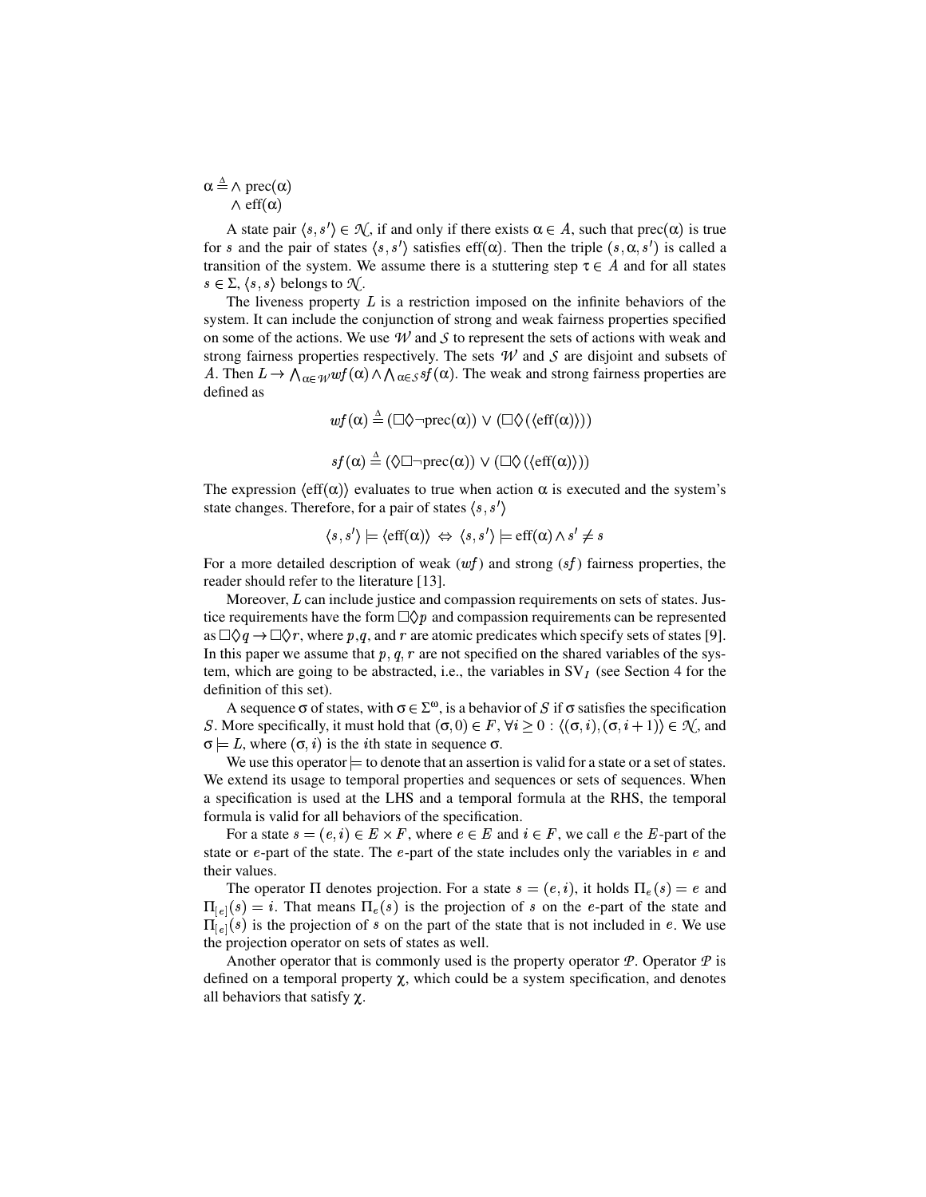$$\alpha \triangleq \wedge\ \text{prec}(\alpha)$$
$$\quad \wedge\ \text{eff}(\alpha)$$

A state pair $\langle s, s' \rangle \in \mathcal{N}$, if and only if there exists $\alpha \in A$, such that prec($\alpha$) is true for $s$ and the pair of states $\langle s, s' \rangle$ satisfies eff($\alpha$). Then the triple $(s, \alpha, s')$ is called a transition of the system. We assume there is a stuttering step $\tau \in A$ and for all states $s \in \Sigma$, $\langle s, s \rangle$ belongs to $\mathcal{N}$.

The liveness property $L$ is a restriction imposed on the infinite behaviors of the system. It can include the conjunction of strong and weak fairness properties specified on some of the actions. We use $\mathcal{W}$ and $\mathcal{S}$ to represent the sets of actions with weak and strong fairness properties respectively. The sets $\mathcal{W}$ and $\mathcal{S}$ are disjoint and subsets of $A$. Then $L \rightarrow \bigwedge_{\alpha \in \mathcal{W}} wf(\alpha) \wedge \bigwedge_{\alpha \in \mathcal{S}} sf(\alpha)$. The weak and strong fairness properties are defined as

$$wf(\alpha) \triangleq (\Box\Diamond\neg\text{prec}(\alpha)) \vee (\Box\Diamond(\langle\text{eff}(\alpha)\rangle))$$

$$sf(\alpha) \triangleq (\Diamond\Box\neg\text{prec}(\alpha)) \vee (\Box\Diamond(\langle\text{eff}(\alpha)\rangle))$$

The expression $\langle\text{eff}(\alpha)\rangle$ evaluates to true when action $\alpha$ is executed and the system's state changes. Therefore, for a pair of states $\langle s, s' \rangle$

$$\langle s, s' \rangle \models \langle\text{eff}(\alpha)\rangle \Leftrightarrow \langle s, s' \rangle \models \text{eff}(\alpha) \wedge s' \neq s$$

For a more detailed description of weak ($wf$) and strong ($sf$) fairness properties, the reader should refer to the literature [13].

Moreover, $L$ can include justice and compassion requirements on sets of states. Justice requirements have the form $\Box\Diamond p$ and compassion requirements can be represented as $\Box\Diamond q \rightarrow \Box\Diamond r$, where $p$,$q$, and $r$ are atomic predicates which specify sets of states [9]. In this paper we assume that $p, q, r$ are not specified on the shared variables of the system, which are going to be abstracted, i.e., the variables in $\text{SV}_I$ (see Section 4 for the definition of this set).

A sequence $\sigma$ of states, with $\sigma \in \Sigma^\omega$, is a behavior of $S$ if $\sigma$ satisfies the specification $S$. More specifically, it must hold that $(\sigma, 0) \in F$, $\forall i \geq 0 : \langle(\sigma, i), (\sigma, i+1)\rangle \in \mathcal{N}$, and $\sigma \models L$, where $(\sigma, i)$ is the $i$th state in sequence $\sigma$.

We use this operator $\models$ to denote that an assertion is valid for a state or a set of states. We extend its usage to temporal properties and sequences or sets of sequences. When a specification is used at the LHS and a temporal formula at the RHS, the temporal formula is valid for all behaviors of the specification.

For a state $s = (e, i) \in E \times F$, where $e \in E$ and $i \in F$, we call $e$ the $E$-part of the state or $e$-part of the state. The $e$-part of the state includes only the variables in $e$ and their values.

The operator $\Pi$ denotes projection. For a state $s = (e, i)$, it holds $\Pi_e(s) = e$ and $\Pi_{[e]}(s) = i$. That means $\Pi_e(s)$ is the projection of $s$ on the $e$-part of the state and $\Pi_{[e]}(s)$ is the projection of $s$ on the part of the state that is not included in $e$. We use the projection operator on sets of states as well.

Another operator that is commonly used is the property operator $\mathcal{P}$. Operator $\mathcal{P}$ is defined on a temporal property $\chi$, which could be a system specification, and denotes all behaviors that satisfy $\chi$.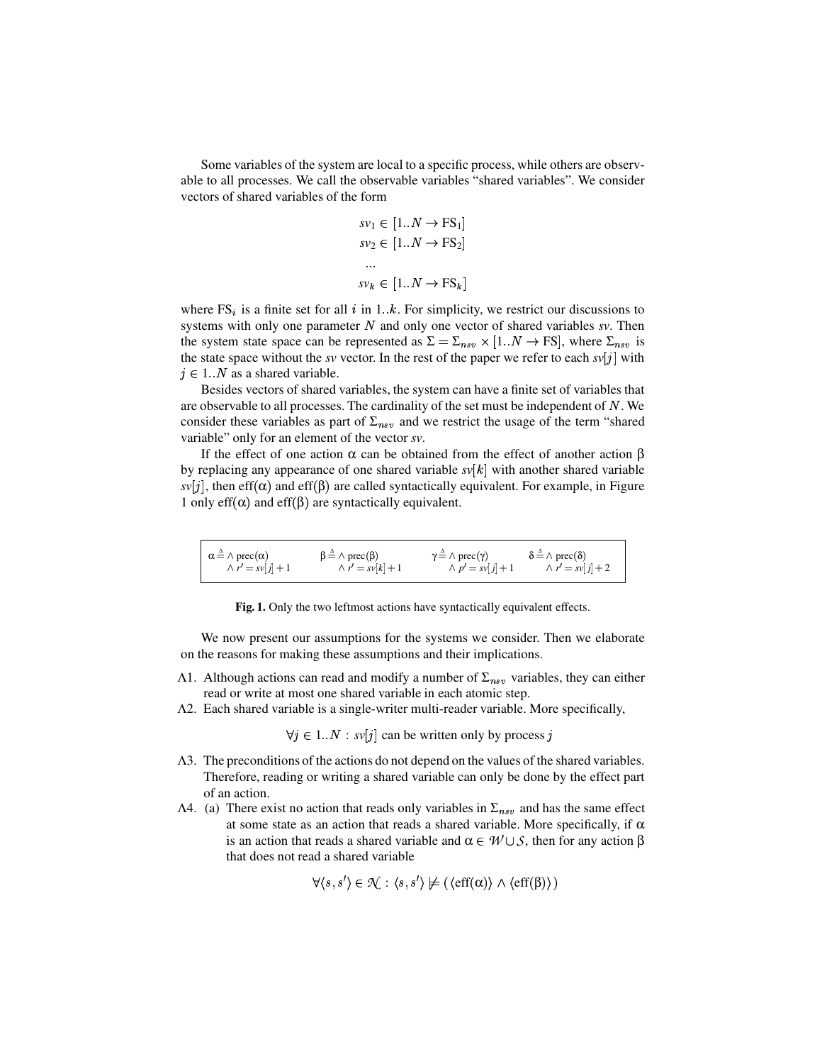Some variables of the system are local to a specific process, while others are observable to all processes. We call the observable variables "shared variables". We consider vectors of shared variables of the form

$$
\begin{aligned}
sv_1 &\in [1..N \rightarrow \text{FS}_1] \\
sv_2 &\in [1..N \rightarrow \text{FS}_2] \\
&\ldots \\
sv_k &\in [1..N \rightarrow \text{FS}_k]
\end{aligned}
$$

where $\text{FS}_i$ is a finite set for all $i$ in $1..k$. For simplicity, we restrict our discussions to systems with only one parameter $N$ and only one vector of shared variables $sv$. Then the system state space can be represented as $\Sigma = \Sigma_{nsv} \times [1..N \rightarrow \text{FS}]$, where $\Sigma_{nsv}$ is the state space without the $sv$ vector. In the rest of the paper we refer to each $sv[j]$ with $j \in 1..N$ as a shared variable.

Besides vectors of shared variables, the system can have a finite set of variables that are observable to all processes. The cardinality of the set must be independent of $N$. We consider these variables as part of $\Sigma_{nsv}$ and we restrict the usage of the term "shared variable" only for an element of the vector $sv$.

If the effect of one action $\alpha$ can be obtained from the effect of another action $\beta$ by replacing any appearance of one shared variable $sv[k]$ with another shared variable $sv[j]$, then eff($\alpha$) and eff($\beta$) are called syntactically equivalent. For example, in Figure 1 only eff($\alpha$) and eff($\beta$) are syntactically equivalent.

| $\alpha \triangleq \wedge \text{prec}(\alpha)$ | $\beta \triangleq \wedge \text{prec}(\beta)$ | $\gamma \triangleq \wedge \text{prec}(\gamma)$ | $\delta \triangleq \wedge \text{prec}(\delta)$ |
|---|---|---|---|
| $\wedge\ r' = sv[j] + 1$ | $\wedge\ r' = sv[k] + 1$ | $\wedge\ p' = sv[j] + 1$ | $\wedge\ r' = sv[j] + 2$ |

**Fig. 1.** Only the two leftmost actions have syntactically equivalent effects.

We now present our assumptions for the systems we consider. Then we elaborate on the reasons for making these assumptions and their implications.

$\Lambda$1. Although actions can read and modify a number of $\Sigma_{nsv}$ variables, they can either read or write at most one shared variable in each atomic step.

$\Lambda$2. Each shared variable is a single-writer multi-reader variable. More specifically,

$$\forall j \in 1..N : sv[j] \text{ can be written only by process } j$$

$\Lambda$3. The preconditions of the actions do not depend on the values of the shared variables. Therefore, reading or writing a shared variable can only be done by the effect part of an action.

$\Lambda$4. (a) There exist no action that reads only variables in $\Sigma_{nsv}$ and has the same effect at some state as an action that reads a shared variable. More specifically, if $\alpha$ is an action that reads a shared variable and $\alpha \in \mathcal{W} \cup \mathcal{S}$, then for any action $\beta$ that does not read a shared variable

$$\forall \langle s, s' \rangle \in \mathcal{N} : \langle s, s' \rangle \not\models (\langle \text{eff}(\alpha) \rangle \wedge \langle \text{eff}(\beta) \rangle)$$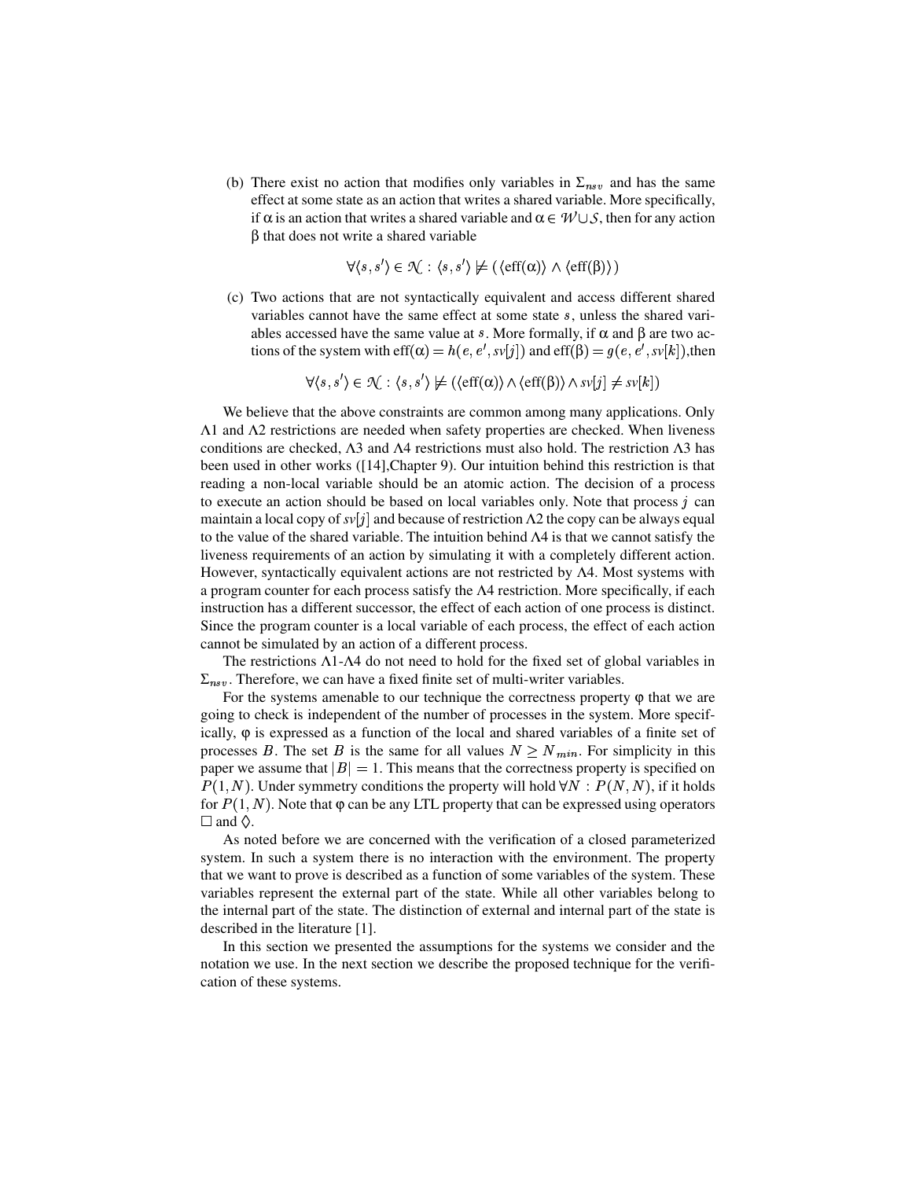(b) There exist no action that modifies only variables in $\Sigma_{nsv}$ and has the same effect at some state as an action that writes a shared variable. More specifically, if $\alpha$ is an action that writes a shared variable and $\alpha \in \mathcal{W} \cup \mathcal{S}$, then for any action $\beta$ that does not write a shared variable

$$\forall \langle s, s' \rangle \in \mathcal{N} : \langle s, s' \rangle \not\models (\langle \text{eff}(\alpha) \rangle \wedge \langle \text{eff}(\beta) \rangle)$$

(c) Two actions that are not syntactically equivalent and access different shared variables cannot have the same effect at some state $s$, unless the shared variables accessed have the same value at $s$. More formally, if $\alpha$ and $\beta$ are two actions of the system with $\text{eff}(\alpha) = h(e, e', sv[j])$ and $\text{eff}(\beta) = g(e, e', sv[k])$,then

$$\forall \langle s, s' \rangle \in \mathcal{N} : \langle s, s' \rangle \not\models (\langle \text{eff}(\alpha) \rangle \wedge \langle \text{eff}(\beta) \rangle \wedge sv[j] \neq sv[k])$$

We believe that the above constraints are common among many applications. Only $\Lambda 1$ and $\Lambda 2$ restrictions are needed when safety properties are checked. When liveness conditions are checked, $\Lambda 3$ and $\Lambda 4$ restrictions must also hold. The restriction $\Lambda 3$ has been used in other works ([14],Chapter 9). Our intuition behind this restriction is that reading a non-local variable should be an atomic action. The decision of a process to execute an action should be based on local variables only. Note that process $j$ can maintain a local copy of $sv[j]$ and because of restriction $\Lambda 2$ the copy can be always equal to the value of the shared variable. The intuition behind $\Lambda 4$ is that we cannot satisfy the liveness requirements of an action by simulating it with a completely different action. However, syntactically equivalent actions are not restricted by $\Lambda 4$. Most systems with a program counter for each process satisfy the $\Lambda 4$ restriction. More specifically, if each instruction has a different successor, the effect of each action of one process is distinct. Since the program counter is a local variable of each process, the effect of each action cannot be simulated by an action of a different process.

The restrictions $\Lambda 1$-$\Lambda 4$ do not need to hold for the fixed set of global variables in $\Sigma_{nsv}$. Therefore, we can have a fixed finite set of multi-writer variables.

For the systems amenable to our technique the correctness property $\varphi$ that we are going to check is independent of the number of processes in the system. More specifically, $\varphi$ is expressed as a function of the local and shared variables of a finite set of processes $B$. The set $B$ is the same for all values $N \geq N_{min}$. For simplicity in this paper we assume that $|B| = 1$. This means that the correctness property is specified on $P(1, N)$. Under symmetry conditions the property will hold $\forall N : P(N, N)$, if it holds for $P(1, N)$. Note that $\varphi$ can be any LTL property that can be expressed using operators $\Box$ and $\Diamond$.

As noted before we are concerned with the verification of a closed parameterized system. In such a system there is no interaction with the environment. The property that we want to prove is described as a function of some variables of the system. These variables represent the external part of the state. While all other variables belong to the internal part of the state. The distinction of external and internal part of the state is described in the literature [1].

In this section we presented the assumptions for the systems we consider and the notation we use. In the next section we describe the proposed technique for the verification of these systems.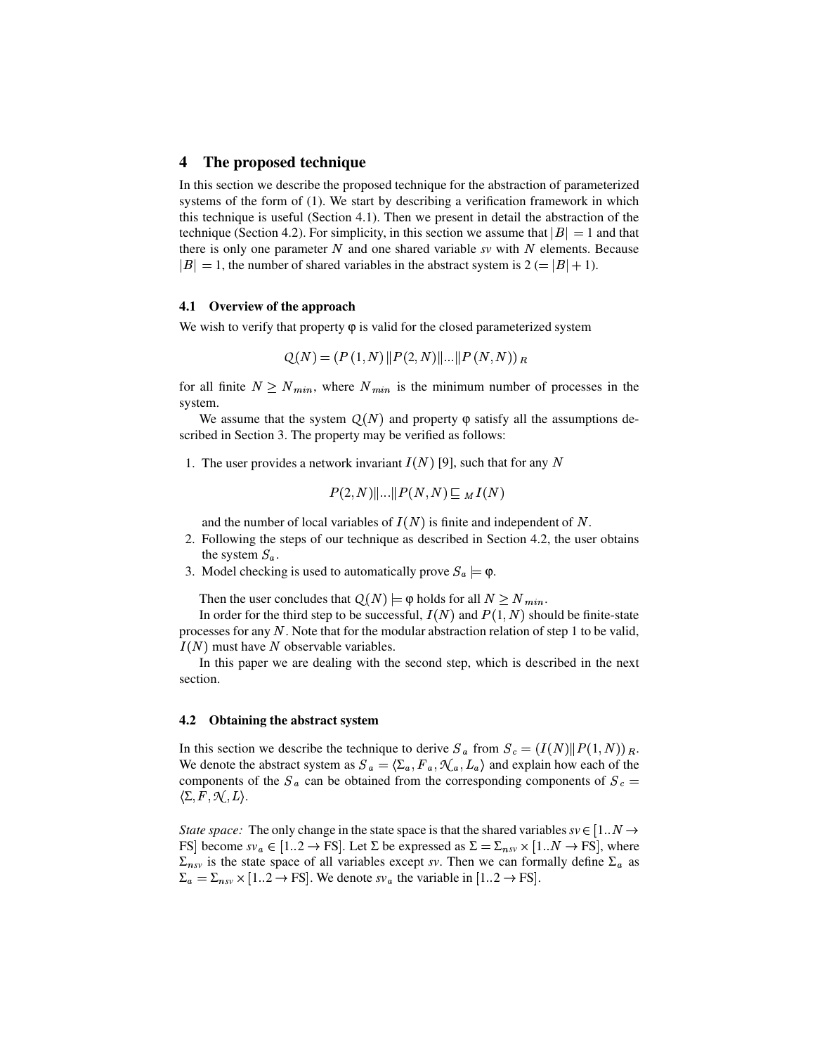## 4 The proposed technique

In this section we describe the proposed technique for the abstraction of parameterized systems of the form of (1). We start by describing a verification framework in which this technique is useful (Section 4.1). Then we present in detail the abstraction of the technique (Section 4.2). For simplicity, in this section we assume that $|B| = 1$ and that there is only one parameter $N$ and one shared variable *sv* with $N$ elements. Because $|B| = 1$, the number of shared variables in the abstract system is 2 ($= |B| + 1$).

### 4.1 Overview of the approach

We wish to verify that property $\varphi$ is valid for the closed parameterized system

$$Q(N) = (P(1,N) \| P(2,N) \| ... \| P(N,N))_R$$

for all finite $N \geq N_{min}$, where $N_{min}$ is the minimum number of processes in the system.

We assume that the system $Q(N)$ and property $\varphi$ satisfy all the assumptions described in Section 3. The property may be verified as follows:

1. The user provides a network invariant $I(N)$ [9], such that for any $N$

   $$P(2,N) \| ... \| P(N,N) \sqsubseteq_M I(N)$$

   and the number of local variables of $I(N)$ is finite and independent of $N$.
2. Following the steps of our technique as described in Section 4.2, the user obtains the system $S_a$.
3. Model checking is used to automatically prove $S_a \models \varphi$.

Then the user concludes that $Q(N) \models \varphi$ holds for all $N \geq N_{min}$.

In order for the third step to be successful, $I(N)$ and $P(1,N)$ should be finite-state processes for any $N$. Note that for the modular abstraction relation of step 1 to be valid, $I(N)$ must have $N$ observable variables.

In this paper we are dealing with the second step, which is described in the next section.

### 4.2 Obtaining the abstract system

In this section we describe the technique to derive $S_a$ from $S_c = (I(N) \| P(1,N))_R$. We denote the abstract system as $S_a = \langle \Sigma_a, F_a, \mathcal{N}_a, L_a \rangle$ and explain how each of the components of the $S_a$ can be obtained from the corresponding components of $S_c = \langle \Sigma, F, \mathcal{N}, L \rangle$.

*State space:* The only change in the state space is that the shared variables $sv \in [1..N \rightarrow \text{FS}]$ become $sv_a \in [1..2 \rightarrow \text{FS}]$. Let $\Sigma$ be expressed as $\Sigma = \Sigma_{nsv} \times [1..N \rightarrow \text{FS}]$, where $\Sigma_{nsv}$ is the state space of all variables except *sv*. Then we can formally define $\Sigma_a$ as $\Sigma_a = \Sigma_{nsv} \times [1..2 \rightarrow \text{FS}]$. We denote $sv_a$ the variable in $[1..2 \rightarrow \text{FS}]$.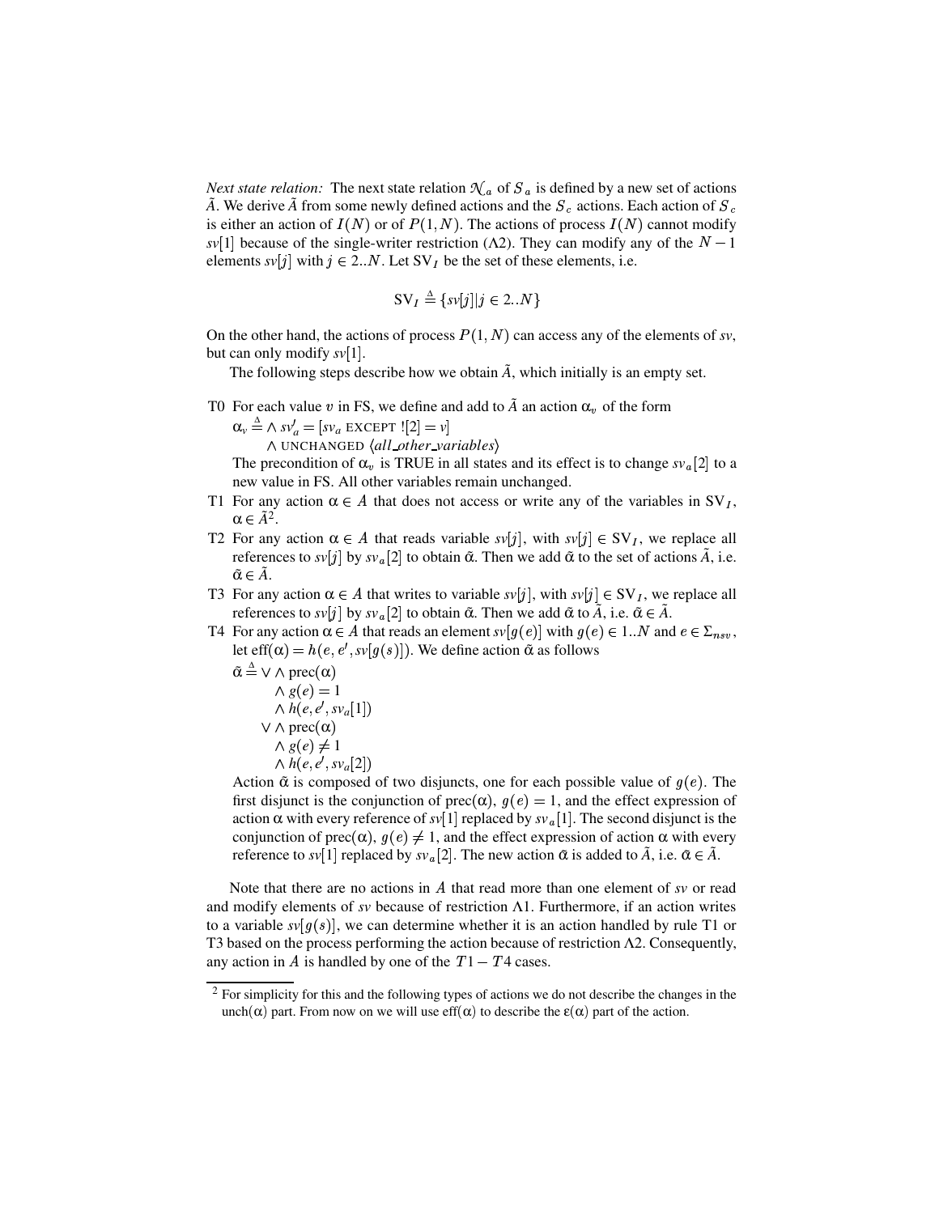*Next state relation:* The next state relation $\mathcal{N}_a$ of $S_a$ is defined by a new set of actions $\tilde{A}$. We derive $\tilde{A}$ from some newly defined actions and the $S_c$ actions. Each action of $S_c$ is either an action of $I(N)$ or of $P(1, N)$. The actions of process $I(N)$ cannot modify $sv[1]$ because of the single-writer restriction ($\Lambda 2$). They can modify any of the $N-1$ elements $sv[j]$ with $j \in 2..N$. Let $\mathrm{SV}_I$ be the set of these elements, i.e.

$$\mathrm{SV}_I \triangleq \{sv[j] | j \in 2..N\}$$

On the other hand, the actions of process $P(1, N)$ can access any of the elements of $sv$, but can only modify $sv[1]$.

The following steps describe how we obtain $\tilde{A}$, which initially is an empty set.

T0 For each value $v$ in FS, we define and add to $\tilde{A}$ an action $\alpha_v$ of the form
$\alpha_v \triangleq \wedge\, sv'_a = [sv_a \text{ EXCEPT } ![2] = v]$
$\quad\quad \wedge \text{ UNCHANGED } \langle all\_other\_variables \rangle$
The precondition of $\alpha_v$ is TRUE in all states and its effect is to change $sv_a[2]$ to a new value in FS. All other variables remain unchanged.

T1 For any action $\alpha \in A$ that does not access or write any of the variables in $\mathrm{SV}_I$, $\alpha \in \tilde{A}$[2].

T2 For any action $\alpha \in A$ that reads variable $sv[j]$, with $sv[j] \in \mathrm{SV}_I$, we replace all references to $sv[j]$ by $sv_a[2]$ to obtain $\tilde{\alpha}$. Then we add $\tilde{\alpha}$ to the set of actions $\tilde{A}$, i.e. $\tilde{\alpha} \in \tilde{A}$.

T3 For any action $\alpha \in A$ that writes to variable $sv[j]$, with $sv[j] \in \mathrm{SV}_I$, we replace all references to $sv[j]$ by $sv_a[2]$ to obtain $\tilde{\alpha}$. Then we add $\tilde{\alpha}$ to $\tilde{A}$, i.e. $\tilde{\alpha} \in \tilde{A}$.

T4 For any action $\alpha \in A$ that reads an element $sv[g(e)]$ with $g(e) \in 1..N$ and $e \in \Sigma_{nsv}$, let $\mathrm{eff}(\alpha) = h(e, e', sv[g(s)])$. We define action $\tilde{\alpha}$ as follows
$\tilde{\alpha} \triangleq \vee \wedge \mathrm{prec}(\alpha)$
$\quad\quad\quad \wedge\, g(e) = 1$
$\quad\quad\quad \wedge\, h(e, e', sv_a[1])$
$\quad\quad \vee \wedge \mathrm{prec}(\alpha)$
$\quad\quad\quad \wedge\, g(e) \neq 1$
$\quad\quad\quad \wedge\, h(e, e', sv_a[2])$
Action $\tilde{\alpha}$ is composed of two disjuncts, one for each possible value of $g(e)$. The first disjunct is the conjunction of $\mathrm{prec}(\alpha)$, $g(e) = 1$, and the effect expression of action $\alpha$ with every reference of $sv[1]$ replaced by $sv_a[1]$. The second disjunct is the conjunction of $\mathrm{prec}(\alpha)$, $g(e) \neq 1$, and the effect expression of action $\alpha$ with every reference to $sv[1]$ replaced by $sv_a[2]$. The new action $\tilde{\alpha}$ is added to $\tilde{A}$, i.e. $\tilde{\alpha} \in \tilde{A}$.

Note that there are no actions in $A$ that read more than one element of $sv$ or read and modify elements of $sv$ because of restriction $\Lambda 1$. Furthermore, if an action writes to a variable $sv[g(s)]$, we can determine whether it is an action handled by rule T1 or T3 based on the process performing the action because of restriction $\Lambda 2$. Consequently, any action in $A$ is handled by one of the $T1 - T4$ cases.

---

[2] For simplicity for this and the following types of actions we do not describe the changes in the $\mathrm{unch}(\alpha)$ part. From now on we will use $\mathrm{eff}(\alpha)$ to describe the $\varepsilon(\alpha)$ part of the action.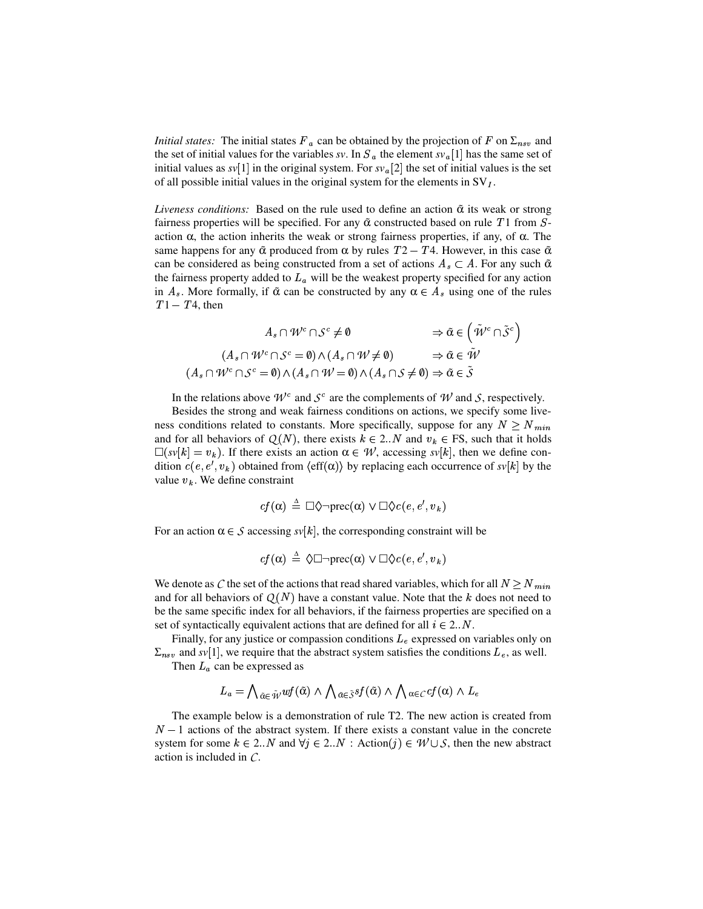*Initial states:* The initial states $F_a$ can be obtained by the projection of $F$ on $\Sigma_{nsv}$ and the set of initial values for the variables *sv*. In $S_a$ the element $sv_a[1]$ has the same set of initial values as $sv[1]$ in the original system. For $sv_a[2]$ the set of initial values is the set of all possible initial values in the original system for the elements in $\mathrm{SV}_I$.

*Liveness conditions:* Based on the rule used to define an action $\tilde{\alpha}$ its weak or strong fairness properties will be specified. For any $\tilde{\alpha}$ constructed based on rule $T1$ from $S$-action $\alpha$, the action inherits the weak or strong fairness properties, if any, of $\alpha$. The same happens for any $\tilde{\alpha}$ produced from $\alpha$ by rules $T2 - T4$. However, in this case $\tilde{\alpha}$ can be considered as being constructed from a set of actions $A_s \subset A$. For any such $\tilde{\alpha}$ the fairness property added to $L_a$ will be the weakest property specified for any action in $A_s$. More formally, if $\tilde{\alpha}$ can be constructed by any $\alpha \in A_s$ using one of the rules $T1 - T4$, then

$$
\begin{aligned}
A_s \cap \mathcal{W}^c \cap \mathcal{S}^c \neq \emptyset \quad & \Rightarrow \tilde{\alpha} \in \left(\tilde{\mathcal{W}}^c \cap \tilde{\mathcal{S}}^c\right) \\
(A_s \cap \mathcal{W}^c \cap \mathcal{S}^c = \emptyset) \wedge (A_s \cap \mathcal{W} \neq \emptyset) \quad & \Rightarrow \tilde{\alpha} \in \tilde{\mathcal{W}} \\
(A_s \cap \mathcal{W}^c \cap \mathcal{S}^c = \emptyset) \wedge (A_s \cap \mathcal{W} = \emptyset) \wedge (A_s \cap \mathcal{S} \neq \emptyset) & \Rightarrow \tilde{\alpha} \in \tilde{\mathcal{S}}
\end{aligned}
$$

In the relations above $\mathcal{W}^c$ and $\mathcal{S}^c$ are the complements of $\mathcal{W}$ and $\mathcal{S}$, respectively.

Besides the strong and weak fairness conditions on actions, we specify some liveness conditions related to constants. More specifically, suppose for any $N \geq N_{min}$ and for all behaviors of $Q(N)$, there exists $k \in 2..N$ and $v_k \in \mathrm{FS}$, such that it holds $\Box(sv[k] = v_k)$. If there exists an action $\alpha \in \mathcal{W}$, accessing $sv[k]$, then we define condition $c(e, e', v_k)$ obtained from $\langle \mathrm{eff}(\alpha) \rangle$ by replacing each occurrence of $sv[k]$ by the value $v_k$. We define constraint

$$
cf(\alpha) \triangleq \Box\Diamond\neg\mathrm{prec}(\alpha) \vee \Box\Diamond c(e, e', v_k)
$$

For an action $\alpha \in \mathcal{S}$ accessing $sv[k]$, the corresponding constraint will be

$$
cf(\alpha) \triangleq \Diamond\Box\neg\mathrm{prec}(\alpha) \vee \Box\Diamond c(e, e', v_k)
$$

We denote as $\mathcal{C}$ the set of the actions that read shared variables, which for all $N \geq N_{min}$ and for all behaviors of $Q(N)$ have a constant value. Note that the $k$ does not need to be the same specific index for all behaviors, if the fairness properties are specified on a set of syntactically equivalent actions that are defined for all $i \in 2..N$.

Finally, for any justice or compassion conditions $L_e$ expressed on variables only on $\Sigma_{nsv}$ and $sv[1]$, we require that the abstract system satisfies the conditions $L_e$, as well.

Then $L_a$ can be expressed as

$$
L_a = \bigwedge_{\tilde{\alpha} \in \tilde{\mathcal{W}}} wf(\tilde{\alpha}) \wedge \bigwedge_{\tilde{\alpha} \in \tilde{\mathcal{S}}} sf(\tilde{\alpha}) \wedge \bigwedge_{\alpha \in \mathcal{C}} cf(\alpha) \wedge L_e
$$

The example below is a demonstration of rule T2. The new action is created from $N-1$ actions of the abstract system. If there exists a constant value in the concrete system for some $k \in 2..N$ and $\forall j \in 2..N : \mathrm{Action}(j) \in \mathcal{W} \cup \mathcal{S}$, then the new abstract action is included in $\mathcal{C}$.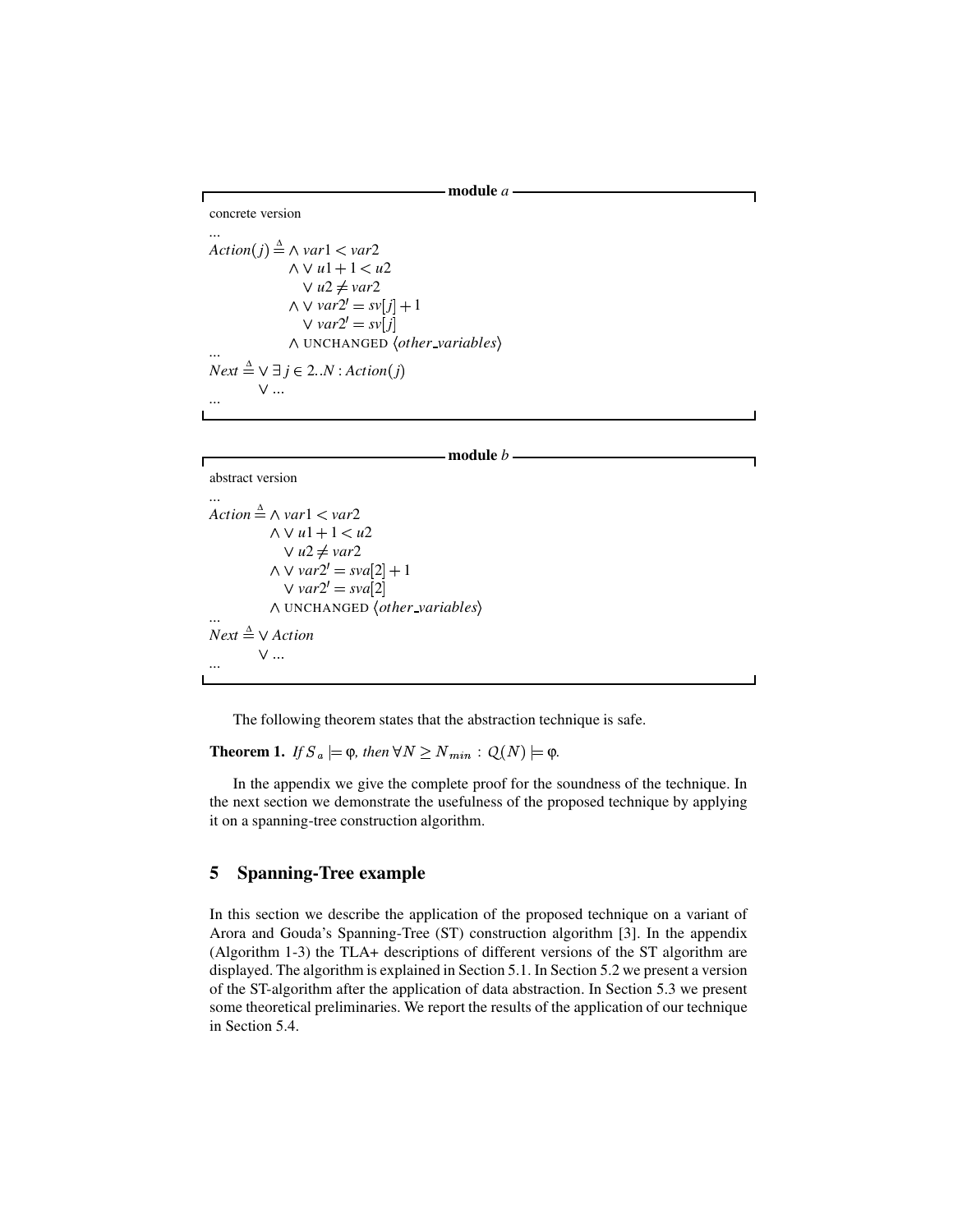**module** $a$

concrete version

...

$$
\begin{aligned}
Action(j) \triangleq\ & \land\ var1 < var2 \\
& \land \lor\ u1 + 1 < u2 \\
& \quad \lor\ u2 \neq var2 \\
& \land \lor\ var2' = sv[j] + 1 \\
& \quad \lor\ var2' = sv[j] \\
& \land\ \text{UNCHANGED}\ \langle other\_variables \rangle
\end{aligned}
$$

...

$$
\begin{aligned}
Next \triangleq\ & \lor\ \exists\, j \in 2..N : Action(j) \\
& \lor\ \ldots
\end{aligned}
$$

...

**module** $b$

abstract version

...

$$
\begin{aligned}
Action \triangleq\ & \land\ var1 < var2 \\
& \land \lor\ u1 + 1 < u2 \\
& \quad \lor\ u2 \neq var2 \\
& \land \lor\ var2' = sva[2] + 1 \\
& \quad \lor\ var2' = sva[2] \\
& \land\ \text{UNCHANGED}\ \langle other\_variables \rangle
\end{aligned}
$$

...

$$
\begin{aligned}
Next \triangleq\ & \lor\ Action \\
& \lor\ \ldots
\end{aligned}
$$

...

The following theorem states that the abstraction technique is safe.

**Theorem 1.** *If* $S_a \models \varphi$*, then* $\forall N \geq N_{min} : Q(N) \models \varphi$.

In the appendix we give the complete proof for the soundness of the technique. In the next section we demonstrate the usefulness of the proposed technique by applying it on a spanning-tree construction algorithm.

## 5 Spanning-Tree example

In this section we describe the application of the proposed technique on a variant of Arora and Gouda's Spanning-Tree (ST) construction algorithm [3]. In the appendix (Algorithm 1-3) the TLA+ descriptions of different versions of the ST algorithm are displayed. The algorithm is explained in Section 5.1. In Section 5.2 we present a version of the ST-algorithm after the application of data abstraction. In Section 5.3 we present some theoretical preliminaries. We report the results of the application of our technique in Section 5.4.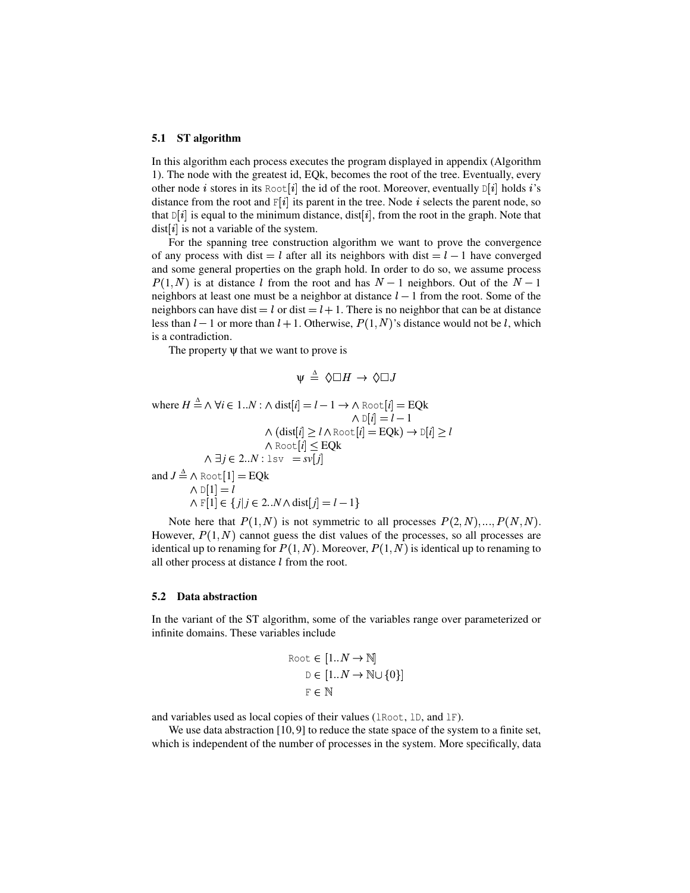### 5.1 ST algorithm

In this algorithm each process executes the program displayed in appendix (Algorithm 1). The node with the greatest id, EQk, becomes the root of the tree. Eventually, every other node $i$ stores in its $\texttt{Root}[i]$ the id of the root. Moreover, eventually $\texttt{D}[i]$ holds $i$'s distance from the root and $\texttt{F}[i]$ its parent in the tree. Node $i$ selects the parent node, so that $\texttt{D}[i]$ is equal to the minimum distance, dist$[i]$, from the root in the graph. Note that dist$[i]$ is not a variable of the system.

For the spanning tree construction algorithm we want to prove the convergence of any process with dist $= l$ after all its neighbors with dist $= l-1$ have converged and some general properties on the graph hold. In order to do so, we assume process $P(1,N)$ is at distance $l$ from the root and has $N-1$ neighbors. Out of the $N-1$ neighbors at least one must be a neighbor at distance $l-1$ from the root. Some of the neighbors can have dist $= l$ or dist $= l+1$. There is no neighbor that can be at distance less than $l-1$ or more than $l+1$. Otherwise, $P(1,N)$'s distance would not be $l$, which is a contradiction.

The property $\psi$ that we want to prove is

$$\psi \triangleq \Diamond\Box H \rightarrow \Diamond\Box J$$

where

$$
\begin{aligned}
H \triangleq\ & \wedge\ \forall i \in 1..N : \wedge\ \text{dist}[i] = l-1 \rightarrow \wedge\ \texttt{Root}[i] = \text{EQk} \\
& \qquad\qquad\qquad\qquad\qquad\qquad\quad \wedge\ \texttt{D}[i] = l-1 \\
& \qquad\qquad\qquad\ \ \wedge\ (\text{dist}[i] \geq l \wedge \texttt{Root}[i] = \text{EQk}) \rightarrow \texttt{D}[i] \geq l \\
& \qquad\qquad\qquad\ \ \wedge\ \texttt{Root}[i] \leq \text{EQk} \\
& \wedge\ \exists j \in 2..N : \texttt{lsv} \ = sv[j]
\end{aligned}
$$

and

$$
\begin{aligned}
J \triangleq\ & \wedge\ \texttt{Root}[1] = \text{EQk} \\
& \wedge\ \texttt{D}[1] = l \\
& \wedge\ \texttt{F}[1] \in \{j \mid j \in 2..N \wedge \text{dist}[j] = l-1\}
\end{aligned}
$$

Note here that $P(1,N)$ is not symmetric to all processes $P(2,N),\ldots,P(N,N)$. However, $P(1,N)$ cannot guess the dist values of the processes, so all processes are identical up to renaming for $P(1,N)$. Moreover, $P(1,N)$ is identical up to renaming to all other process at distance $l$ from the root.

### 5.2 Data abstraction

In the variant of the ST algorithm, some of the variables range over parameterized or infinite domains. These variables include

$$
\begin{aligned}
\texttt{Root} &\in [1..N \rightarrow \mathbb{N}] \\
\texttt{D} &\in [1..N \rightarrow \mathbb{N} \cup \{0\}] \\
\texttt{F} &\in \mathbb{N}
\end{aligned}
$$

and variables used as local copies of their values (`lRoot`, `lD`, and `lF`).

We use data abstraction [10, 9] to reduce the state space of the system to a finite set, which is independent of the number of processes in the system. More specifically, data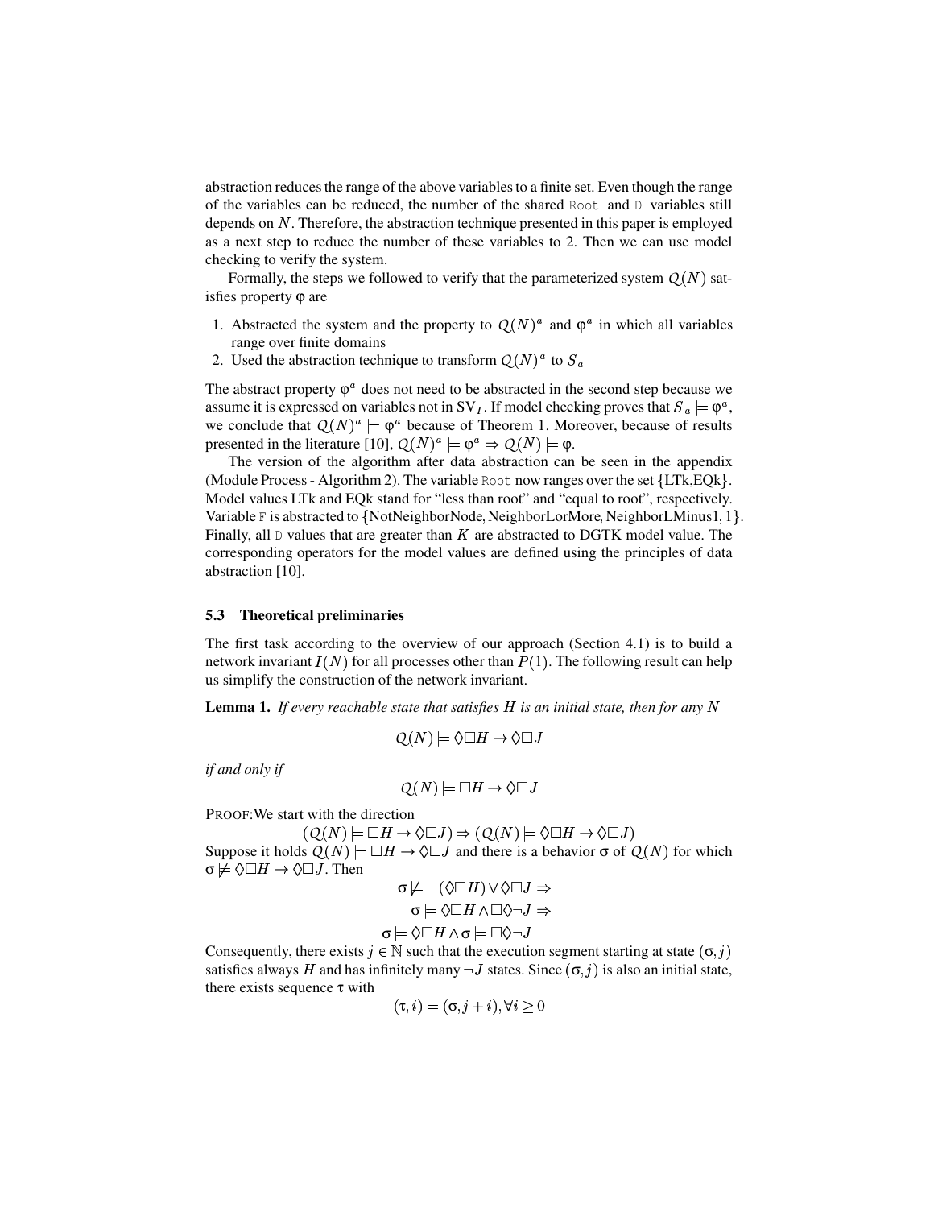abstraction reduces the range of the above variables to a finite set. Even though the range of the variables can be reduced, the number of the shared `Root` and `D` variables still depends on $N$. Therefore, the abstraction technique presented in this paper is employed as a next step to reduce the number of these variables to 2. Then we can use model checking to verify the system.

Formally, the steps we followed to verify that the parameterized system $Q(N)$ satisfies property $\varphi$ are

1. Abstracted the system and the property to $Q(N)^a$ and $\varphi^a$ in which all variables range over finite domains
2. Used the abstraction technique to transform $Q(N)^a$ to $S_a$

The abstract property $\varphi^a$ does not need to be abstracted in the second step because we assume it is expressed on variables not in $SV_I$. If model checking proves that $S_a \models \varphi^a$, we conclude that $Q(N)^a \models \varphi^a$ because of Theorem 1. Moreover, because of results presented in the literature [10], $Q(N)^a \models \varphi^a \Rightarrow Q(N) \models \varphi$.

The version of the algorithm after data abstraction can be seen in the appendix (Module Process - Algorithm 2). The variable `Root` now ranges over the set $\{\text{LTk}, \text{EQk}\}$. Model values LTk and EQk stand for "less than root" and "equal to root", respectively. Variable `F` is abstracted to $\{\text{NotNeighborNode}, \text{NeighborLorMore}, \text{NeighborLMinus1}, 1\}$. Finally, all `D` values that are greater than $K$ are abstracted to DGTK model value. The corresponding operators for the model values are defined using the principles of data abstraction [10].

### 5.3 Theoretical preliminaries

The first task according to the overview of our approach (Section 4.1) is to build a network invariant $I(N)$ for all processes other than $P(1)$. The following result can help us simplify the construction of the network invariant.

**Lemma 1.** *If every reachable state that satisfies $H$ is an initial state, then for any $N$*

$$Q(N) \models \Diamond\Box H \rightarrow \Diamond\Box J$$

*if and only if*

$$Q(N) \models \Box H \rightarrow \Diamond\Box J$$

PROOF: We start with the direction

$$(Q(N) \models \Box H \rightarrow \Diamond\Box J) \Rightarrow (Q(N) \models \Diamond\Box H \rightarrow \Diamond\Box J)$$

Suppose it holds $Q(N) \models \Box H \rightarrow \Diamond\Box J$ and there is a behavior $\sigma$ of $Q(N)$ for which $\sigma \not\models \Diamond\Box H \rightarrow \Diamond\Box J$. Then

$$\sigma \not\models \neg(\Diamond\Box H) \vee \Diamond\Box J \Rightarrow$$
$$\sigma \models \Diamond\Box H \wedge \Box\Diamond\neg J \Rightarrow$$
$$\sigma \models \Diamond\Box H \wedge \sigma \models \Box\Diamond\neg J$$

Consequently, there exists $j \in \mathbb{N}$ such that the execution segment starting at state $(\sigma, j)$ satisfies always $H$ and has infinitely many $\neg J$ states. Since $(\sigma, j)$ is also an initial state, there exists sequence $\tau$ with

$$(\tau, i) = (\sigma, j + i), \forall i \geq 0$$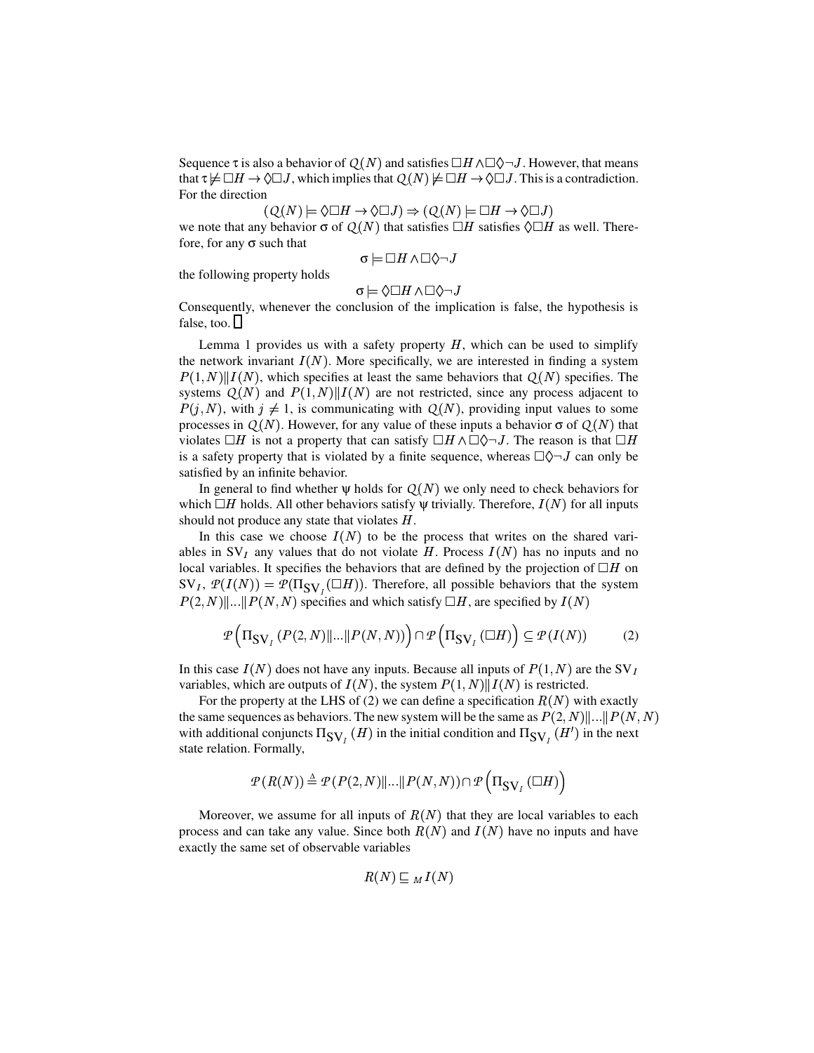Sequence $\tau$ is also a behavior of $Q(N)$ and satisfies $\Box H \wedge \Box\Diamond\neg J$. However, that means that $\tau \not\models \Box H \rightarrow \Diamond\Box J$, which implies that $Q(N) \not\models \Box H \rightarrow \Diamond\Box J$. This is a contradiction. For the direction

$$(Q(N) \models \Diamond\Box H \rightarrow \Diamond\Box J) \Rightarrow (Q(N) \models \Box H \rightarrow \Diamond\Box J)$$

we note that any behavior $\sigma$ of $Q(N)$ that satisfies $\Box H$ satisfies $\Diamond\Box H$ as well. Therefore, for any $\sigma$ such that

$$\sigma \models \Box H \wedge \Box\Diamond\neg J$$

the following property holds

$$\sigma \models \Diamond\Box H \wedge \Box\Diamond\neg J$$

Consequently, whenever the conclusion of the implication is false, the hypothesis is false, too. $\square$

Lemma 1 provides us with a safety property $H$, which can be used to simplify the network invariant $I(N)$. More specifically, we are interested in finding a system $P(1,N) \| I(N)$, which specifies at least the same behaviors that $Q(N)$ specifies. The systems $Q(N)$ and $P(1,N) \| I(N)$ are not restricted, since any process adjacent to $P(j,N)$, with $j \neq 1$, is communicating with $Q(N)$, providing input values to some processes in $Q(N)$. However, for any value of these inputs a behavior $\sigma$ of $Q(N)$ that violates $\Box H$ is not a property that can satisfy $\Box H \wedge \Box\Diamond\neg J$. The reason is that $\Box H$ is a safety property that is violated by a finite sequence, whereas $\Box\Diamond\neg J$ can only be satisfied by an infinite behavior.

In general to find whether $\psi$ holds for $Q(N)$ we only need to check behaviors for which $\Box H$ holds. All other behaviors satisfy $\psi$ trivially. Therefore, $I(N)$ for all inputs should not produce any state that violates $H$.

In this case we choose $I(N)$ to be the process that writes on the shared variables in $\mathrm{SV}_I$ any values that do not violate $H$. Process $I(N)$ has no inputs and no local variables. It specifies the behaviors that are defined by the projection of $\Box H$ on $\mathrm{SV}_I$, $\mathcal{P}(I(N)) = \mathcal{P}(\Pi_{\mathrm{SV}_I}(\Box H))$. Therefore, all possible behaviors that the system $P(2,N) \| \ldots \| P(N,N)$ specifies and which satisfy $\Box H$, are specified by $I(N)$

$$\mathcal{P}\left(\Pi_{\mathrm{SV}_I}(P(2,N) \| \ldots \| P(N,N))\right) \cap \mathcal{P}\left(\Pi_{\mathrm{SV}_I}(\Box H)\right) \subseteq \mathcal{P}(I(N)) \tag{2}$$

In this case $I(N)$ does not have any inputs. Because all inputs of $P(1,N)$ are the $\mathrm{SV}_I$ variables, which are outputs of $I(N)$, the system $P(1,N) \| I(N)$ is restricted.

For the property at the LHS of (2) we can define a specification $R(N)$ with exactly the same sequences as behaviors. The new system will be the same as $P(2,N) \| \ldots \| P(N,N)$ with additional conjuncts $\Pi_{\mathrm{SV}_I}(H)$ in the initial condition and $\Pi_{\mathrm{SV}_I}(H')$ in the next state relation. Formally,

$$\mathcal{P}(R(N)) \triangleq \mathcal{P}(P(2,N) \| \ldots \| P(N,N)) \cap \mathcal{P}\left(\Pi_{\mathrm{SV}_I}(\Box H)\right)$$

Moreover, we assume for all inputs of $R(N)$ that they are local variables to each process and can take any value. Since both $R(N)$ and $I(N)$ have no inputs and have exactly the same set of observable variables

$$R(N) \sqsubseteq_M I(N)$$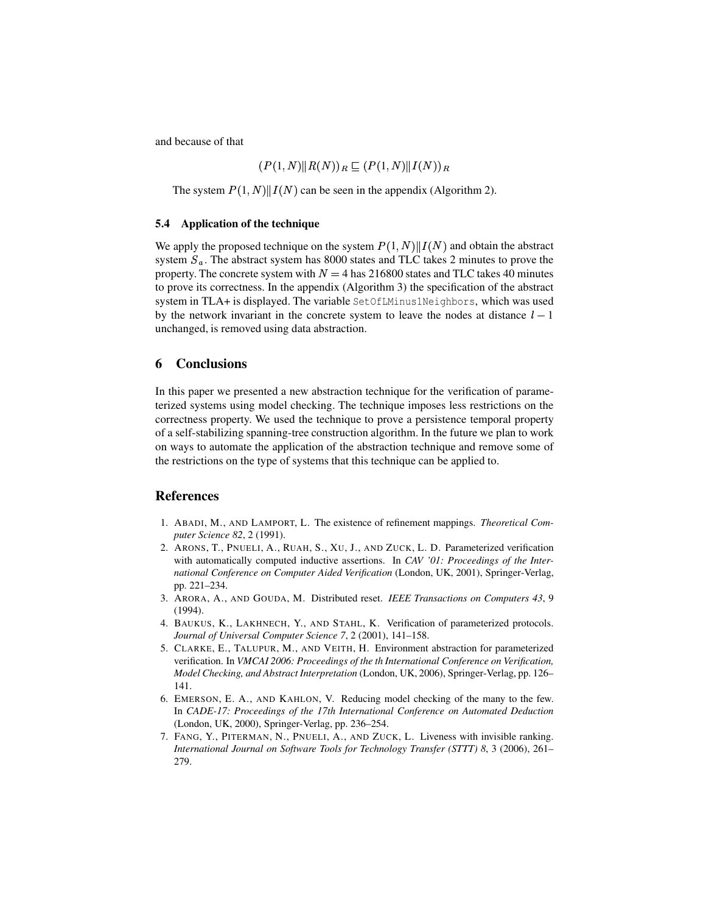and because of that

$$(P(1, N) \| R(N))_R \sqsubseteq (P(1, N) \| I(N))_R$$

The system $P(1, N) \| I(N)$ can be seen in the appendix (Algorithm 2).

### 5.4 Application of the technique

We apply the proposed technique on the system $P(1, N) \| I(N)$ and obtain the abstract system $S_a$. The abstract system has 8000 states and TLC takes 2 minutes to prove the property. The concrete system with $N = 4$ has 216800 states and TLC takes 40 minutes to prove its correctness. In the appendix (Algorithm 3) the specification of the abstract system in TLA+ is displayed. The variable `SetOfLMinus1Neighbors`, which was used by the network invariant in the concrete system to leave the nodes at distance $l - 1$ unchanged, is removed using data abstraction.

## 6 Conclusions

In this paper we presented a new abstraction technique for the verification of parameterized systems using model checking. The technique imposes less restrictions on the correctness property. We used the technique to prove a persistence temporal property of a self-stabilizing spanning-tree construction algorithm. In the future we plan to work on ways to automate the application of the abstraction technique and remove some of the restrictions on the type of systems that this technique can be applied to.

## References

1. ABADI, M., AND LAMPORT, L. The existence of refinement mappings. *Theoretical Computer Science 82*, 2 (1991).
2. ARONS, T., PNUELI, A., RUAH, S., XU, J., AND ZUCK, L. D. Parameterized verification with automatically computed inductive assertions. In *CAV '01: Proceedings of the International Conference on Computer Aided Verification* (London, UK, 2001), Springer-Verlag, pp. 221–234.
3. ARORA, A., AND GOUDA, M. Distributed reset. *IEEE Transactions on Computers 43*, 9 (1994).
4. BAUKUS, K., LAKHNECH, Y., AND STAHL, K. Verification of parameterized protocols. *Journal of Universal Computer Science 7*, 2 (2001), 141–158.
5. CLARKE, E., TALUPUR, M., AND VEITH, H. Environment abstraction for parameterized verification. In *VMCAI 2006: Proceedings of the th International Conference on Verification, Model Checking, and Abstract Interpretation* (London, UK, 2006), Springer-Verlag, pp. 126–141.
6. EMERSON, E. A., AND KAHLON, V. Reducing model checking of the many to the few. In *CADE-17: Proceedings of the 17th International Conference on Automated Deduction* (London, UK, 2000), Springer-Verlag, pp. 236–254.
7. FANG, Y., PITERMAN, N., PNUELI, A., AND ZUCK, L. Liveness with invisible ranking. *International Journal on Software Tools for Technology Transfer (STTT) 8*, 3 (2006), 261–279.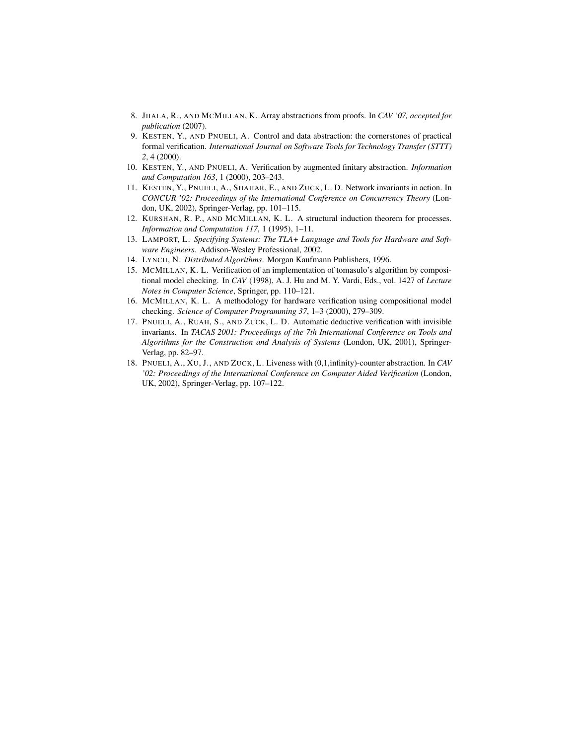8. JHALA, R., AND MCMILLAN, K. Array abstractions from proofs. In *CAV '07, accepted for publication* (2007).
9. KESTEN, Y., AND PNUELI, A. Control and data abstraction: the cornerstones of practical formal verification. *International Journal on Software Tools for Technology Transfer (STTT) 2*, 4 (2000).
10. KESTEN, Y., AND PNUELI, A. Verification by augmented finitary abstraction. *Information and Computation 163*, 1 (2000), 203–243.
11. KESTEN, Y., PNUELI, A., SHAHAR, E., AND ZUCK, L. D. Network invariants in action. In *CONCUR '02: Proceedings of the International Conference on Concurrency Theory* (London, UK, 2002), Springer-Verlag, pp. 101–115.
12. KURSHAN, R. P., AND MCMILLAN, K. L. A structural induction theorem for processes. *Information and Computation 117*, 1 (1995), 1–11.
13. LAMPORT, L. *Specifying Systems: The TLA+ Language and Tools for Hardware and Software Engineers*. Addison-Wesley Professional, 2002.
14. LYNCH, N. *Distributed Algorithms*. Morgan Kaufmann Publishers, 1996.
15. MCMILLAN, K. L. Verification of an implementation of tomasulo's algorithm by compositional model checking. In *CAV* (1998), A. J. Hu and M. Y. Vardi, Eds., vol. 1427 of *Lecture Notes in Computer Science*, Springer, pp. 110–121.
16. MCMILLAN, K. L. A methodology for hardware verification using compositional model checking. *Science of Computer Programming 37*, 1–3 (2000), 279–309.
17. PNUELI, A., RUAH, S., AND ZUCK, L. D. Automatic deductive verification with invisible invariants. In *TACAS 2001: Proceedings of the 7th International Conference on Tools and Algorithms for the Construction and Analysis of Systems* (London, UK, 2001), Springer-Verlag, pp. 82–97.
18. PNUELI, A., XU, J., AND ZUCK, L. Liveness with (0,1,infinity)-counter abstraction. In *CAV '02: Proceedings of the International Conference on Computer Aided Verification* (London, UK, 2002), Springer-Verlag, pp. 107–122.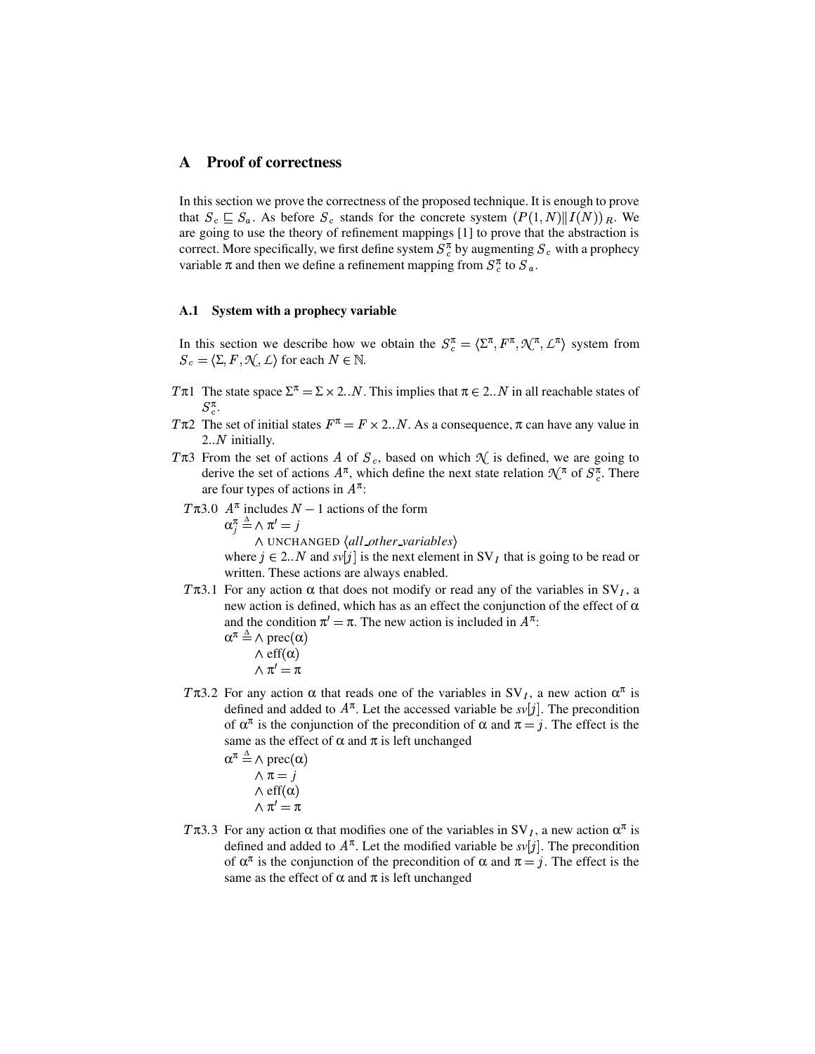## A Proof of correctness

In this section we prove the correctness of the proposed technique. It is enough to prove that $S_c \sqsubseteq S_a$. As before $S_c$ stands for the concrete system $(P(1,N) \| I(N))_R$. We are going to use the theory of refinement mappings [1] to prove that the abstraction is correct. More specifically, we first define system $S_c^\pi$ by augmenting $S_c$ with a prophecy variable $\pi$ and then we define a refinement mapping from $S_c^\pi$ to $S_a$.

### A.1 System with a prophecy variable

In this section we describe how we obtain the $S_c^\pi = \langle \Sigma^\pi, F^\pi, \mathcal{N}^\pi, \mathcal{L}^\pi \rangle$ system from $S_c = \langle \Sigma, F, \mathcal{N}, \mathcal{L} \rangle$ for each $N \in \mathbb{N}$.

- $T\pi1$ The state space $\Sigma^\pi = \Sigma \times 2..N$. This implies that $\pi \in 2..N$ in all reachable states of $S_c^\pi$.
- $T\pi2$ The set of initial states $F^\pi = F \times 2..N$. As a consequence, $\pi$ can have any value in $2..N$ initially.
- $T\pi3$ From the set of actions $A$ of $S_c$, based on which $\mathcal{N}$ is defined, we are going to derive the set of actions $A^\pi$, which define the next state relation $\mathcal{N}^\pi$ of $S_c^\pi$. There are four types of actions in $A^\pi$:
  - $T\pi3.0$ $A^\pi$ includes $N-1$ actions of the form
    $\alpha_j^\pi \triangleq \wedge\, \pi' = j$
    $\quad \wedge$ UNCHANGED $\langle$*all_other_variables*$\rangle$
    where $j \in 2..N$ and $sv[j]$ is the next element in $\mathrm{SV}_I$ that is going to be read or written. These actions are always enabled.
  - $T\pi3.1$ For any action $\alpha$ that does not modify or read any of the variables in $\mathrm{SV}_I$, a new action is defined, which has as an effect the conjunction of the effect of $\alpha$ and the condition $\pi' = \pi$. The new action is included in $A^\pi$:
    $\alpha^\pi \triangleq \wedge\, \mathrm{prec}(\alpha)$
    $\quad \wedge\, \mathrm{eff}(\alpha)$
    $\quad \wedge\, \pi' = \pi$
  - $T\pi3.2$ For any action $\alpha$ that reads one of the variables in $\mathrm{SV}_I$, a new action $\alpha^\pi$ is defined and added to $A^\pi$. Let the accessed variable be $sv[j]$. The precondition of $\alpha^\pi$ is the conjunction of the precondition of $\alpha$ and $\pi = j$. The effect is the same as the effect of $\alpha$ and $\pi$ is left unchanged
    $\alpha^\pi \triangleq \wedge\, \mathrm{prec}(\alpha)$
    $\quad \wedge\, \pi = j$
    $\quad \wedge\, \mathrm{eff}(\alpha)$
    $\quad \wedge\, \pi' = \pi$
  - $T\pi3.3$ For any action $\alpha$ that modifies one of the variables in $\mathrm{SV}_I$, a new action $\alpha^\pi$ is defined and added to $A^\pi$. Let the modified variable be $sv[j]$. The precondition of $\alpha^\pi$ is the conjunction of the precondition of $\alpha$ and $\pi = j$. The effect is the same as the effect of $\alpha$ and $\pi$ is left unchanged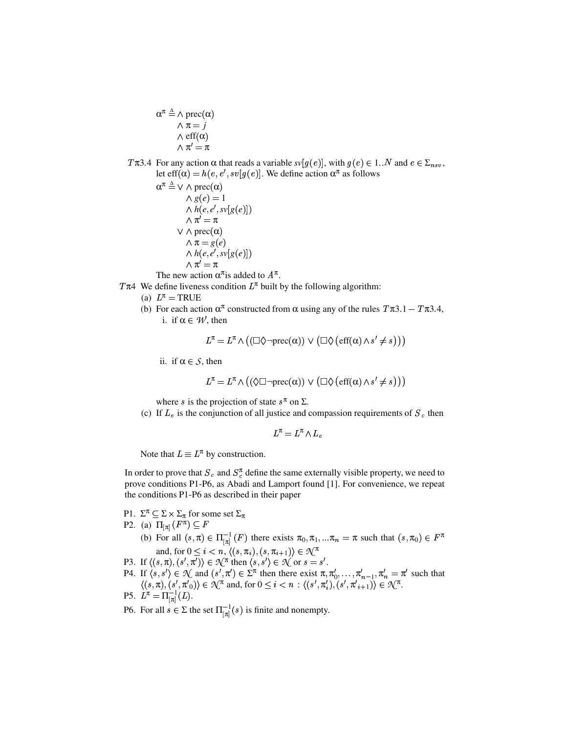$$\alpha^\pi \triangleq \wedge\ \text{prec}(\alpha) \\ \wedge\ \pi = j \\ \wedge\ \text{eff}(\alpha) \\ \wedge\ \pi' = \pi$$

$T\pi 3.4$ For any action $\alpha$ that reads a variable $sv[g(e)]$, with $g(e) \in 1..N$ and $e \in \Sigma_{nsv}$, let $\text{eff}(\alpha) = h(e, e', sv[g(e)]$. We define action $\alpha^\pi$ as follows

$$\begin{aligned}\alpha^\pi \triangleq \vee\ &\wedge\ \text{prec}(\alpha) \\ &\wedge\ g(e) = 1 \\ &\wedge\ h(e, e', sv[g(e)]) \\ &\wedge\ \pi' = \pi \\ \vee\ &\wedge\ \text{prec}(\alpha) \\ &\wedge\ \pi = g(e) \\ &\wedge\ h(e, e', sv[g(e)]) \\ &\wedge\ \pi' = \pi\end{aligned}$$

The new action $\alpha^\pi$is added to $A^\pi$.

$T\pi 4$ We define liveness condition $L^\pi$ built by the following algorithm:

(a) $L^\pi = \text{TRUE}$

(b) For each action $\alpha^\pi$ constructed from $\alpha$ using any of the rules $T\pi 3.1 - T\pi 3.4$,

i. if $\alpha \in \mathcal{W}$, then

$$L^\pi = L^\pi \wedge \left( (\Box\Diamond\neg\text{prec}(\alpha)) \vee \left(\Box\Diamond\left(\text{eff}(\alpha) \wedge s' \neq s\right)\right)\right)$$

ii. if $\alpha \in \mathcal{S}$, then

$$L^\pi = L^\pi \wedge \left( (\Diamond\Box\neg\text{prec}(\alpha)) \vee \left(\Box\Diamond\left(\text{eff}(\alpha) \wedge s' \neq s\right)\right)\right)$$

where $s$ is the projection of state $s^\pi$ on $\Sigma$.

(c) If $L_e$ is the conjunction of all justice and compassion requirements of $S_c$ then

$$L^\pi = L^\pi \wedge L_e$$

Note that $L \equiv L^\pi$ by construction.

In order to prove that $S_c$ and $S_c^\pi$ define the same externally visible property, we need to prove conditions P1-P6, as Abadi and Lamport found [1]. For convenience, we repeat the conditions P1-P6 as described in their paper

P1. $\Sigma^\pi \subseteq \Sigma \times \Sigma_\pi$ for some set $\Sigma_\pi$

P2. (a) $\Pi_{[\pi]}(F^\pi) \subseteq F$

(b) For all $(s, \pi) \in \Pi^{-1}_{[\pi]}(F)$ there exists $\pi_0, \pi_1, ...\pi_n = \pi$ such that $(s, \pi_0) \in F^\pi$ and, for $0 \leq i < n$, $\langle (s, \pi_i), (s, \pi_{i+1}) \rangle \in \mathcal{N}^\pi$

P3. If $\langle (s, \pi), (s', \pi') \rangle \in \mathcal{N}^\pi$ then $\langle s, s' \rangle \in \mathcal{N}$ or $s = s'$.

P4. If $\langle s, s' \rangle \in \mathcal{N}$ and $(s', \pi') \in \Sigma^\pi$ then there exist $\pi, \pi'_0, \ldots, \pi'_{n-1}, \pi'_n = \pi'$ such that $\langle (s, \pi), (s', \pi'_0) \rangle \in \mathcal{N}^\pi$ and, for $0 \leq i < n$ : $\langle (s', \pi'_i), (s', \pi'_{i+1}) \rangle \in \mathcal{N}^\pi$.

P5. $L^\pi = \Pi^{-1}_{[\pi]}(L)$.

P6. For all $s \in \Sigma$ the set $\Pi^{-1}_{[\pi]}(s)$ is finite and nonempty.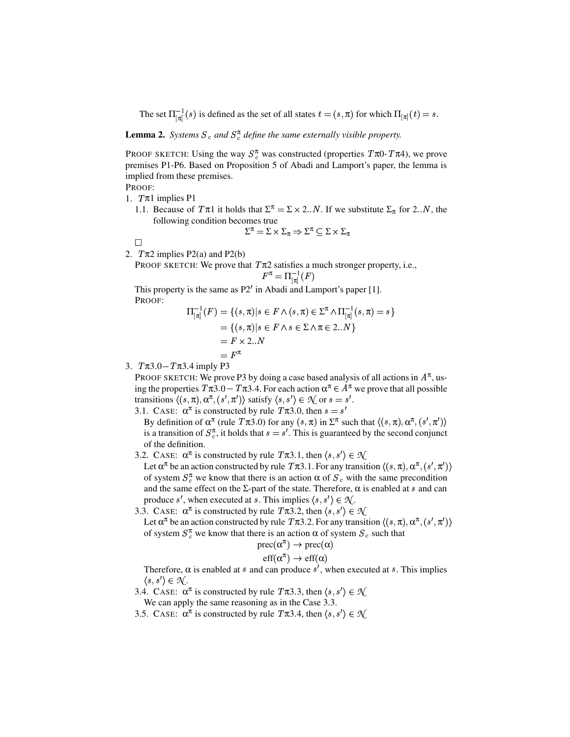The set $\Pi_{[\pi]}^{-1}(s)$ is defined as the set of all states $t = (s, \pi)$ for which $\Pi_{[\pi]}(t) = s$.

**Lemma 2.** *Systems $S_c$ and $S_c^\pi$ define the same externally visible property.*

PROOF SKETCH: Using the way $S_c^\pi$ was constructed (properties $T\pi 0$-$T\pi 4$), we prove premises P1-P6. Based on Proposition 5 of Abadi and Lamport's paper, the lemma is implied from these premises.

PROOF:

1. $T\pi 1$ implies P1
   1.1. Because of $T\pi 1$ it holds that $\Sigma^\pi = \Sigma \times 2..N$. If we substitute $\Sigma_\pi$ for $2..N$, the following condition becomes true
   $$\Sigma^\pi = \Sigma \times \Sigma_\pi \Rightarrow \Sigma^\pi \subseteq \Sigma \times \Sigma_\pi$$
   □
2. $T\pi 2$ implies P2(a) and P2(b)
   PROOF SKETCH: We prove that $T\pi 2$ satisfies a much stronger property, i.e.,
   $$F^\pi = \Pi_{[\pi]}^{-1}(F)$$
   This property is the same as P2$'$ in Abadi and Lamport's paper [1].
   PROOF:
   $$\begin{aligned}\Pi_{[\pi]}^{-1}(F) &= \{(s,\pi) | s \in F \wedge (s,\pi) \in \Sigma^\pi \wedge \Pi_{[\pi]}^{-1}(s,\pi) = s\} \\ &= \{(s,\pi) | s \in F \wedge s \in \Sigma \wedge \pi \in 2..N\} \\ &= F \times 2..N \\ &= F^\pi\end{aligned}$$
3. $T\pi 3.0 - T\pi 3.4$ imply P3
   PROOF SKETCH: We prove P3 by doing a case based analysis of all actions in $A^\pi$, using the properties $T\pi 3.0 - T\pi 3.4$. For each action $\alpha^\pi \in A^\pi$ we prove that all possible transitions $\langle (s,\pi), \alpha^\pi, (s',\pi')\rangle$ satisfy $\langle s, s'\rangle \in \mathcal{N}$ or $s = s'$.
   3.1. CASE: $\alpha^\pi$ is constructed by rule $T\pi 3.0$, then $s = s'$
   By definition of $\alpha^\pi$ (rule $T\pi 3.0$) for any $(s,\pi)$ in $\Sigma^\pi$ such that $\langle (s,\pi), \alpha^\pi, (s',\pi')\rangle$ is a transition of $S_c^\pi$, it holds that $s = s'$. This is guaranteed by the second conjunct of the definition.
   3.2. CASE: $\alpha^\pi$ is constructed by rule $T\pi 3.1$, then $\langle s, s'\rangle \in \mathcal{N}$
   Let $\alpha^\pi$ be an action constructed by rule $T\pi 3.1$. For any transition $\langle (s,\pi), \alpha^\pi, (s',\pi')\rangle$ of system $S_c^\pi$ we know that there is an action $\alpha$ of $S_c$ with the same precondition and the same effect on the $\Sigma$-part of the state. Therefore, $\alpha$ is enabled at $s$ and can produce $s'$, when executed at $s$. This implies $\langle s, s'\rangle \in \mathcal{N}$.
   3.3. CASE: $\alpha^\pi$ is constructed by rule $T\pi 3.2$, then $\langle s, s'\rangle \in \mathcal{N}$
   Let $\alpha^\pi$ be an action constructed by rule $T\pi 3.2$. For any transition $\langle (s,\pi), \alpha^\pi, (s',\pi')\rangle$ of system $S_c^\pi$ we know that there is an action $\alpha$ of system $S_c$ such that
   $$\text{prec}(\alpha^\pi) \rightarrow \text{prec}(\alpha)$$
   $$\text{eff}(\alpha^\pi) \rightarrow \text{eff}(\alpha)$$
   Therefore, $\alpha$ is enabled at $s$ and can produce $s'$, when executed at $s$. This implies $\langle s, s'\rangle \in \mathcal{N}$.
   3.4. CASE: $\alpha^\pi$ is constructed by rule $T\pi 3.3$, then $\langle s, s'\rangle \in \mathcal{N}$
   We can apply the same reasoning as in the Case 3.3.
   3.5. CASE: $\alpha^\pi$ is constructed by rule $T\pi 3.4$, then $\langle s, s'\rangle \in \mathcal{N}$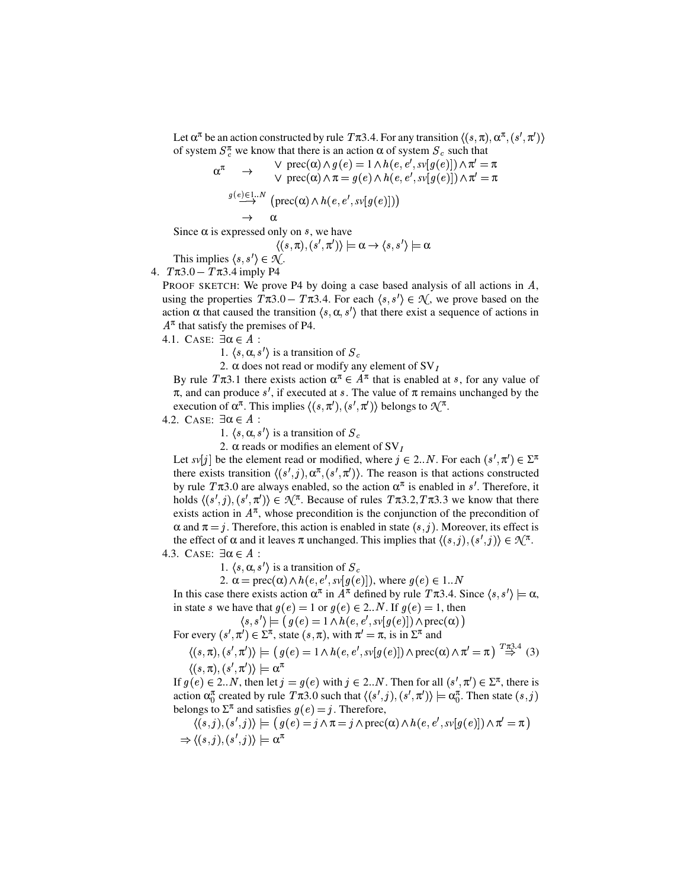Let $\alpha^\pi$ be an action constructed by rule $T\pi 3.4$. For any transition $\langle (s,\pi), \alpha^\pi, (s',\pi')\rangle$ of system $S_c^\pi$ we know that there is an action $\alpha$ of system $S_c$ such that

$$
\begin{array}{rcl}
\alpha^\pi & \rightarrow & \begin{array}{l} \vee \ \text{prec}(\alpha) \wedge g(e) = 1 \wedge h(e,e',sv[g(e)]) \wedge \pi' = \pi \\ \vee \ \text{prec}(\alpha) \wedge \pi = g(e) \wedge h(e,e',sv[g(e)]) \wedge \pi' = \pi \end{array} \\
& \overset{g(e)\in 1..N}{\longrightarrow} & \left(\text{prec}(\alpha) \wedge h(e,e',sv[g(e)])\right) \\
& \rightarrow & \alpha
\end{array}
$$

Since $\alpha$ is expressed only on $s$, we have

$$\langle (s,\pi),(s',\pi')\rangle \models \alpha \rightarrow \langle s,s'\rangle \models \alpha$$

This implies $\langle s,s'\rangle \in \mathcal{N}$.

4. $T\pi 3.0 - T\pi 3.4$ imply P4

PROOF SKETCH: We prove P4 by doing a case based analysis of all actions in $A$, using the properties $T\pi 3.0 - T\pi 3.4$. For each $\langle s,s'\rangle \in \mathcal{N}$, we prove based on the action $\alpha$ that caused the transition $\langle s,\alpha,s'\rangle$ that there exist a sequence of actions in $A^\pi$ that satisfy the premises of P4.

4.1. CASE: $\exists \alpha \in A$ :
   1. $\langle s,\alpha,s'\rangle$ is a transition of $S_c$
   2. $\alpha$ does not read or modify any element of $\text{SV}_I$

By rule $T\pi 3.1$ there exists action $\alpha^\pi \in A^\pi$ that is enabled at $s$, for any value of $\pi$, and can produce $s'$, if executed at $s$. The value of $\pi$ remains unchanged by the execution of $\alpha^\pi$. This implies $\langle (s,\pi'),(s',\pi')\rangle$ belongs to $\mathcal{N}^\pi$.

4.2. CASE: $\exists \alpha \in A$ :
   1. $\langle s,\alpha,s'\rangle$ is a transition of $S_c$
   2. $\alpha$ reads or modifies an element of $\text{SV}_I$

Let $sv[j]$ be the element read or modified, where $j \in 2..N$. For each $(s',\pi') \in \Sigma^\pi$ there exists transition $\langle (s',j),\alpha^\pi,(s',\pi')\rangle$. The reason is that actions constructed by rule $T\pi 3.0$ are always enabled, so the action $\alpha^\pi$ is enabled in $s'$. Therefore, it holds $\langle (s',j),(s',\pi')\rangle \in \mathcal{N}^\pi$. Because of rules $T\pi 3.2, T\pi 3.3$ we know that there exists action in $A^\pi$, whose precondition is the conjunction of the precondition of $\alpha$ and $\pi = j$. Therefore, this action is enabled in state $(s,j)$. Moreover, its effect is the effect of $\alpha$ and it leaves $\pi$ unchanged. This implies that $\langle (s,j),(s',j)\rangle \in \mathcal{N}^\pi$.

4.3. CASE: $\exists \alpha \in A$ :
   1. $\langle s,\alpha,s'\rangle$ is a transition of $S_c$
   2. $\alpha = \text{prec}(\alpha) \wedge h(e,e',sv[g(e)])$, where $g(e) \in 1..N$

In this case there exists action $\alpha^\pi$ in $A^\pi$ defined by rule $T\pi 3.4$. Since $\langle s,s'\rangle \models \alpha$, in state $s$ we have that $g(e) = 1$ or $g(e) \in 2..N$. If $g(e) = 1$, then

$$\langle s,s'\rangle \models \left(g(e) = 1 \wedge h(e,e',sv[g(e)]) \wedge \text{prec}(\alpha)\right)$$

For every $(s',\pi') \in \Sigma^\pi$, state $(s,\pi)$, with $\pi' = \pi$, is in $\Sigma^\pi$ and

$$\langle (s,\pi),(s',\pi')\rangle \models \left(g(e) = 1 \wedge h(e,e',sv[g(e)]) \wedge \text{prec}(\alpha) \wedge \pi' = \pi\right) \overset{T\pi 3.4}{\Rightarrow} \quad (3)$$
$$\langle (s,\pi),(s',\pi')\rangle \models \alpha^\pi$$

If $g(e) \in 2..N$, then let $j = g(e)$ with $j \in 2..N$. Then for all $(s',\pi') \in \Sigma^\pi$, there is action $\alpha_0^\pi$ created by rule $T\pi 3.0$ such that $\langle (s',j),(s',\pi')\rangle \models \alpha_0^\pi$. Then state $(s,j)$ belongs to $\Sigma^\pi$ and satisfies $g(e) = j$. Therefore,

$$\langle (s,j),(s',j)\rangle \models \left(g(e) = j \wedge \pi = j \wedge \text{prec}(\alpha) \wedge h(e,e',sv[g(e)]) \wedge \pi' = \pi\right)$$
$$\Rightarrow \langle (s,j),(s',j)\rangle \models \alpha^\pi$$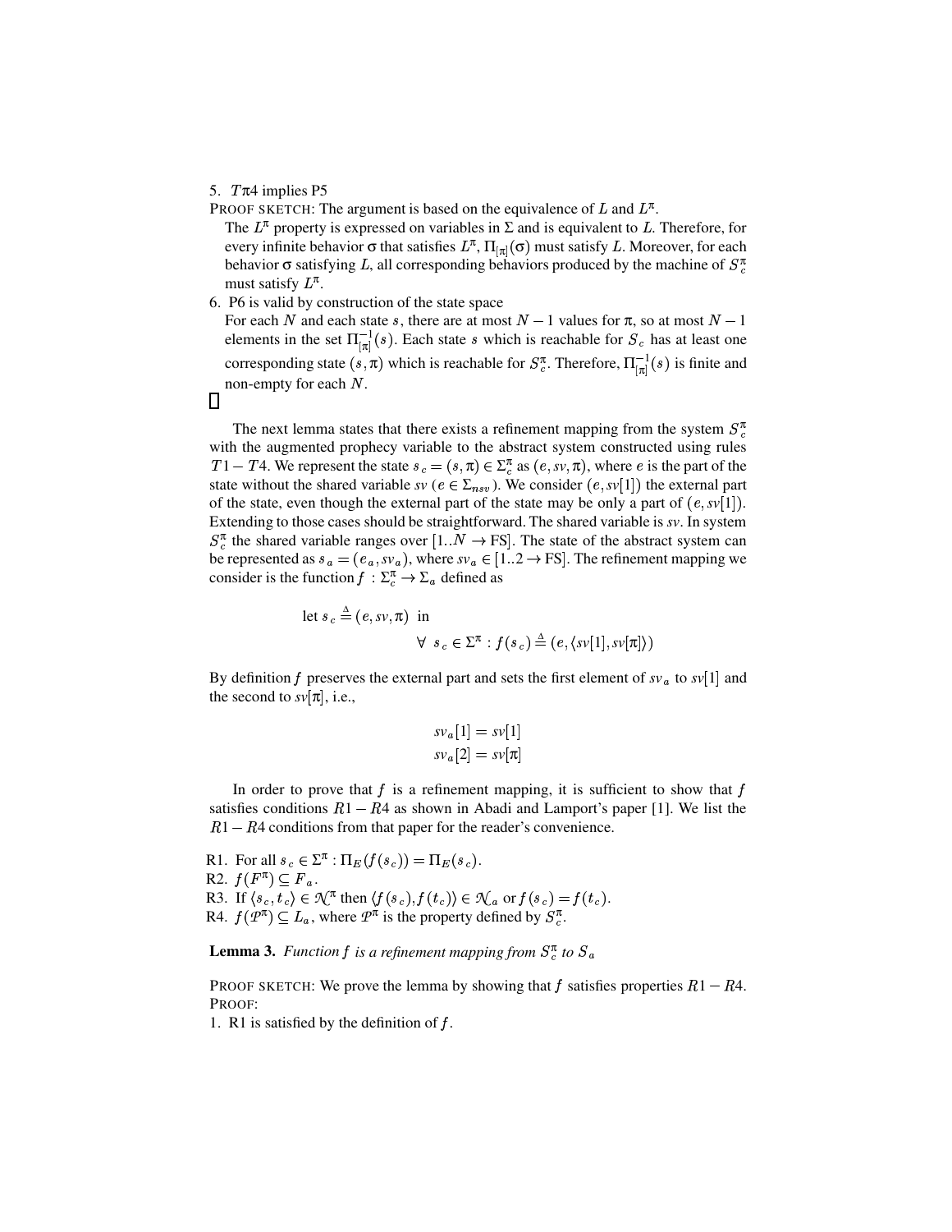5. $T\pi 4$ implies P5

PROOF SKETCH: The argument is based on the equivalence of $L$ and $L^{\pi}$.

The $L^{\pi}$ property is expressed on variables in $\Sigma$ and is equivalent to $L$. Therefore, for every infinite behavior $\sigma$ that satisfies $L^{\pi}$, $\Pi_{[\pi]}(\sigma)$ must satisfy $L$. Moreover, for each behavior $\sigma$ satisfying $L$, all corresponding behaviors produced by the machine of $S_c^{\pi}$ must satisfy $L^{\pi}$.

6. P6 is valid by construction of the state space

For each $N$ and each state $s$, there are at most $N-1$ values for $\pi$, so at most $N-1$ elements in the set $\Pi_{[\pi]}^{-1}(s)$. Each state $s$ which is reachable for $S_c$ has at least one corresponding state $(s, \pi)$ which is reachable for $S_c^{\pi}$. Therefore, $\Pi_{[\pi]}^{-1}(s)$ is finite and non-empty for each $N$.

□

The next lemma states that there exists a refinement mapping from the system $S_c^{\pi}$ with the augmented prophecy variable to the abstract system constructed using rules $T1-T4$. We represent the state $s_c = (s, \pi) \in \Sigma_c^{\pi}$ as $(e, sv, \pi)$, where $e$ is the part of the state without the shared variable $sv$ ($e \in \Sigma_{nsv}$). We consider $(e, sv[1])$ the external part of the state, even though the external part of the state may be only a part of $(e, sv[1])$. Extending to those cases should be straightforward. The shared variable is $sv$. In system $S_c^{\pi}$ the shared variable ranges over $[1..N \rightarrow \text{FS}]$. The state of the abstract system can be represented as $s_a = (e_a, sv_a)$, where $sv_a \in [1..2 \rightarrow \text{FS}]$. The refinement mapping we consider is the function $f : \Sigma_c^{\pi} \rightarrow \Sigma_a$ defined as

$$\text{let } s_c \triangleq (e, sv, \pi) \text{ in}$$
$$\forall \ s_c \in \Sigma^{\pi} : f(s_c) \triangleq (e, \langle sv[1], sv[\pi] \rangle)$$

By definition $f$ preserves the external part and sets the first element of $sv_a$ to $sv[1]$ and the second to $sv[\pi]$, i.e.,

$$sv_a[1] = sv[1]$$
$$sv_a[2] = sv[\pi]$$

In order to prove that $f$ is a refinement mapping, it is sufficient to show that $f$ satisfies conditions $R1-R4$ as shown in Abadi and Lamport's paper [1]. We list the $R1-R4$ conditions from that paper for the reader's convenience.

R1. For all $s_c \in \Sigma^{\pi} : \Pi_E(f(s_c)) = \Pi_E(s_c)$.

R2. $f(F^{\pi}) \subseteq F_a$.

R3. If $\langle s_c, t_c \rangle \in \mathcal{N}^{\pi}$ then $\langle f(s_c), f(t_c) \rangle \in \mathcal{N}_a$ or $f(s_c) = f(t_c)$.

R4. $f(\mathcal{P}^{\pi}) \subseteq L_a$, where $\mathcal{P}^{\pi}$ is the property defined by $S_c^{\pi}$.

**Lemma 3.** *Function $f$ is a refinement mapping from $S_c^{\pi}$ to $S_a$*

PROOF SKETCH: We prove the lemma by showing that $f$ satisfies properties $R1-R4$.

PROOF:

1. R1 is satisfied by the definition of $f$.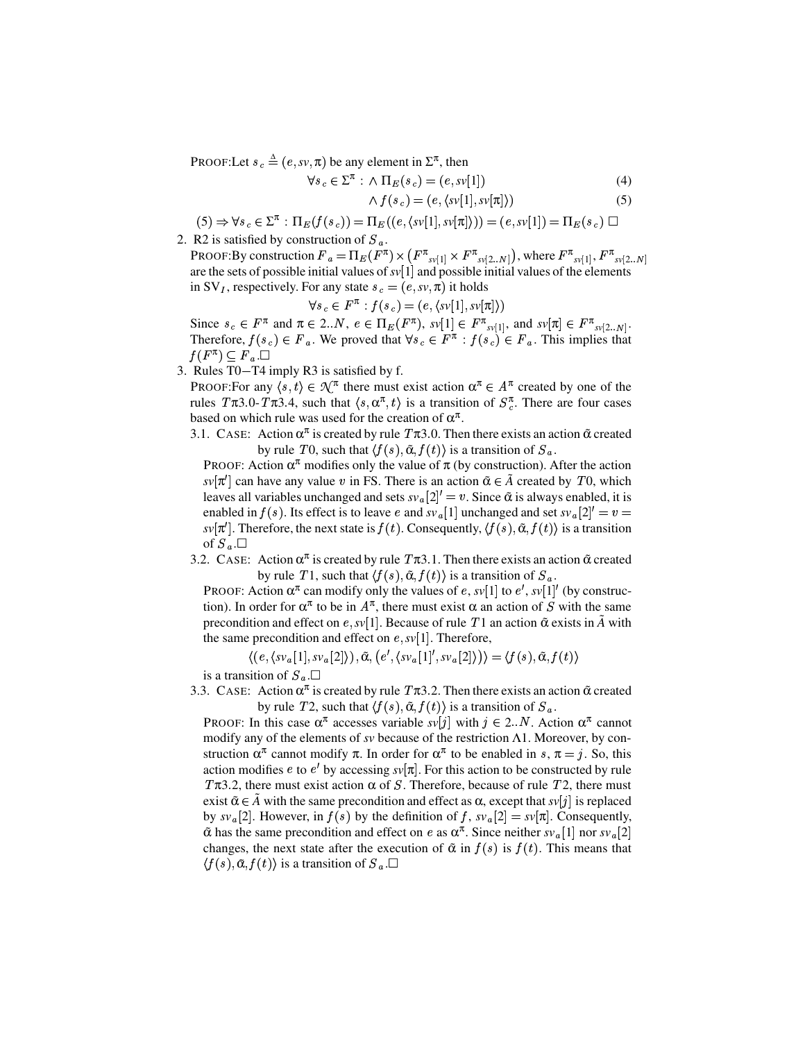PROOF:Let $s_c \triangleq (e, sv, \pi)$ be any element in $\Sigma^\pi$, then

$$\forall s_c \in \Sigma^\pi : \wedge\, \Pi_E(s_c) = (e, sv[1]) \tag{4}$$

$$\wedge\, f(s_c) = (e, \langle sv[1], sv[\pi]\rangle) \tag{5}$$

$(5) \Rightarrow \forall s_c \in \Sigma^\pi : \Pi_E(f(s_c)) = \Pi_E((e, \langle sv[1], sv[\pi]\rangle)) = (e, sv[1]) = \Pi_E(s_c)$ □

2. R2 is satisfied by construction of $S_a$.
   PROOF:By construction $F_a = \Pi_E(F^\pi) \times \left(F^\pi{}_{sv[1]} \times F^\pi{}_{sv[2..N]}\right)$, where $F^\pi{}_{sv[1]}, F^\pi{}_{sv[2..N]}$ are the sets of possible initial values of $sv[1]$ and possible initial values of the elements in $\mathrm{SV}_I$, respectively. For any state $s_c = (e, sv, \pi)$ it holds

   $$\forall s_c \in F^\pi : f(s_c) = (e, \langle sv[1], sv[\pi]\rangle)$$

   Since $s_c \in F^\pi$ and $\pi \in 2..N$, $e \in \Pi_E(F^\pi)$, $sv[1] \in F^\pi{}_{sv[1]}$, and $sv[\pi] \in F^\pi{}_{sv[2..N]}$. Therefore, $f(s_c) \in F_a$. We proved that $\forall s_c \in F^\pi : f(s_c) \in F_a$. This implies that $f(F^\pi) \subseteq F_a$.□

3. Rules T0−T4 imply R3 is satisfied by f.
   PROOF:For any $\langle s, t\rangle \in \mathcal{N}^\pi$ there must exist action $\alpha^\pi \in A^\pi$ created by one of the rules $T\pi3.0$-$T\pi3.4$, such that $\langle s, \alpha^\pi, t\rangle$ is a transition of $S^\pi_c$. There are four cases based on which rule was used for the creation of $\alpha^\pi$.

   3.1. CASE: Action $\alpha^\pi$ is created by rule $T\pi3.0$. Then there exists an action $\tilde{\alpha}$ created by rule $T0$, such that $\langle f(s), \tilde{\alpha}, f(t)\rangle$ is a transition of $S_a$.
   PROOF: Action $\alpha^\pi$ modifies only the value of $\pi$ (by construction). After the action $sv[\pi']$ can have any value $v$ in FS. There is an action $\tilde{\alpha} \in \tilde{A}$ created by $T0$, which leaves all variables unchanged and sets $sv_a[2]' = v$. Since $\tilde{\alpha}$ is always enabled, it is enabled in $f(s)$. Its effect is to leave $e$ and $sv_a[1]$ unchanged and set $sv_a[2]' = v = sv[\pi']$. Therefore, the next state is $f(t)$. Consequently, $\langle f(s), \tilde{\alpha}, f(t)\rangle$ is a transition of $S_a$.□

   3.2. CASE: Action $\alpha^\pi$ is created by rule $T\pi3.1$. Then there exists an action $\tilde{\alpha}$ created by rule $T1$, such that $\langle f(s), \tilde{\alpha}, f(t)\rangle$ is a transition of $S_a$.
   PROOF: Action $\alpha^\pi$ can modify only the values of $e$, $sv[1]$ to $e'$, $sv[1]'$ (by construction). In order for $\alpha^\pi$ to be in $A^\pi$, there must exist $\alpha$ an action of $S$ with the same precondition and effect on $e, sv[1]$. Because of rule $T1$ an action $\tilde{\alpha}$ exists in $\tilde{A}$ with the same precondition and effect on $e, sv[1]$. Therefore,

   $$\langle (e, \langle sv_a[1], sv_a[2]\rangle), \tilde{\alpha}, (e', \langle sv_a[1]', sv_a[2]\rangle)\rangle = \langle f(s), \tilde{\alpha}, f(t)\rangle$$

   is a transition of $S_a$.□

   3.3. CASE: Action $\alpha^\pi$ is created by rule $T\pi3.2$. Then there exists an action $\tilde{\alpha}$ created by rule $T2$, such that $\langle f(s), \tilde{\alpha}, f(t)\rangle$ is a transition of $S_a$.
   PROOF: In this case $\alpha^\pi$ accesses variable $sv[j]$ with $j \in 2..N$. Action $\alpha^\pi$ cannot modify any of the elements of $sv$ because of the restriction $\Lambda1$. Moreover, by construction $\alpha^\pi$ cannot modify $\pi$. In order for $\alpha^\pi$ to be enabled in $s$, $\pi = j$. So, this action modifies $e$ to $e'$ by accessing $sv[\pi]$. For this action to be constructed by rule $T\pi3.2$, there must exist action $\alpha$ of $S$. Therefore, because of rule $T2$, there must exist $\tilde{\alpha} \in \tilde{A}$ with the same precondition and effect as $\alpha$, except that $sv[j]$ is replaced by $sv_a[2]$. However, in $f(s)$ by the definition of $f$, $sv_a[2] = sv[\pi]$. Consequently, $\tilde{\alpha}$ has the same precondition and effect on $e$ as $\alpha^\pi$. Since neither $sv_a[1]$ nor $sv_a[2]$ changes, the next state after the execution of $\tilde{\alpha}$ in $f(s)$ is $f(t)$. This means that $\langle f(s), \tilde{\alpha}, f(t)\rangle$ is a transition of $S_a$.□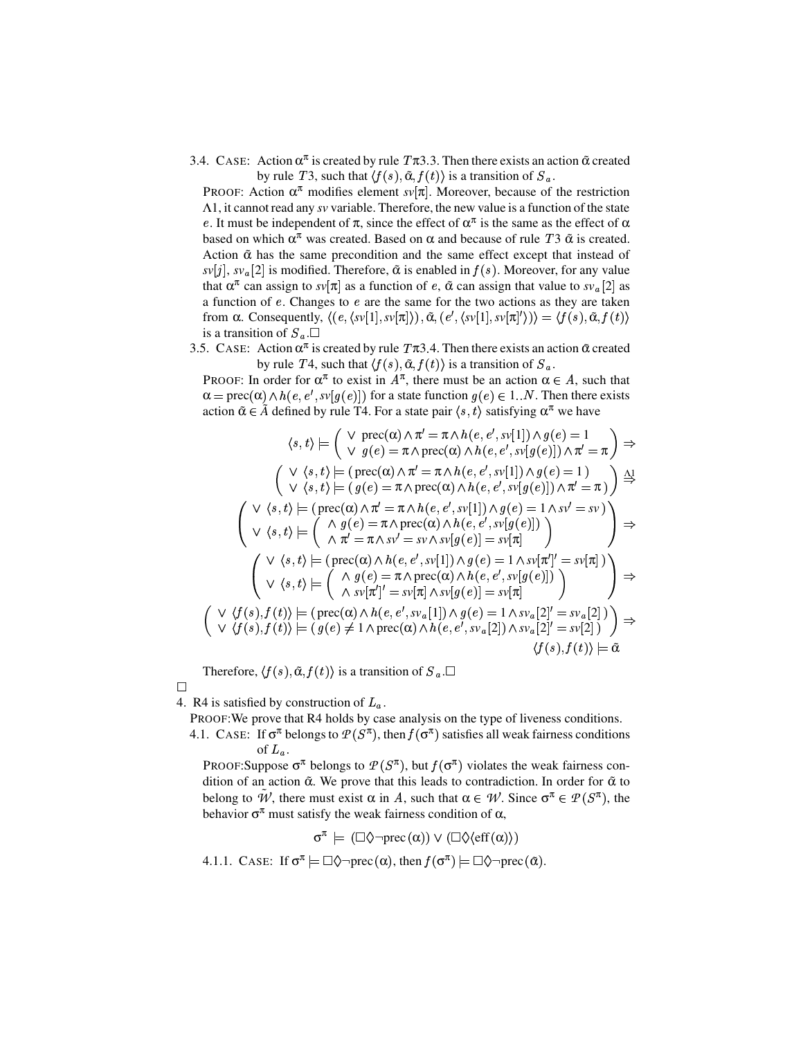3.4. CASE: Action $\alpha^\pi$ is created by rule $T\pi 3.3$. Then there exists an action $\tilde{\alpha}$ created by rule $T3$, such that $\langle f(s), \tilde{\alpha}, f(t)\rangle$ is a transition of $S_a$.

PROOF: Action $\alpha^\pi$ modifies element $sv[\pi]$. Moreover, because of the restriction $\Lambda 1$, it cannot read any $sv$ variable. Therefore, the new value is a function of the state $e$. It must be independent of $\pi$, since the effect of $\alpha^\pi$ is the same as the effect of $\alpha$ based on which $\alpha^\pi$ was created. Based on $\alpha$ and because of rule $T3$ $\tilde{\alpha}$ is created. Action $\tilde{\alpha}$ has the same precondition and the same effect except that instead of $sv[j]$, $sv_a[2]$ is modified. Therefore, $\tilde{\alpha}$ is enabled in $f(s)$. Moreover, for any value that $\alpha^\pi$ can assign to $sv[\pi]$ as a function of $e$, $\tilde{\alpha}$ can assign that value to $sv_a[2]$ as a function of $e$. Changes to $e$ are the same for the two actions as they are taken from $\alpha$. Consequently, $\langle (e, \langle sv[1], sv[\pi]\rangle), \tilde{\alpha}, (e', \langle sv[1], sv[\pi]'\rangle)\rangle = \langle f(s), \tilde{\alpha}, f(t)\rangle$ is a transition of $S_a$.□

3.5. CASE: Action $\alpha^\pi$ is created by rule $T\pi 3.4$. Then there exists an action $\tilde{\alpha}$ created by rule $T4$, such that $\langle f(s), \tilde{\alpha}, f(t)\rangle$ is a transition of $S_a$.

PROOF: In order for $\alpha^\pi$ to exist in $A^\pi$, there must be an action $\alpha \in A$, such that $\alpha = \text{prec}(\alpha) \wedge h(e, e', sv[g(e)])$ for a state function $g(e) \in 1..N$. Then there exists action $\tilde{\alpha} \in \tilde{A}$ defined by rule T4. For a state pair $\langle s, t\rangle$ satisfying $\alpha^\pi$ we have

$$\langle s, t\rangle \models \begin{pmatrix} \vee \ \text{prec}(\alpha) \wedge \pi' = \pi \wedge h(e, e', sv[1]) \wedge g(e) = 1 \\ \vee \ g(e) = \pi \wedge \text{prec}(\alpha) \wedge h(e, e', sv[g(e)]) \wedge \pi' = \pi \end{pmatrix} \Rightarrow$$

$$\begin{pmatrix} \vee \ \langle s, t\rangle \models (\text{prec}(\alpha) \wedge \pi' = \pi \wedge h(e, e', sv[1]) \wedge g(e) = 1\,) \\ \vee \ \langle s, t\rangle \models (\,g(e) = \pi \wedge \text{prec}(\alpha) \wedge h(e, e', sv[g(e)]) \wedge \pi' = \pi\,) \end{pmatrix} \overset{\Lambda 1}{\Rightarrow}$$

$$\begin{pmatrix} \vee \ \langle s, t\rangle \models (\text{prec}(\alpha) \wedge \pi' = \pi \wedge h(e, e', sv[1]) \wedge g(e) = 1 \wedge sv' = sv\,) \\ \vee \ \langle s, t\rangle \models \begin{pmatrix} \wedge \ g(e) = \pi \wedge \text{prec}(\alpha) \wedge h(e, e', sv[g(e)]) \\ \wedge \ \pi' = \pi \wedge sv' = sv \wedge sv[g(e)] = sv[\pi] \end{pmatrix} \end{pmatrix} \Rightarrow$$

$$\begin{pmatrix} \vee \ \langle s, t\rangle \models (\text{prec}(\alpha) \wedge h(e, e', sv[1]) \wedge g(e) = 1 \wedge sv[\pi']' = sv[\pi]\,) \\ \vee \ \langle s, t\rangle \models \begin{pmatrix} \wedge \ g(e) = \pi \wedge \text{prec}(\alpha) \wedge h(e, e', sv[g(e)]) \\ \wedge \ sv[\pi']' = sv[\pi] \wedge sv[g(e)] = sv[\pi] \end{pmatrix} \end{pmatrix} \Rightarrow$$

$$\begin{pmatrix} \vee \ \langle f(s), f(t)\rangle \models (\text{prec}(\alpha) \wedge h(e, e', sv_a[1]) \wedge g(e) = 1 \wedge sv_a[2]' = sv_a[2]\,) \\ \vee \ \langle f(s), f(t)\rangle \models (\,g(e) \neq 1 \wedge \text{prec}(\alpha) \wedge h(e, e', sv_a[2]) \wedge sv_a[2]' = sv[2]\,) \end{pmatrix} \Rightarrow$$

$$\langle f(s), f(t)\rangle \models \tilde{\alpha}$$

Therefore, $\langle f(s), \tilde{\alpha}, f(t)\rangle$ is a transition of $S_a$.□

□

4. R4 is satisfied by construction of $L_a$.

PROOF: We prove that R4 holds by case analysis on the type of liveness conditions.

4.1. CASE: If $\sigma^\pi$ belongs to $\mathcal{P}(S^\pi)$, then $f(\sigma^\pi)$ satisfies all weak fairness conditions of $L_a$.

PROOF: Suppose $\sigma^\pi$ belongs to $\mathcal{P}(S^\pi)$, but $f(\sigma^\pi)$ violates the weak fairness condition of an action $\tilde{\alpha}$. We prove that this leads to contradiction. In order for $\tilde{\alpha}$ to belong to $\tilde{\mathcal{W}}$, there must exist $\alpha$ in $A$, such that $\alpha \in \mathcal{W}$. Since $\sigma^\pi \in \mathcal{P}(S^\pi)$, the behavior $\sigma^\pi$ must satisfy the weak fairness condition of $\alpha$,

$$\sigma^\pi \models (\Box\Diamond\neg\text{prec}(\alpha)) \vee (\Box\Diamond\langle\text{eff}(\alpha)\rangle)$$

4.1.1. CASE: If $\sigma^\pi \models \Box\Diamond\neg\text{prec}(\alpha)$, then $f(\sigma^\pi) \models \Box\Diamond\neg\text{prec}(\tilde{\alpha})$.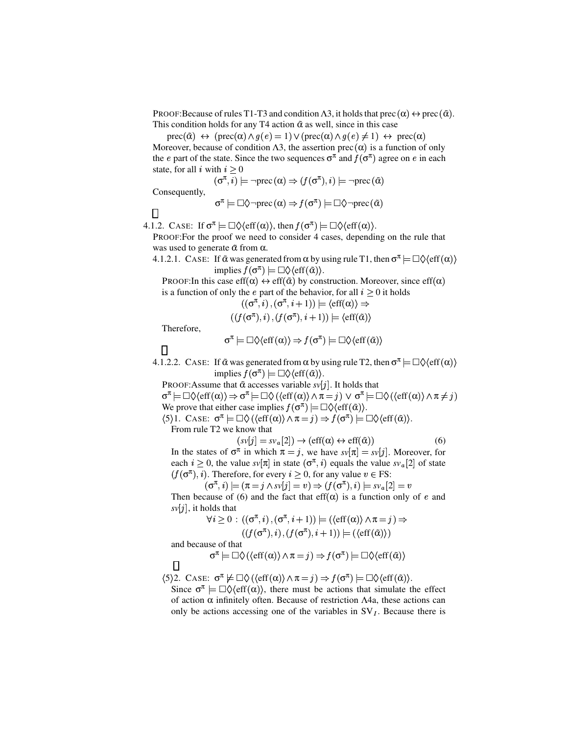PROOF:Because of rules T1-T3 and condition Λ3, it holds that $\text{prec}(\alpha) \leftrightarrow \text{prec}(\tilde{\alpha})$. This condition holds for any T4 action $\tilde{\alpha}$ as well, since in this case

$$\text{prec}(\tilde{\alpha}) \leftrightarrow (\text{prec}(\alpha) \wedge g(e) = 1) \vee (\text{prec}(\alpha) \wedge g(e) \neq 1) \leftrightarrow \text{prec}(\alpha)$$

Moreover, because of condition Λ3, the assertion $\text{prec}(\alpha)$ is a function of only the $e$ part of the state. Since the two sequences $\sigma^\pi$ and $f(\sigma^\pi)$ agree on $e$ in each state, for all $i$ with $i \geq 0$

$$(\sigma^\pi, i) \models \neg\text{prec}(\alpha) \Rightarrow (f(\sigma^\pi), i) \models \neg\text{prec}(\tilde{\alpha})$$

Consequently,

$$\sigma^\pi \models \Box\Diamond\neg\text{prec}(\alpha) \Rightarrow f(\sigma^\pi) \models \Box\Diamond\neg\text{prec}(\tilde{\alpha})$$

□

4.1.2. CASE: If $\sigma^\pi \models \Box\Diamond\langle\text{eff}(\alpha)\rangle$, then $f(\sigma^\pi) \models \Box\Diamond\langle\text{eff}(\alpha)\rangle$.

PROOF:For the proof we need to consider 4 cases, depending on the rule that was used to generate $\tilde{\alpha}$ from $\alpha$.

4.1.2.1. CASE: If $\tilde{\alpha}$ was generated from $\alpha$ by using rule T1, then $\sigma^\pi \models \Box\Diamond\langle\text{eff}(\alpha)\rangle$ implies $f(\sigma^\pi) \models \Box\Diamond\langle\text{eff}(\tilde{\alpha})\rangle$.

PROOF:In this case $\text{eff}(\alpha) \leftrightarrow \text{eff}(\tilde{\alpha})$ by construction. Moreover, since $\text{eff}(\alpha)$ is a function of only the $e$ part of the behavior, for all $i \geq 0$ it holds

$$((\sigma^\pi, i), (\sigma^\pi, i+1)) \models \langle\text{eff}(\alpha)\rangle \Rightarrow$$
$$((f(\sigma^\pi), i), (f(\sigma^\pi), i+1)) \models \langle\text{eff}(\tilde{\alpha})\rangle$$

Therefore,

$$\sigma^\pi \models \Box\Diamond\langle\text{eff}(\alpha)\rangle \Rightarrow f(\sigma^\pi) \models \Box\Diamond\langle\text{eff}(\tilde{\alpha})\rangle$$

□

4.1.2.2. CASE: If $\tilde{\alpha}$ was generated from $\alpha$ by using rule T2, then $\sigma^\pi \models \Box\Diamond\langle\text{eff}(\alpha)\rangle$ implies $f(\sigma^\pi) \models \Box\Diamond\langle\text{eff}(\tilde{\alpha})\rangle$.

PROOF:Assume that $\tilde{\alpha}$ accesses variable $sv[j]$. It holds that

$\sigma^\pi \models \Box\Diamond\langle\text{eff}(\alpha)\rangle \Rightarrow \sigma^\pi \models \Box\Diamond(\langle\text{eff}(\alpha)\rangle \wedge \pi = j) \vee \sigma^\pi \models \Box\Diamond(\langle\text{eff}(\alpha)\rangle \wedge \pi \neq j)$

We prove that either case implies $f(\sigma^\pi) \models \Box\Diamond\langle\text{eff}(\tilde{\alpha})\rangle$.

⟨5⟩1. CASE: $\sigma^\pi \models \Box\Diamond(\langle\text{eff}(\alpha)\rangle \wedge \pi = j) \Rightarrow f(\sigma^\pi) \models \Box\Diamond\langle\text{eff}(\tilde{\alpha})\rangle$.

From rule T2 we know that

$$(sv[j] = sv_a[2]) \rightarrow (\text{eff}(\alpha) \leftrightarrow \text{eff}(\tilde{\alpha})) \tag{6}$$

In the states of $\sigma^\pi$ in which $\pi = j$, we have $sv[\pi] = sv[j]$. Moreover, for each $i \geq 0$, the value $sv[\pi]$ in state $(\sigma^\pi, i)$ equals the value $sv_a[2]$ of state $(f(\sigma^\pi), i)$. Therefore, for every $i \geq 0$, for any value $v \in \text{FS}$:

$$(\sigma^\pi, i) \models (\pi = j \wedge sv[j] = v) \Rightarrow (f(\sigma^\pi), i) \models sv_a[2] = v$$

Then because of (6) and the fact that $\text{eff}(\alpha)$ is a function only of $e$ and $sv[j]$, it holds that

$$\forall i \geq 0 : ((\sigma^\pi, i), (\sigma^\pi, i+1)) \models (\langle\text{eff}(\alpha)\rangle \wedge \pi = j) \Rightarrow$$
$$((f(\sigma^\pi), i), (f(\sigma^\pi), i+1)) \models (\langle\text{eff}(\tilde{\alpha})\rangle)$$

and because of that

$$\sigma^\pi \models \Box\Diamond(\langle\text{eff}(\alpha)\rangle \wedge \pi = j) \Rightarrow f(\sigma^\pi) \models \Box\Diamond\langle\text{eff}(\tilde{\alpha})\rangle$$

□

⟨5⟩2. CASE: $\sigma^\pi \not\models \Box\Diamond(\langle\text{eff}(\alpha)\rangle \wedge \pi = j) \Rightarrow f(\sigma^\pi) \models \Box\Diamond\langle\text{eff}(\tilde{\alpha})\rangle$.

Since $\sigma^\pi \models \Box\Diamond\langle\text{eff}(\alpha)\rangle$, there must be actions that simulate the effect of action $\alpha$ infinitely often. Because of restriction Λ4a, these actions can only be actions accessing one of the variables in $\text{SV}_I$. Because there is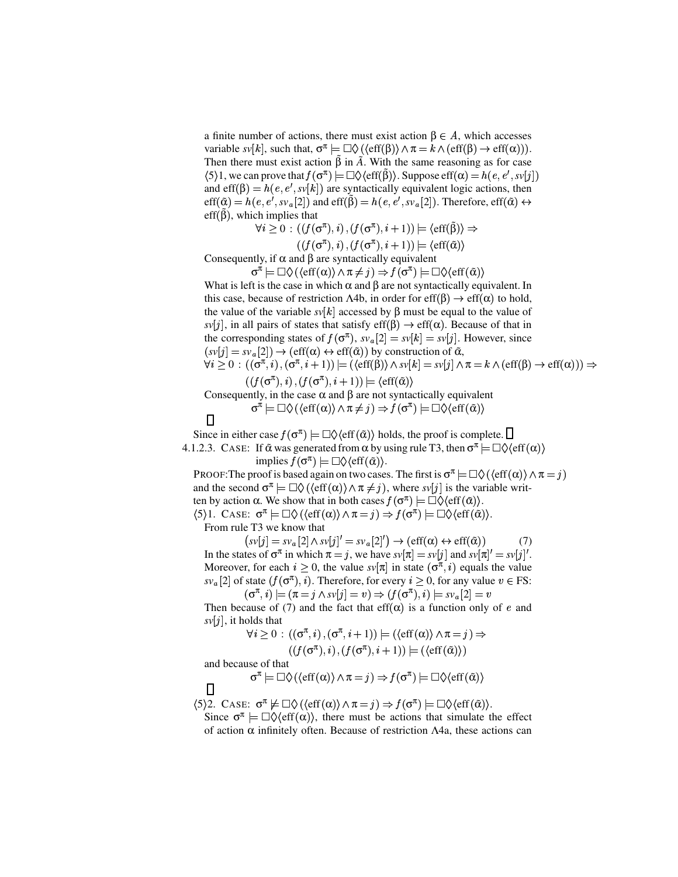a finite number of actions, there must exist action $\beta \in A$, which accesses variable $sv[k]$, such that, $\sigma^\pi \models \Box\Diamond(\langle \text{eff}(\beta)\rangle \wedge \pi = k \wedge (\text{eff}(\beta) \rightarrow \text{eff}(\alpha)))$. Then there must exist action $\tilde{\beta}$ in $\tilde{A}$. With the same reasoning as for case $\langle 5\rangle 1$, we can prove that $f(\sigma^\pi) \models \Box\Diamond\langle \text{eff}(\tilde{\beta})\rangle$. Suppose $\text{eff}(\alpha) = h(e, e', sv[j])$ and $\text{eff}(\beta) = h(e, e', sv[k])$ are syntactically equivalent logic actions, then $\text{eff}(\tilde{\alpha}) = h(e, e', sv_a[2])$ and $\text{eff}(\tilde{\beta}) = h(e, e', sv_a[2])$. Therefore, $\text{eff}(\tilde{\alpha}) \leftrightarrow \text{eff}(\tilde{\beta})$, which implies that

$$\forall i \geq 0 : ((f(\sigma^\pi), i), (f(\sigma^\pi), i+1)) \models \langle \text{eff}(\tilde{\beta})\rangle \Rightarrow$$
$$((f(\sigma^\pi), i), (f(\sigma^\pi), i+1)) \models \langle \text{eff}(\tilde{\alpha})\rangle$$

Consequently, if $\alpha$ and $\beta$ are syntactically equivalent

$$\sigma^\pi \models \Box\Diamond(\langle \text{eff}(\alpha)\rangle \wedge \pi \neq j) \Rightarrow f(\sigma^\pi) \models \Box\Diamond\langle \text{eff}(\tilde{\alpha})\rangle$$

What is left is the case in which $\alpha$ and $\beta$ are not syntactically equivalent. In this case, because of restriction $\Lambda$4b, in order for $\text{eff}(\beta) \rightarrow \text{eff}(\alpha)$ to hold, the value of the variable $sv[k]$ accessed by $\beta$ must be equal to the value of $sv[j]$, in all pairs of states that satisfy $\text{eff}(\beta) \rightarrow \text{eff}(\alpha)$. Because of that in the corresponding states of $f(\sigma^\pi)$, $sv_a[2] = sv[k] = sv[j]$. However, since $(sv[j] = sv_a[2]) \rightarrow (\text{eff}(\alpha) \leftrightarrow \text{eff}(\tilde{\alpha}))$ by construction of $\tilde{\alpha}$,

$$\forall i \geq 0 : ((\sigma^\pi, i), (\sigma^\pi, i+1)) \models (\langle \text{eff}(\beta)\rangle \wedge sv[k] = sv[j] \wedge \pi = k \wedge (\text{eff}(\beta) \rightarrow \text{eff}(\alpha))) \Rightarrow$$
$$((f(\sigma^\pi), i), (f(\sigma^\pi), i+1)) \models \langle \text{eff}(\tilde{\alpha})\rangle$$

Consequently, in the case $\alpha$ and $\beta$ are not syntactically equivalent

$$\sigma^\pi \models \Box\Diamond(\langle \text{eff}(\alpha)\rangle \wedge \pi \neq j) \Rightarrow f(\sigma^\pi) \models \Box\Diamond\langle \text{eff}(\tilde{\alpha})\rangle$$

□

Since in either case $f(\sigma^\pi) \models \Box\Diamond\langle \text{eff}(\tilde{\alpha})\rangle$ holds, the proof is complete. □

4.1.2.3. CASE: If $\tilde{\alpha}$ was generated from $\alpha$ by using rule T3, then $\sigma^\pi \models \Box\Diamond\langle \text{eff}(\alpha)\rangle$ implies $f(\sigma^\pi) \models \Box\Diamond\langle \text{eff}(\tilde{\alpha})\rangle$.

PROOF: The proof is based again on two cases. The first is $\sigma^\pi \models \Box\Diamond(\langle \text{eff}(\alpha)\rangle \wedge \pi = j)$ and the second $\sigma^\pi \models \Box\Diamond(\langle \text{eff}(\alpha)\rangle \wedge \pi \neq j)$, where $sv[j]$ is the variable written by action $\alpha$. We show that in both cases $f(\sigma^\pi) \models \Box\Diamond\langle \text{eff}(\tilde{\alpha})\rangle$.

$\langle 5\rangle 1$. CASE: $\sigma^\pi \models \Box\Diamond(\langle \text{eff}(\alpha)\rangle \wedge \pi = j) \Rightarrow f(\sigma^\pi) \models \Box\Diamond\langle \text{eff}(\tilde{\alpha})\rangle$.

From rule T3 we know that

$$\left(sv[j] = sv_a[2] \wedge sv[j]' = sv_a[2]'\right) \rightarrow (\text{eff}(\alpha) \leftrightarrow \text{eff}(\tilde{\alpha})) \tag{7}$$

In the states of $\sigma^\pi$ in which $\pi = j$, we have $sv[\pi] = sv[j]$ and $sv[\pi]' = sv[j]'$. Moreover, for each $i \geq 0$, the value $sv[\pi]$ in state $(\sigma^\pi, i)$ equals the value $sv_a[2]$ of state $(f(\sigma^\pi), i)$. Therefore, for every $i \geq 0$, for any value $v \in$ FS:

$$(\sigma^\pi, i) \models (\pi = j \wedge sv[j] = v) \Rightarrow (f(\sigma^\pi), i) \models sv_a[2] = v$$

Then because of (7) and the fact that $\text{eff}(\alpha)$ is a function only of $e$ and $sv[j]$, it holds that

$$\forall i \geq 0 : ((\sigma^\pi, i), (\sigma^\pi, i+1)) \models (\langle \text{eff}(\alpha)\rangle \wedge \pi = j) \Rightarrow$$
$$((f(\sigma^\pi), i), (f(\sigma^\pi), i+1)) \models (\langle \text{eff}(\tilde{\alpha})\rangle)$$

and because of that

$$\sigma^\pi \models \Box\Diamond(\langle \text{eff}(\alpha)\rangle \wedge \pi = j) \Rightarrow f(\sigma^\pi) \models \Box\Diamond\langle \text{eff}(\tilde{\alpha})\rangle$$

□

$\langle 5\rangle 2$. CASE: $\sigma^\pi \not\models \Box\Diamond(\langle \text{eff}(\alpha)\rangle \wedge \pi = j) \Rightarrow f(\sigma^\pi) \models \Box\Diamond\langle \text{eff}(\tilde{\alpha})\rangle$.

Since $\sigma^\pi \models \Box\Diamond\langle \text{eff}(\alpha)\rangle$, there must be actions that simulate the effect of action $\alpha$ infinitely often. Because of restriction $\Lambda$4a, these actions can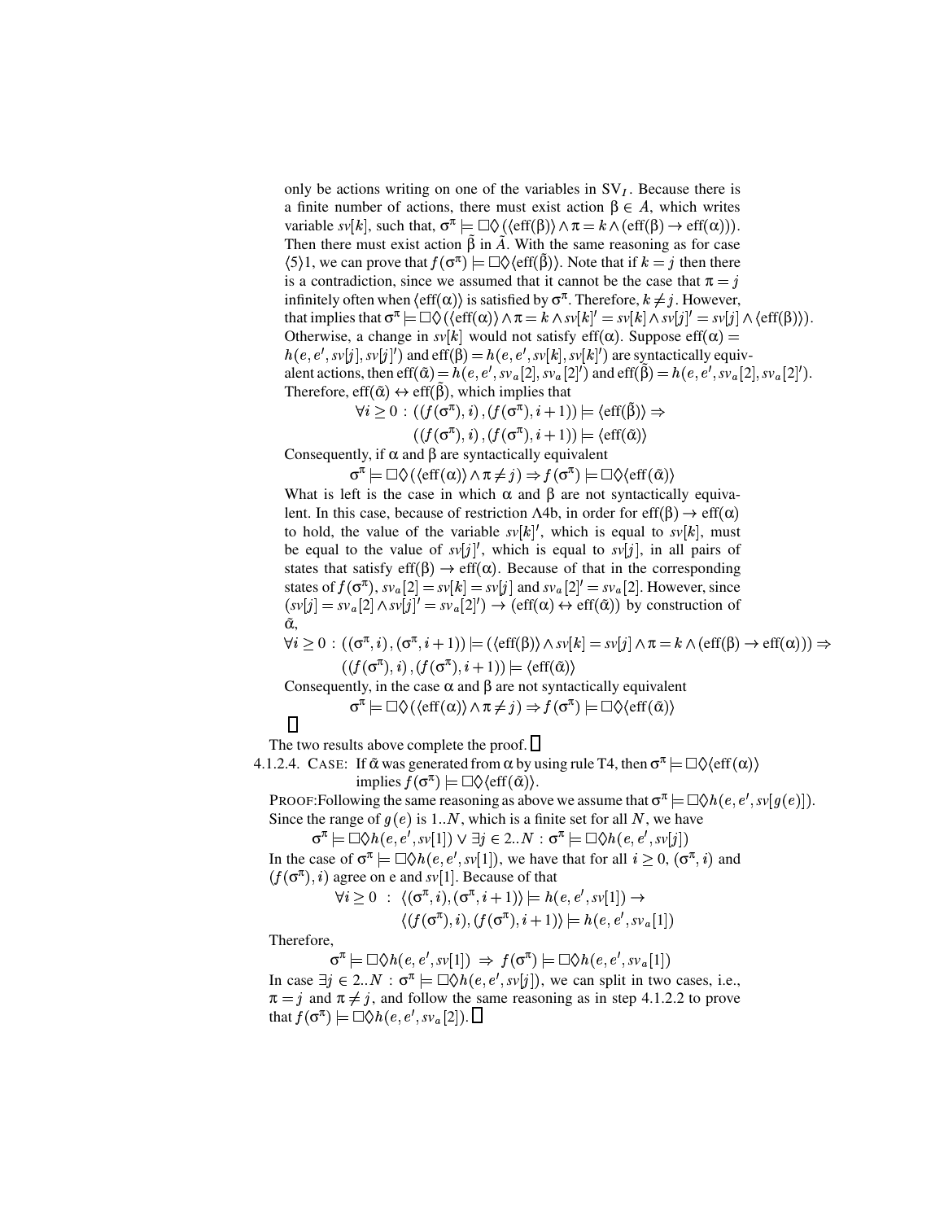only be actions writing on one of the variables in $SV_I$. Because there is a finite number of actions, there must exist action $\beta \in A$, which writes variable $sv[k]$, such that, $\sigma^\pi \models \Box\Diamond(\langle \text{eff}(\beta)\rangle \wedge \pi = k \wedge (\text{eff}(\beta) \rightarrow \text{eff}(\alpha)))$. Then there must exist action $\tilde{\beta}$ in $\tilde{A}$. With the same reasoning as for case $\langle 5 \rangle 1$, we can prove that $f(\sigma^\pi) \models \Box\Diamond\langle \text{eff}(\tilde{\beta})\rangle$. Note that if $k = j$ then there is a contradiction, since we assumed that it cannot be the case that $\pi = j$ infinitely often when $\langle \text{eff}(\alpha)\rangle$ is satisfied by $\sigma^\pi$. Therefore, $k \neq j$. However, that implies that $\sigma^\pi \models \Box\Diamond(\langle \text{eff}(\alpha)\rangle \wedge \pi = k \wedge sv[k]' = sv[k] \wedge sv[j]' = sv[j] \wedge \langle \text{eff}(\beta)\rangle)$. Otherwise, a change in $sv[k]$ would not satisfy $\text{eff}(\alpha)$. Suppose $\text{eff}(\alpha) = h(e, e', sv[j], sv[j]')$ and $\text{eff}(\beta) = h(e, e', sv[k], sv[k]')$ are syntactically equivalent actions, then $\text{eff}(\tilde{\alpha}) = h(e, e', sv_a[2], sv_a[2]')$ and $\text{eff}(\tilde{\beta}) = h(e, e', sv_a[2], sv_a[2]')$. Therefore, $\text{eff}(\tilde{\alpha}) \leftrightarrow \text{eff}(\tilde{\beta})$, which implies that

$$\forall i \geq 0 : ((f(\sigma^\pi), i), (f(\sigma^\pi), i+1)) \models \langle \text{eff}(\tilde{\beta})\rangle \Rightarrow$$
$$((f(\sigma^\pi), i), (f(\sigma^\pi), i+1)) \models \langle \text{eff}(\tilde{\alpha})\rangle$$

Consequently, if $\alpha$ and $\beta$ are syntactically equivalent

$$\sigma^\pi \models \Box\Diamond(\langle \text{eff}(\alpha)\rangle \wedge \pi \neq j) \Rightarrow f(\sigma^\pi) \models \Box\Diamond\langle \text{eff}(\tilde{\alpha})\rangle$$

What is left is the case in which $\alpha$ and $\beta$ are not syntactically equivalent. In this case, because of restriction A4b, in order for $\text{eff}(\beta) \rightarrow \text{eff}(\alpha)$ to hold, the value of the variable $sv[k]'$, which is equal to $sv[k]$, must be equal to the value of $sv[j]'$, which is equal to $sv[j]$, in all pairs of states that satisfy $\text{eff}(\beta) \rightarrow \text{eff}(\alpha)$. Because of that in the corresponding states of $f(\sigma^\pi)$, $sv_a[2] = sv[k] = sv[j]$ and $sv_a[2]' = sv_a[2]$. However, since $(sv[j] = sv_a[2] \wedge sv[j]' = sv_a[2]') \rightarrow (\text{eff}(\alpha) \leftrightarrow \text{eff}(\tilde{\alpha}))$ by construction of $\tilde{\alpha}$,

$$\forall i \geq 0 : ((\sigma^\pi, i), (\sigma^\pi, i+1)) \models (\langle \text{eff}(\beta)\rangle \wedge sv[k] = sv[j] \wedge \pi = k \wedge (\text{eff}(\beta) \rightarrow \text{eff}(\alpha))) \Rightarrow$$
$$((f(\sigma^\pi), i), (f(\sigma^\pi), i+1)) \models \langle \text{eff}(\tilde{\alpha})\rangle$$

Consequently, in the case $\alpha$ and $\beta$ are not syntactically equivalent

$$\sigma^\pi \models \Box\Diamond(\langle \text{eff}(\alpha)\rangle \wedge \pi \neq j) \Rightarrow f(\sigma^\pi) \models \Box\Diamond\langle \text{eff}(\tilde{\alpha})\rangle$$

□

The two results above complete the proof. □

4.1.2.4. CASE: If $\tilde{\alpha}$ was generated from $\alpha$ by using rule T4, then $\sigma^\pi \models \Box\Diamond\langle \text{eff}(\alpha)\rangle$ implies $f(\sigma^\pi) \models \Box\Diamond\langle \text{eff}(\tilde{\alpha})\rangle$.

PROOF: Following the same reasoning as above we assume that $\sigma^\pi \models \Box\Diamond h(e, e', sv[g(e)])$. Since the range of $g(e)$ is $1..N$, which is a finite set for all $N$, we have

$$\sigma^\pi \models \Box\Diamond h(e, e', sv[1]) \vee \exists j \in 2..N : \sigma^\pi \models \Box\Diamond h(e, e', sv[j])$$

In the case of $\sigma^\pi \models \Box\Diamond h(e, e', sv[1])$, we have that for all $i \geq 0$, $(\sigma^\pi, i)$ and $(f(\sigma^\pi), i)$ agree on e and $sv[1]$. Because of that

$$\forall i \geq 0 \;:\; \langle(\sigma^\pi, i), (\sigma^\pi, i+1)\rangle \models h(e, e', sv[1]) \rightarrow$$
$$\langle(f(\sigma^\pi), i), (f(\sigma^\pi), i+1)\rangle \models h(e, e', sv_a[1])$$

Therefore,

$$\sigma^\pi \models \Box\Diamond h(e, e', sv[1]) \;\Rightarrow\; f(\sigma^\pi) \models \Box\Diamond h(e, e', sv_a[1])$$

In case $\exists j \in 2..N : \sigma^\pi \models \Box\Diamond h(e, e', sv[j])$, we can split in two cases, i.e., $\pi = j$ and $\pi \neq j$, and follow the same reasoning as in step 4.1.2.2 to prove that $f(\sigma^\pi) \models \Box\Diamond h(e, e', sv_a[2])$. □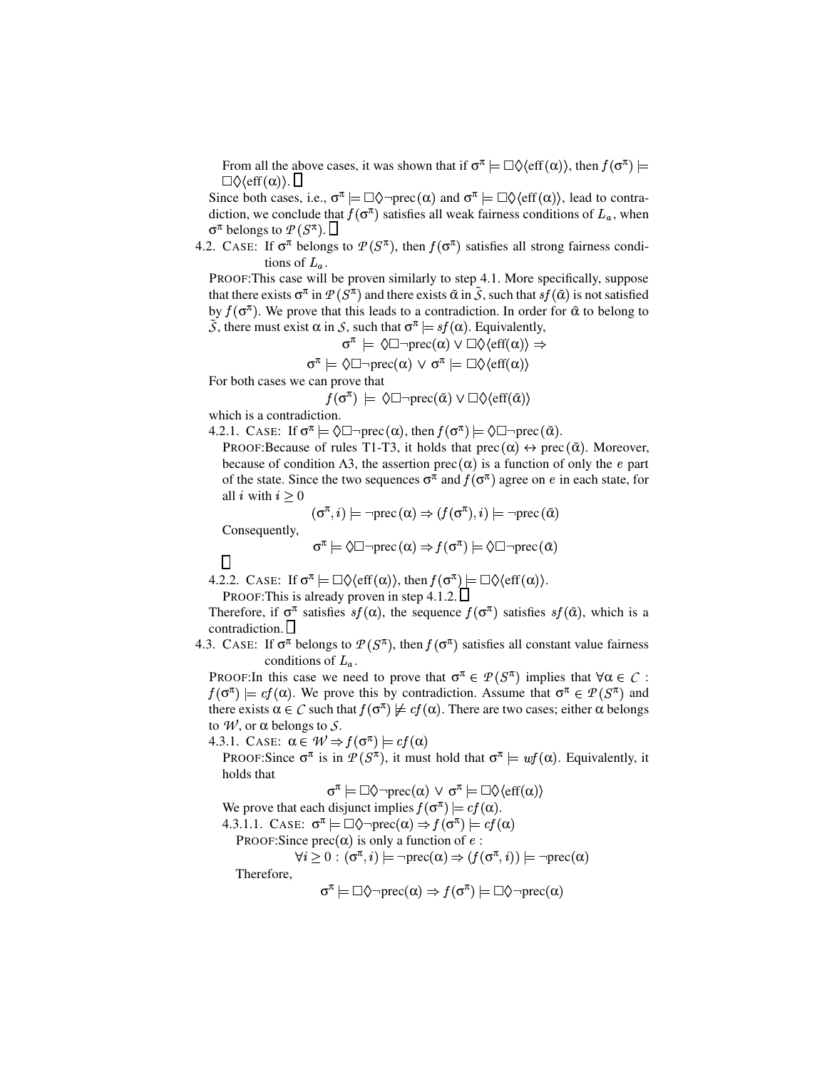From all the above cases, it was shown that if $\sigma^\pi \models \Box\Diamond\langle \text{eff}(\alpha)\rangle$, then $f(\sigma^\pi) \models \Box\Diamond\langle \text{eff}(\alpha)\rangle$. □

Since both cases, i.e., $\sigma^\pi \models \Box\Diamond\neg\text{prec}(\alpha)$ and $\sigma^\pi \models \Box\Diamond\langle \text{eff}(\alpha)\rangle$, lead to contradiction, we conclude that $f(\sigma^\pi)$ satisfies all weak fairness conditions of $L_a$, when $\sigma^\pi$ belongs to $\mathcal{P}(S^\pi)$. □

4.2. CASE: If $\sigma^\pi$ belongs to $\mathcal{P}(S^\pi)$, then $f(\sigma^\pi)$ satisfies all strong fairness conditions of $L_a$.

PROOF: This case will be proven similarly to step 4.1. More specifically, suppose that there exists $\sigma^\pi$ in $\mathcal{P}(S^\pi)$ and there exists $\tilde{\alpha}$ in $\tilde{\mathcal{S}}$, such that $sf(\tilde{\alpha})$ is not satisfied by $f(\sigma^\pi)$. We prove that this leads to a contradiction. In order for $\tilde{\alpha}$ to belong to $\tilde{\mathcal{S}}$, there must exist $\alpha$ in $\mathcal{S}$, such that $\sigma^\pi \models sf(\alpha)$. Equivalently,

$$\sigma^\pi \models \Diamond\Box\neg\text{prec}(\alpha) \vee \Box\Diamond\langle \text{eff}(\alpha)\rangle \Rightarrow$$

$$\sigma^\pi \models \Diamond\Box\neg\text{prec}(\alpha) \vee \sigma^\pi \models \Box\Diamond\langle \text{eff}(\alpha)\rangle$$

For both cases we can prove that

$$f(\sigma^\pi) \models \Diamond\Box\neg\text{prec}(\tilde{\alpha}) \vee \Box\Diamond\langle \text{eff}(\tilde{\alpha})\rangle$$

which is a contradiction.

4.2.1. CASE: If $\sigma^\pi \models \Diamond\Box\neg\text{prec}(\alpha)$, then $f(\sigma^\pi) \models \Diamond\Box\neg\text{prec}(\tilde{\alpha})$.

PROOF: Because of rules T1-T3, it holds that $\text{prec}(\alpha) \leftrightarrow \text{prec}(\tilde{\alpha})$. Moreover, because of condition $\Lambda 3$, the assertion $\text{prec}(\alpha)$ is a function of only the $e$ part of the state. Since the two sequences $\sigma^\pi$ and $f(\sigma^\pi)$ agree on $e$ in each state, for all $i$ with $i \geq 0$

$$(\sigma^\pi, i) \models \neg\text{prec}(\alpha) \Rightarrow (f(\sigma^\pi), i) \models \neg\text{prec}(\tilde{\alpha})$$

Consequently,

$$\sigma^\pi \models \Diamond\Box\neg\text{prec}(\alpha) \Rightarrow f(\sigma^\pi) \models \Diamond\Box\neg\text{prec}(\tilde{\alpha})$$

□

4.2.2. CASE: If $\sigma^\pi \models \Box\Diamond\langle \text{eff}(\alpha)\rangle$, then $f(\sigma^\pi) \models \Box\Diamond\langle \text{eff}(\alpha)\rangle$.

PROOF: This is already proven in step 4.1.2. □

Therefore, if $\sigma^\pi$ satisfies $sf(\alpha)$, the sequence $f(\sigma^\pi)$ satisfies $sf(\tilde{\alpha})$, which is a contradiction. □

4.3. CASE: If $\sigma^\pi$ belongs to $\mathcal{P}(S^\pi)$, then $f(\sigma^\pi)$ satisfies all constant value fairness conditions of $L_a$.

PROOF: In this case we need to prove that $\sigma^\pi \in \mathcal{P}(S^\pi)$ implies that $\forall \alpha \in \mathcal{C}$ : $f(\sigma^\pi) \models cf(\alpha)$. We prove this by contradiction. Assume that $\sigma^\pi \in \mathcal{P}(S^\pi)$ and there exists $\alpha \in \mathcal{C}$ such that $f(\sigma^\pi) \not\models cf(\alpha)$. There are two cases; either $\alpha$ belongs to $\mathcal{W}$, or $\alpha$ belongs to $\mathcal{S}$.

4.3.1. CASE: $\alpha \in \mathcal{W} \Rightarrow f(\sigma^\pi) \models cf(\alpha)$

PROOF: Since $\sigma^\pi$ is in $\mathcal{P}(S^\pi)$, it must hold that $\sigma^\pi \models wf(\alpha)$. Equivalently, it holds that

$$\sigma^\pi \models \Box\Diamond\neg\text{prec}(\alpha) \vee \sigma^\pi \models \Box\Diamond\langle \text{eff}(\alpha)\rangle$$

We prove that each disjunct implies $f(\sigma^\pi) \models cf(\alpha)$.

4.3.1.1. CASE: $\sigma^\pi \models \Box\Diamond\neg\text{prec}(\alpha) \Rightarrow f(\sigma^\pi) \models cf(\alpha)$

PROOF: Since $\text{prec}(\alpha)$ is only a function of $e$ :

$$\forall i \geq 0 : (\sigma^\pi, i) \models \neg\text{prec}(\alpha) \Rightarrow (f(\sigma^\pi, i)) \models \neg\text{prec}(\alpha)$$

Therefore,

$$\sigma^\pi \models \Box\Diamond\neg\text{prec}(\alpha) \Rightarrow f(\sigma^\pi) \models \Box\Diamond\neg\text{prec}(\alpha)$$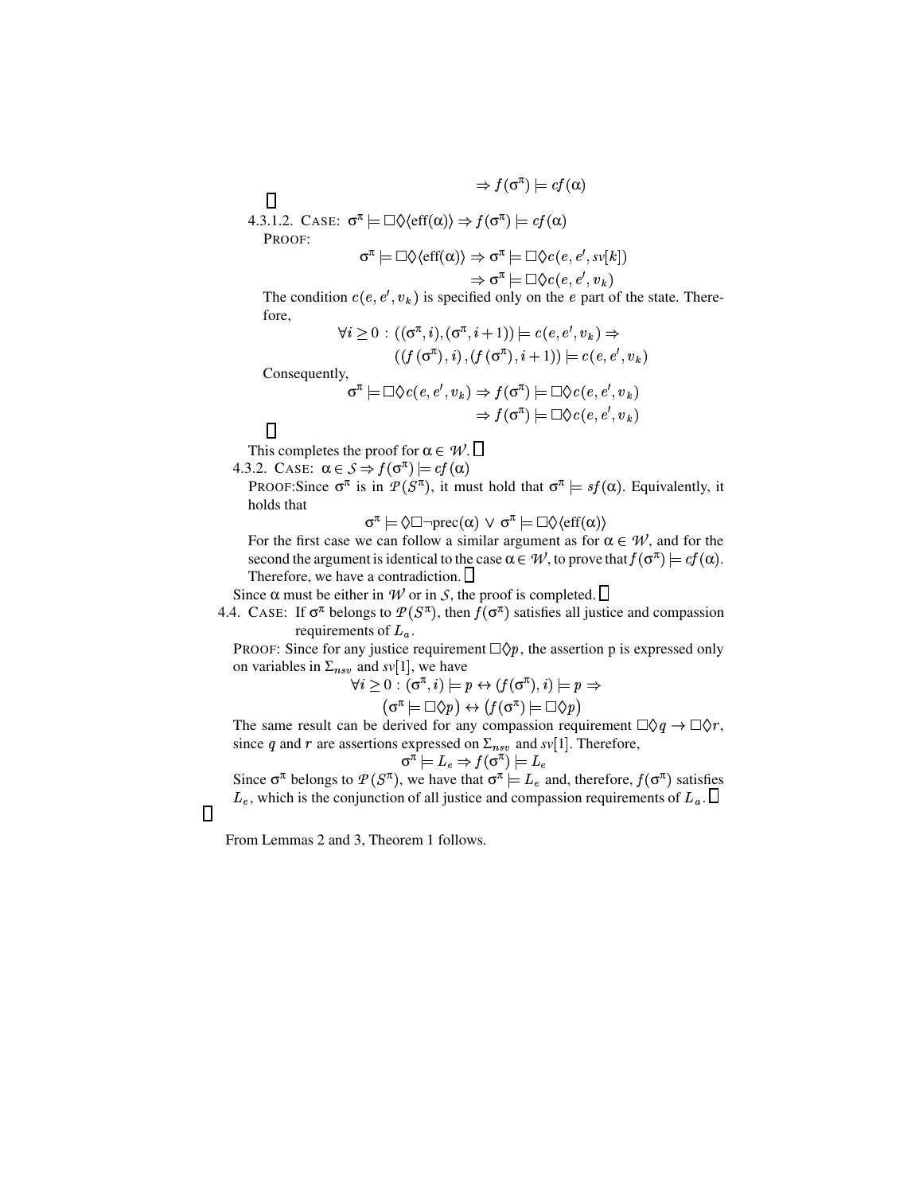$$\Rightarrow f(\sigma^\pi) \models cf(\alpha)$$

□

4.3.1.2. CASE: $\sigma^\pi \models \Box\Diamond\langle\text{eff}(\alpha)\rangle \Rightarrow f(\sigma^\pi) \models cf(\alpha)$

PROOF:

$$\sigma^\pi \models \Box\Diamond\langle\text{eff}(\alpha)\rangle \Rightarrow \sigma^\pi \models \Box\Diamond c(e, e', sv[k])$$
$$\Rightarrow \sigma^\pi \models \Box\Diamond c(e, e', v_k)$$

The condition $c(e, e', v_k)$ is specified only on the $e$ part of the state. Therefore,

$$\forall i \geq 0 : ((\sigma^\pi, i), (\sigma^\pi, i+1)) \models c(e, e', v_k) \Rightarrow$$
$$((f(\sigma^\pi), i), (f(\sigma^\pi), i+1)) \models c(e, e', v_k)$$

Consequently,

$$\sigma^\pi \models \Box\Diamond c(e, e', v_k) \Rightarrow f(\sigma^\pi) \models \Box\Diamond c(e, e', v_k)$$
$$\Rightarrow f(\sigma^\pi) \models \Box\Diamond c(e, e', v_k)$$

□

This completes the proof for $\alpha \in \mathcal{W}$. □

4.3.2. CASE: $\alpha \in \mathcal{S} \Rightarrow f(\sigma^\pi) \models cf(\alpha)$

PROOF: Since $\sigma^\pi$ is in $\mathcal{P}(S^\pi)$, it must hold that $\sigma^\pi \models sf(\alpha)$. Equivalently, it holds that

$$\sigma^\pi \models \Diamond\Box\neg\text{prec}(\alpha) \vee \sigma^\pi \models \Box\Diamond\langle\text{eff}(\alpha)\rangle$$

For the first case we can follow a similar argument as for $\alpha \in \mathcal{W}$, and for the second the argument is identical to the case $\alpha \in \mathcal{W}$, to prove that $f(\sigma^\pi) \models cf(\alpha)$. Therefore, we have a contradiction. □

Since $\alpha$ must be either in $\mathcal{W}$ or in $\mathcal{S}$, the proof is completed. □

4.4. CASE: If $\sigma^\pi$ belongs to $\mathcal{P}(S^\pi)$, then $f(\sigma^\pi)$ satisfies all justice and compassion requirements of $L_a$.

PROOF: Since for any justice requirement $\Box\Diamond p$, the assertion p is expressed only on variables in $\Sigma_{nsv}$ and $sv[1]$, we have

$$\forall i \geq 0 : (\sigma^\pi, i) \models p \leftrightarrow (f(\sigma^\pi), i) \models p \Rightarrow$$
$$(\sigma^\pi \models \Box\Diamond p) \leftrightarrow (f(\sigma^\pi) \models \Box\Diamond p)$$

The same result can be derived for any compassion requirement $\Box\Diamond q \rightarrow \Box\Diamond r$, since $q$ and $r$ are assertions expressed on $\Sigma_{nsv}$ and $sv[1]$. Therefore,

$$\sigma^\pi \models L_e \Rightarrow f(\sigma^\pi) \models L_e$$

Since $\sigma^\pi$ belongs to $\mathcal{P}(S^\pi)$, we have that $\sigma^\pi \models L_e$ and, therefore, $f(\sigma^\pi)$ satisfies $L_e$, which is the conjunction of all justice and compassion requirements of $L_a$. □

□

From Lemmas 2 and 3, Theorem 1 follows.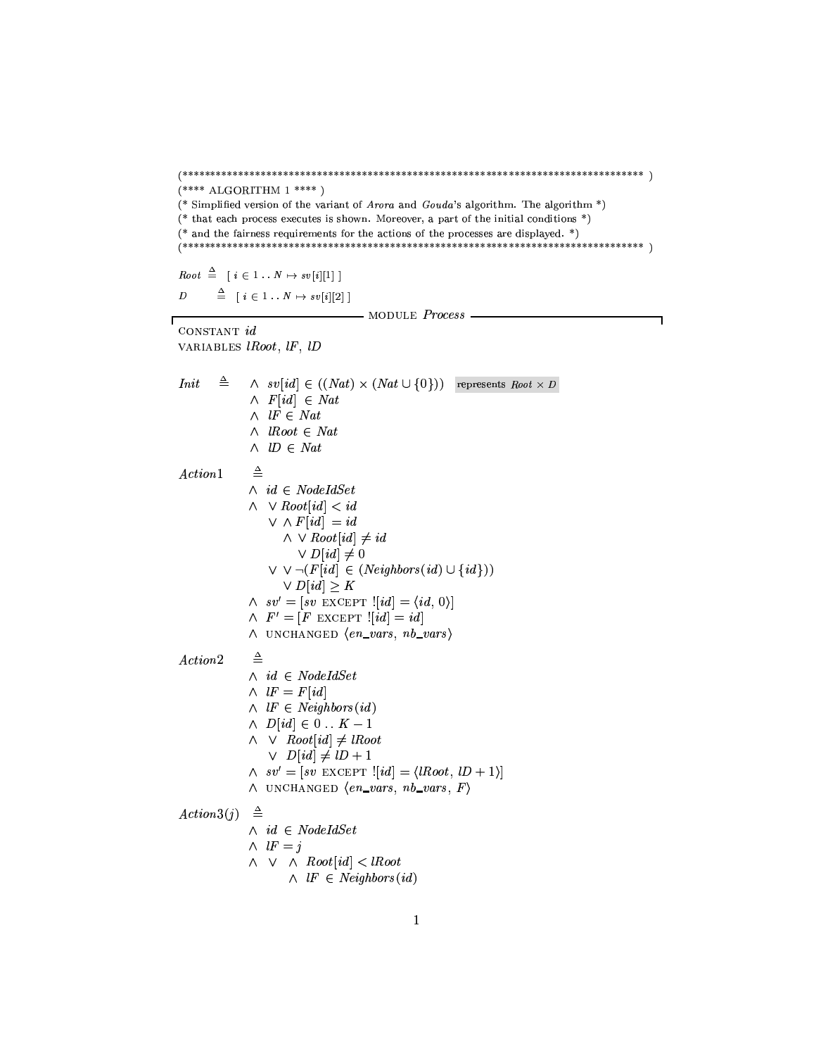```
(************************************************************************************ )
(**** ALGORITHM 1 **** )
(* Simplified version of the variant of Arora and Gouda's algorithm. The algorithm *)
(* that each process executes is shown. Moreover, a part of the initial conditions *)
(* and the fairness requirements for the actions of the processes are displayed. *)
(************************************************************************************ )
```

$Root \triangleq [\, i \in 1 \,..\, N \mapsto sv[i][1] \,]$

$D \triangleq [\, i \in 1 \,..\, N \mapsto sv[i][2] \,]$

**MODULE** *Process*

CONSTANT $id$

VARIABLES $lRoot$, $lF$, $lD$

$$
\begin{aligned}
Init \triangleq\ & \land\ sv[id] \in ((Nat) \times (Nat \cup \{0\})) \quad \text{represents } Root \times D \\
& \land\ F[id] \in Nat \\
& \land\ lF \in Nat \\
& \land\ lRoot \in Nat \\
& \land\ lD \in Nat
\end{aligned}
$$

$$
\begin{aligned}
Action1 \triangleq\ & \\
& \land\ id \in NodeIdSet \\
& \land\ \lor\ Root[id] < id \\
& \quad\ \lor\ \land\ F[id] = id \\
& \quad\quad\ \land\ \lor\ Root[id] \neq id \\
& \quad\quad\quad\ \lor\ D[id] \neq 0 \\
& \quad\ \lor\ \lor\ \neg(F[id] \in (Neighbors(id) \cup \{id\})) \\
& \quad\quad\ \lor\ D[id] \geq K \\
& \land\ sv' = [sv \text{ EXCEPT } ![id] = \langle id, 0 \rangle] \\
& \land\ F' = [F \text{ EXCEPT } ![id] = id] \\
& \land\ \text{UNCHANGED } \langle en\_vars,\ nb\_vars \rangle
\end{aligned}
$$

$$
\begin{aligned}
Action2 \triangleq\ & \\
& \land\ id \in NodeIdSet \\
& \land\ lF = F[id] \\
& \land\ lF \in Neighbors(id) \\
& \land\ D[id] \in 0 \,..\, K-1 \\
& \land\ \lor\ Root[id] \neq lRoot \\
& \quad\ \lor\ D[id] \neq lD + 1 \\
& \land\ sv' = [sv \text{ EXCEPT } ![id] = \langle lRoot,\ lD + 1 \rangle] \\
& \land\ \text{UNCHANGED } \langle en\_vars,\ nb\_vars,\ F \rangle
\end{aligned}
$$

$$
\begin{aligned}
Action3(j) \triangleq\ & \\
& \land\ id \in NodeIdSet \\
& \land\ lF = j \\
& \land\ \lor\ \land\ Root[id] < lRoot \\
& \quad\quad\ \land\ lF \in Neighbors(id)
\end{aligned}
$$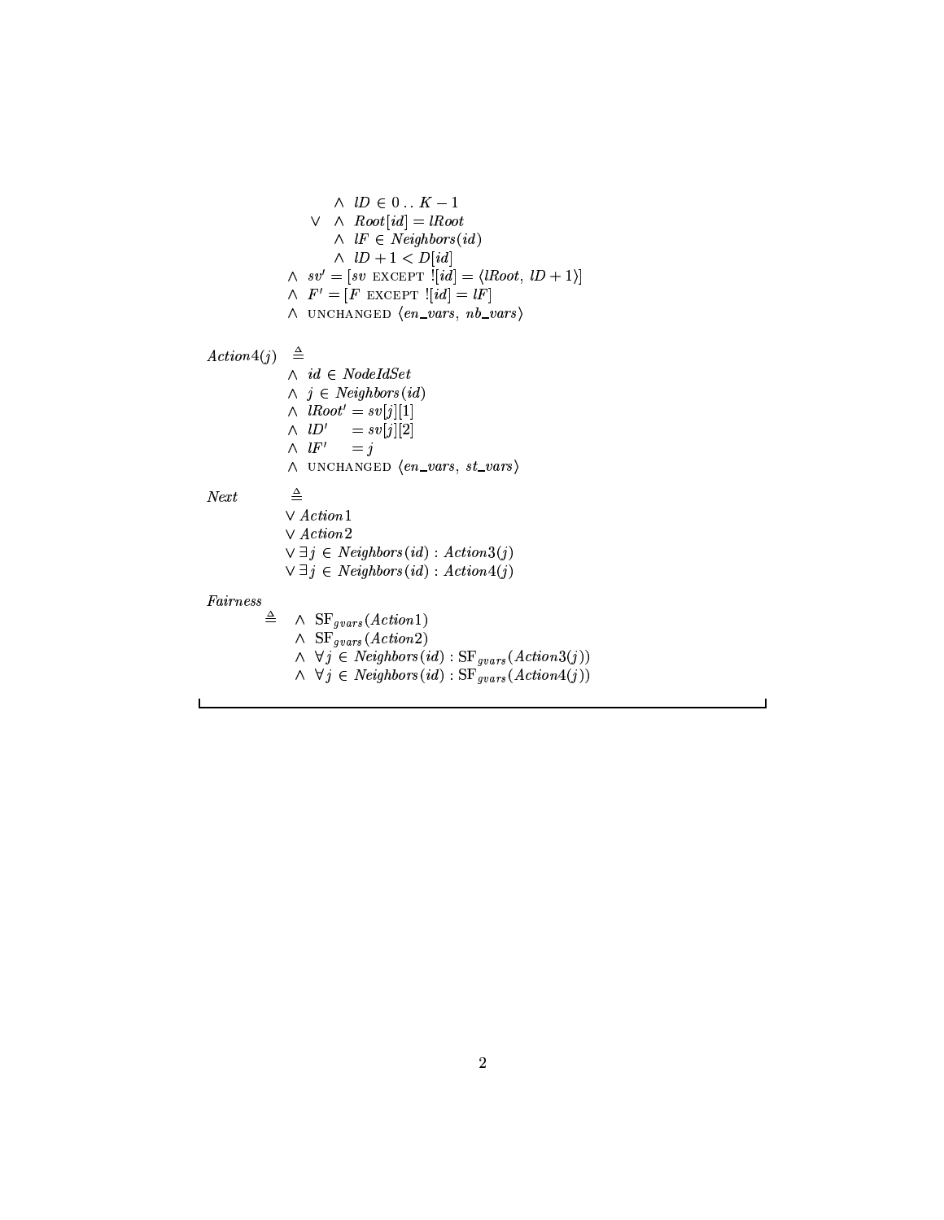$$
\begin{array}{l}
\qquad\qquad \wedge\ lD \in 0\,..\,K-1 \\
\qquad \vee\ \ \wedge\ Root[id] = lRoot \\
\qquad\qquad \wedge\ lF \in Neighbors(id) \\
\qquad\qquad \wedge\ lD + 1 < D[id] \\
\wedge\ sv' = [sv \text{ EXCEPT } ![id] = \langle lRoot,\ lD+1 \rangle] \\
\wedge\ F' = [F \text{ EXCEPT } ![id] = lF] \\
\wedge\ \text{UNCHANGED } \langle en\_vars,\ nb\_vars \rangle
\end{array}
$$

$$
\begin{array}{l}
Action4(j) \triangleq \\
\quad \wedge\ id \in NodeIdSet \\
\quad \wedge\ j \in Neighbors(id) \\
\quad \wedge\ lRoot' = sv[j][1] \\
\quad \wedge\ lD' \quad\ = sv[j][2] \\
\quad \wedge\ lF' \quad\ = j \\
\quad \wedge\ \text{UNCHANGED } \langle en\_vars,\ st\_vars \rangle
\end{array}
$$

$$
\begin{array}{l}
Next \triangleq \\
\quad \vee\ Action1 \\
\quad \vee\ Action2 \\
\quad \vee\ \exists j \in Neighbors(id) : Action3(j) \\
\quad \vee\ \exists j \in Neighbors(id) : Action4(j)
\end{array}
$$

$$
\begin{array}{l}
Fairness \\
\quad \triangleq\ \ \wedge\ \mathrm{SF}_{gvars}(Action1) \\
\qquad\quad \wedge\ \mathrm{SF}_{gvars}(Action2) \\
\qquad\quad \wedge\ \forall j \in Neighbors(id) : \mathrm{SF}_{gvars}(Action3(j)) \\
\qquad\quad \wedge\ \forall j \in Neighbors(id) : \mathrm{SF}_{gvars}(Action4(j))
\end{array}
$$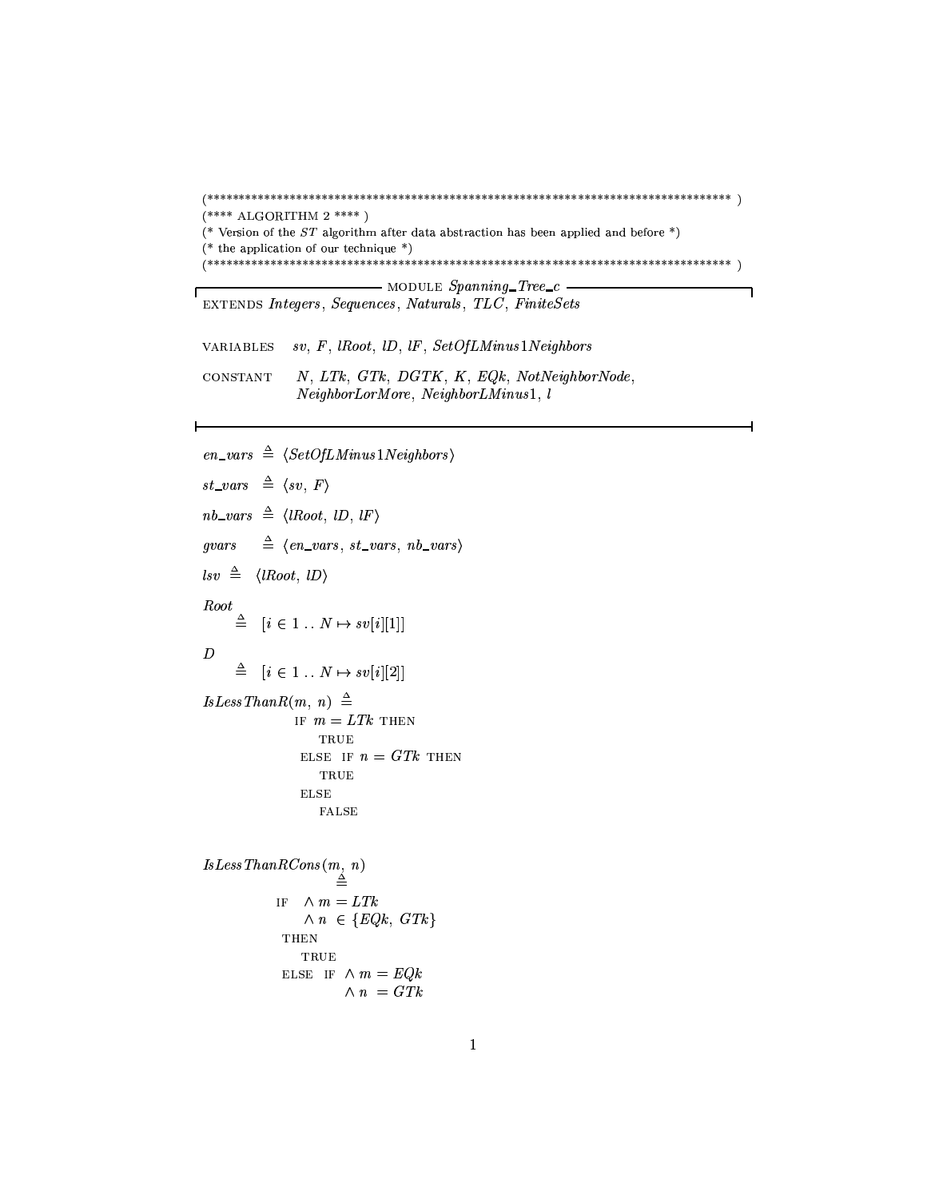```
(*********************************************************************************** )
(**** ALGORITHM 2 **** )
(* Version of the ST algorithm after data abstraction has been applied and before *)
(* the application of our technique *)
(*********************************************************************************** )

---------------------------- MODULE Spanning_Tree_c ----------------------------
EXTENDS Integers, Sequences, Naturals, TLC, FiniteSets

VARIABLES   sv, F, lRoot, lD, lF, SetOfLMinus1Neighbors

CONSTANT    N, LTk, GTk, DGTK, K, EQk, NotNeighborNode,
            NeighborLorMore, NeighborLMinus1, l

--------------------------------------------------------------------------------

en_vars  ≜ ⟨SetOfLMinus1Neighbors⟩

st_vars  ≜ ⟨sv, F⟩

nb_vars  ≜ ⟨lRoot, lD, lF⟩

gvars    ≜ ⟨en_vars, st_vars, nb_vars⟩

lsv  ≜  ⟨lRoot, lD⟩

Root
    ≜  [i ∈ 1 .. N ↦ sv[i][1]]

D
    ≜  [i ∈ 1 .. N ↦ sv[i][2]]

IsLessThanR(m, n)  ≜
               IF  m = LTk THEN
                   TRUE
                ELSE  IF n = GTk THEN
                   TRUE
                ELSE
                   FALSE


IsLessThanRCons(m, n)
                ≜
            IF   ∧ m = LTk
                 ∧ n ∈ {EQk, GTk}
             THEN
                TRUE
             ELSE  IF  ∧ m = EQk
                       ∧ n  = GTk
```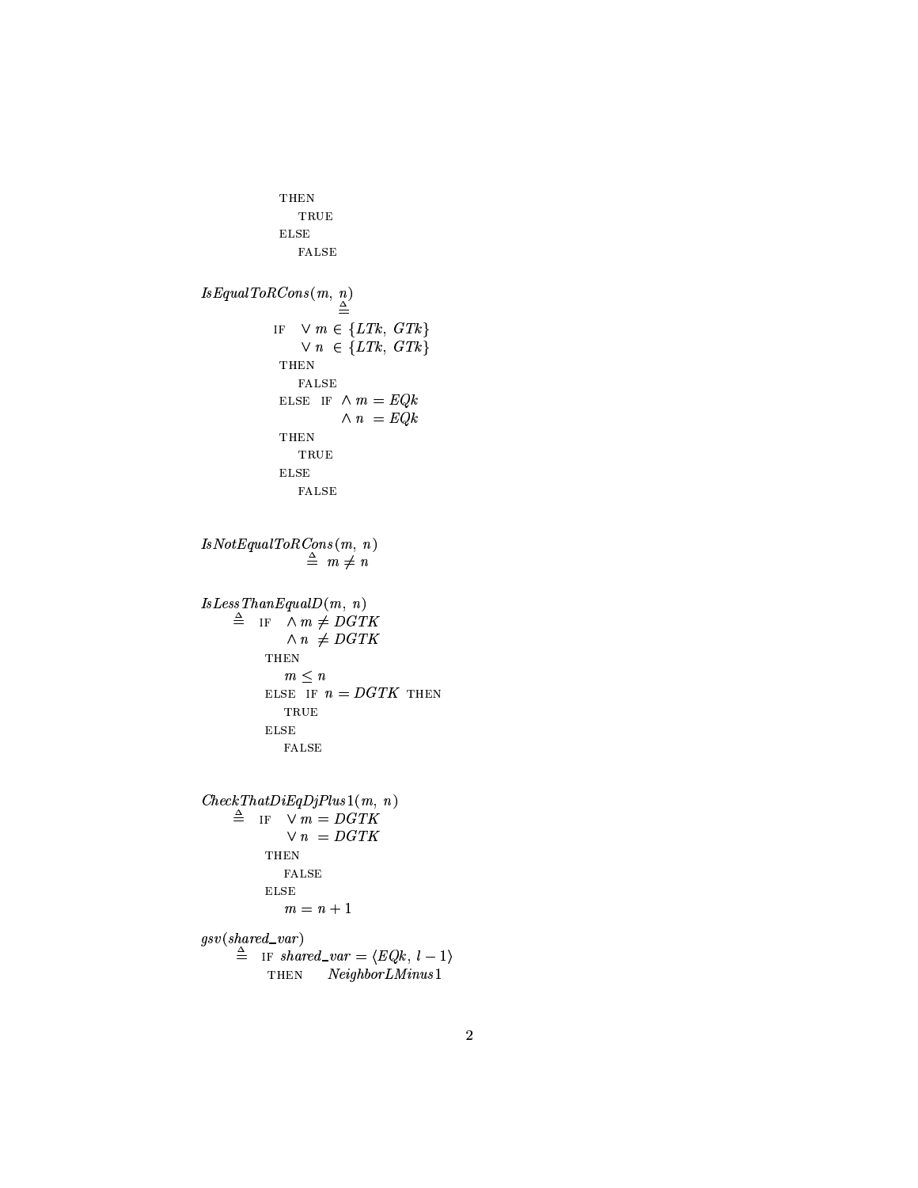```
          THEN
            TRUE
          ELSE
            FALSE

IsEqualToRCons(m, n)
  ≜
          IF  ∨ m ∈ {LTk, GTk}
              ∨ n ∈ {LTk, GTk}
          THEN
            FALSE
          ELSE IF  ∧ m = EQk
                   ∧ n = EQk
          THEN
            TRUE
          ELSE
            FALSE


IsNotEqualToRCons(m, n)
  ≜ m ≠ n


IsLessThanEqualD(m, n)
  ≜ IF  ∧ m ≠ DGTK
        ∧ n ≠ DGTK
      THEN
        m ≤ n
      ELSE IF n = DGTK THEN
        TRUE
      ELSE
        FALSE


CheckThatDiEqDjPlus1(m, n)
  ≜ IF  ∨ m = DGTK
        ∨ n = DGTK
      THEN
        FALSE
      ELSE
        m = n + 1

gsv(shared_var)
  ≜ IF shared_var = ⟨EQk, l − 1⟩
      THEN    NeighborLMinus1
```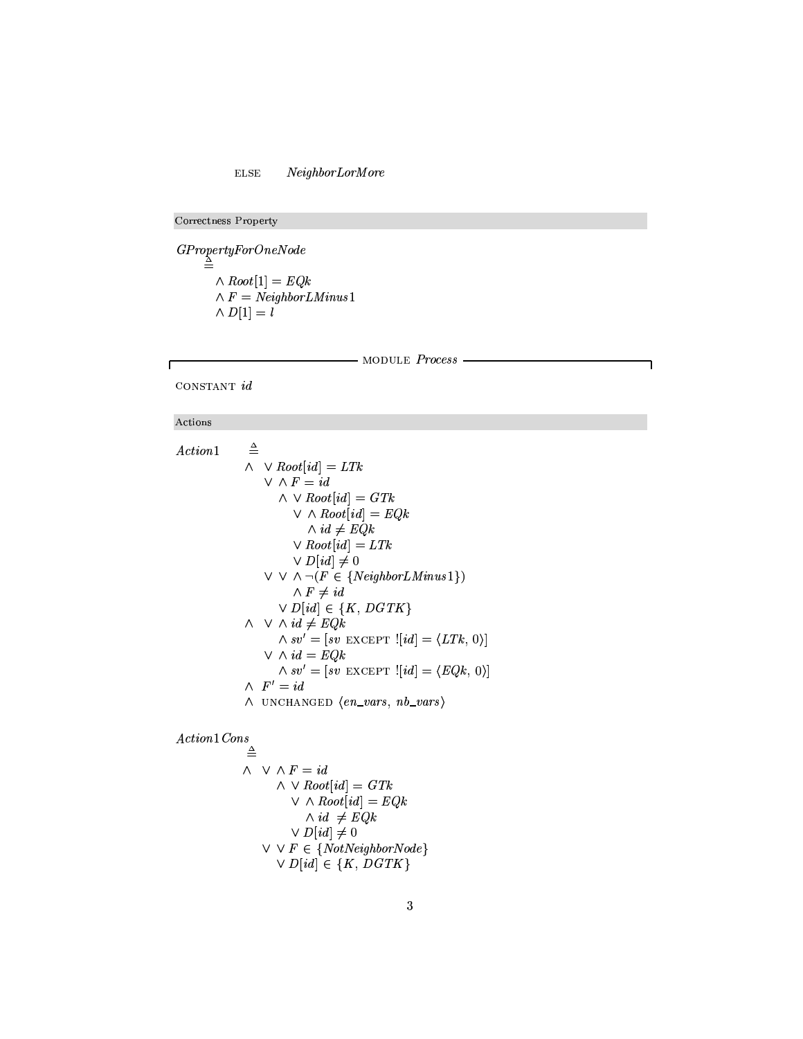ELSE *NeighborLorMore*

### Correctness Property

$GPropertyForOneNode$
$\triangleq$

$$
\begin{array}{l}
\land\ Root[1] = EQk \\
\land\ F = NeighborLMinus1 \\
\land\ D[1] = l
\end{array}
$$

## MODULE *Process*

CONSTANT $id$

### Actions

$Action1 \triangleq$

$$
\begin{array}{l}
\land\ \lor\ Root[id] = LTk \\
\quad\ \lor\ \land\ F = id \\
\qquad\quad \land\ \lor\ Root[id] = GTk \\
\qquad\qquad\ \lor\ \land\ Root[id] = EQk \\
\qquad\qquad\quad\ \ \land\ id \neq EQk \\
\qquad\qquad\ \lor\ Root[id] = LTk \\
\qquad\qquad\ \lor\ D[id] \neq 0 \\
\quad\ \lor\ \lor\ \land\ \neg(F \in \{NeighborLMinus1\}) \\
\qquad\qquad\ \land\ F \neq id \\
\qquad\ \lor\ D[id] \in \{K,\ DGTK\} \\
\land\ \lor\ \land\ id \neq EQk \\
\qquad\ \land\ sv' = [sv \text{ EXCEPT } ![id] = \langle LTk,\ 0\rangle] \\
\quad\ \lor\ \land\ id = EQk \\
\qquad\ \land\ sv' = [sv \text{ EXCEPT } ![id] = \langle EQk,\ 0\rangle] \\
\land\ F' = id \\
\land\ \text{UNCHANGED } \langle en\_vars,\ nb\_vars\rangle
\end{array}
$$

$Action1Cons$
$\triangleq$

$$
\begin{array}{l}
\land\ \lor\ \land\ F = id \\
\qquad\ \land\ \lor\ Root[id] = GTk \\
\qquad\qquad \lor\ \land\ Root[id] = EQk \\
\qquad\qquad\quad\ \land\ id \neq EQk \\
\qquad\qquad \lor\ D[id] \neq 0 \\
\quad\ \lor\ \lor\ F \in \{NotNeighborNode\} \\
\qquad\ \lor\ D[id] \in \{K,\ DGTK\}
\end{array}
$$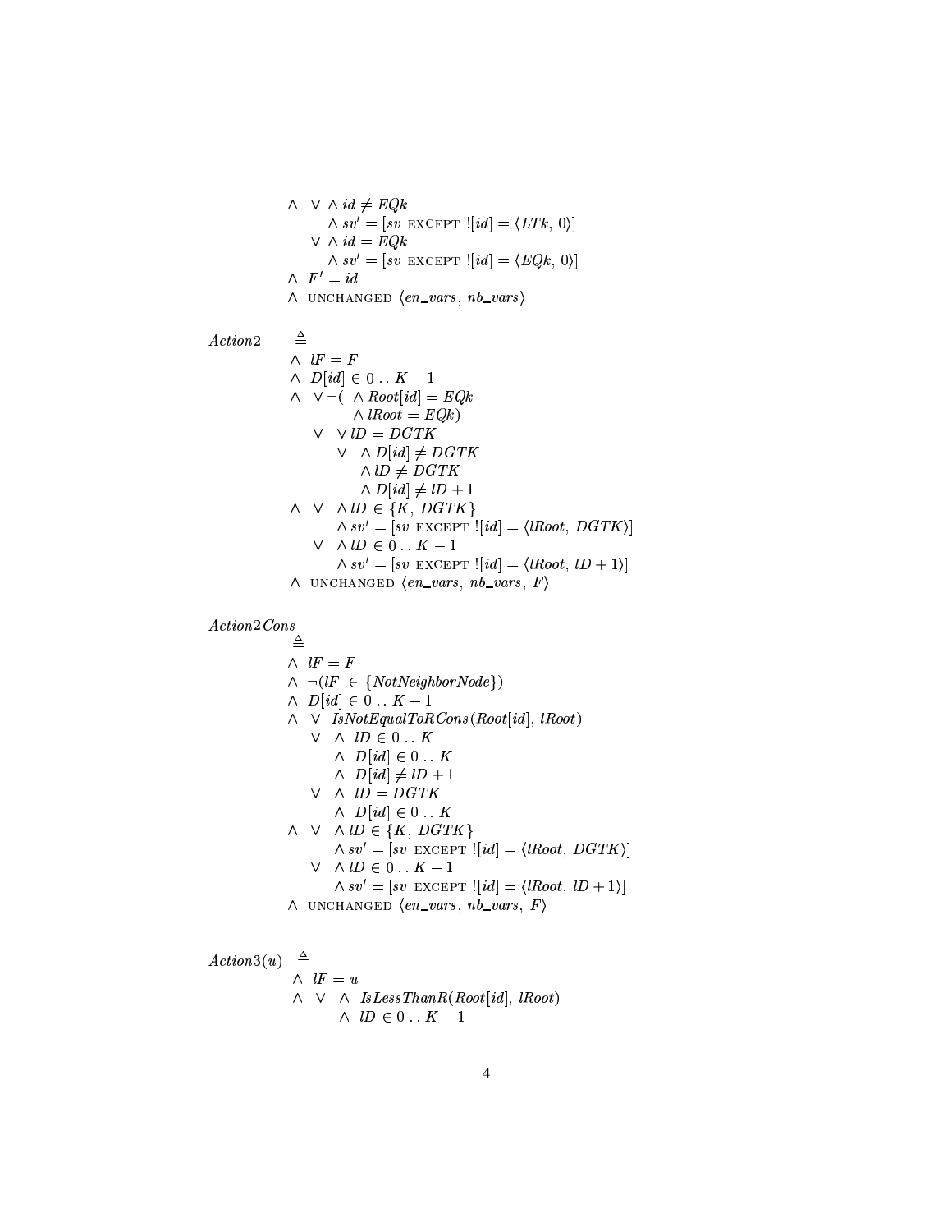$\wedge \;\; \vee \wedge id \neq EQk$
$\qquad \wedge sv' = [sv \text{ EXCEPT } ![id] = \langle LTk, 0 \rangle]$
$\quad \vee \wedge id = EQk$
$\qquad \wedge sv' = [sv \text{ EXCEPT } ![id] = \langle EQk, 0 \rangle]$
$\wedge \;\; F' = id$
$\wedge \;\; \text{UNCHANGED } \langle en\_vars, nb\_vars \rangle$

$Action2 \triangleq$

$\wedge \;\; lF = F$
$\wedge \;\; D[id] \in 0 \,..\, K-1$
$\wedge \;\; \vee \neg( \wedge Root[id] = EQk$
$\qquad\quad \wedge lRoot = EQk)$
$\quad \vee \;\; \vee lD = DGTK$
$\qquad \vee \;\; \wedge D[id] \neq DGTK$
$\qquad\quad \wedge lD \neq DGTK$
$\qquad\quad \wedge D[id] \neq lD + 1$
$\wedge \;\; \vee \;\; \wedge lD \in \{K, DGTK\}$
$\qquad \wedge sv' = [sv \text{ EXCEPT } ![id] = \langle lRoot, DGTK \rangle]$
$\quad \vee \;\; \wedge lD \in 0 \,..\, K-1$
$\qquad \wedge sv' = [sv \text{ EXCEPT } ![id] = \langle lRoot, lD+1 \rangle]$
$\wedge \;\; \text{UNCHANGED } \langle en\_vars, nb\_vars, F \rangle$

$Action2Cons$
$\triangleq$

$\wedge \;\; lF = F$
$\wedge \;\; \neg(lF \in \{NotNeighborNode\})$
$\wedge \;\; D[id] \in 0 \,..\, K-1$
$\wedge \;\; \vee \;\; IsNotEqualToRCons(Root[id], lRoot)$
$\quad \vee \;\; \wedge \;\; lD \in 0 \,..\, K$
$\qquad \wedge \;\; D[id] \in 0 \,..\, K$
$\qquad \wedge \;\; D[id] \neq lD + 1$
$\quad \vee \;\; \wedge \;\; lD = DGTK$
$\qquad \wedge \;\; D[id] \in 0 \,..\, K$
$\wedge \;\; \vee \;\; \wedge lD \in \{K, DGTK\}$
$\qquad \wedge sv' = [sv \text{ EXCEPT } ![id] = \langle lRoot, DGTK \rangle]$
$\quad \vee \;\; \wedge lD \in 0 \,..\, K-1$
$\qquad \wedge sv' = [sv \text{ EXCEPT } ![id] = \langle lRoot, lD+1 \rangle]$
$\wedge \;\; \text{UNCHANGED } \langle en\_vars, nb\_vars, F \rangle$

$Action3(u) \triangleq$

$\wedge \;\; lF = u$
$\wedge \;\; \vee \;\; \wedge \;\; IsLessThanR(Root[id], lRoot)$
$\qquad \wedge \;\; lD \in 0 \,..\, K-1$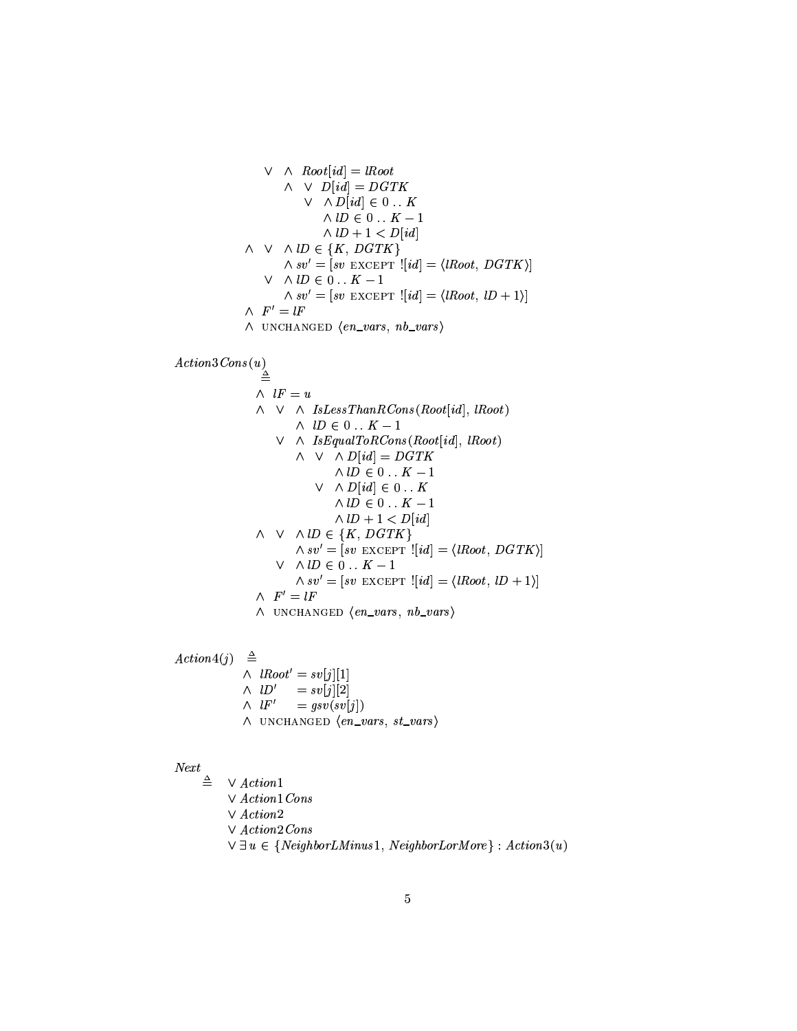```
        ∨  ∧  Root[id] = lRoot
           ∧  ∨  D[id] = DGTK
              ∨  ∧ D[id] ∈ 0 .. K
                 ∧ lD ∈ 0 .. K − 1
                 ∧ lD + 1 < D[id]
     ∧  ∨  ∧ lD ∈ {K, DGTK}
           ∧ sv' = [sv EXCEPT ![id] = ⟨lRoot, DGTK⟩]
        ∨  ∧ lD ∈ 0 .. K − 1
           ∧ sv' = [sv EXCEPT ![id] = ⟨lRoot, lD + 1⟩]
     ∧  F' = lF
     ∧  UNCHANGED ⟨en_vars, nb_vars⟩
```

```
Action3Cons(u)
     ≜
     ∧  lF = u
     ∧  ∨  ∧  IsLessThanRCons(Root[id], lRoot)
           ∧  lD ∈ 0 .. K − 1
        ∨  ∧  IsEqualToRCons(Root[id], lRoot)
           ∧  ∨  ∧ D[id] = DGTK
                 ∧ lD ∈ 0 .. K − 1
              ∨  ∧ D[id] ∈ 0 .. K
                 ∧ lD ∈ 0 .. K − 1
                 ∧ lD + 1 < D[id]
     ∧  ∨  ∧ lD ∈ {K, DGTK}
           ∧ sv' = [sv EXCEPT ![id] = ⟨lRoot, DGTK⟩]
        ∨  ∧ lD ∈ 0 .. K − 1
           ∧ sv' = [sv EXCEPT ![id] = ⟨lRoot, lD + 1⟩]
     ∧  F' = lF
     ∧  UNCHANGED ⟨en_vars, nb_vars⟩
```

```
Action4(j)  ≜
     ∧  lRoot' = sv[j][1]
     ∧  lD'    = sv[j][2]
     ∧  lF'    = gsv(sv[j])
     ∧  UNCHANGED ⟨en_vars, st_vars⟩
```

```
Next
  ≜  ∨ Action1
     ∨ Action1Cons
     ∨ Action2
     ∨ Action2Cons
     ∨ ∃ u ∈ {NeighborLMinus1, NeighborLorMore} : Action3(u)
```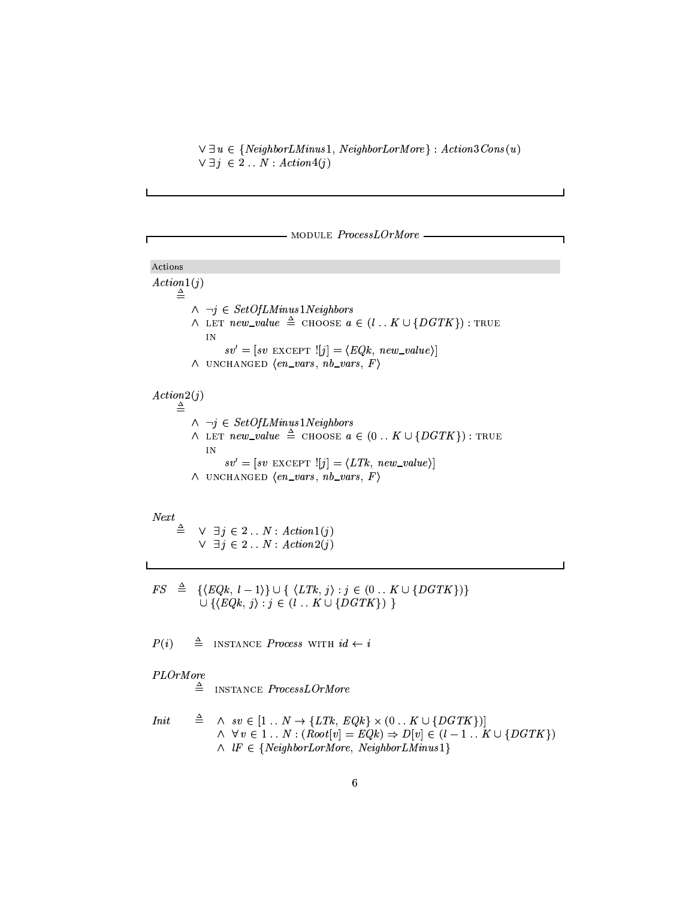$\vee \exists u \in \{NeighborLMinus1,\ NeighborLorMore\} : Action3Cons(u)$
$\vee \exists j \in 2 \mathrel{..} N : Action4(j)$

---

## MODULE *ProcessLOrMore*

**Actions**

$Action1(j)$

$$
\begin{aligned}
\triangleq\quad & \wedge\ \neg j \in SetOfLMinus1Neighbors \\
& \wedge\ \text{LET } new\_value \triangleq \text{CHOOSE } a \in (l \mathrel{..} K \cup \{DGTK\}) : \text{TRUE} \\
& \quad\ \text{IN} \\
& \qquad sv' = [sv \text{ EXCEPT } ![j] = \langle EQk,\ new\_value \rangle] \\
& \wedge\ \text{UNCHANGED } \langle en\_vars,\ nb\_vars,\ F \rangle
\end{aligned}
$$

$Action2(j)$

$$
\begin{aligned}
\triangleq\quad & \wedge\ \neg j \in SetOfLMinus1Neighbors \\
& \wedge\ \text{LET } new\_value \triangleq \text{CHOOSE } a \in (0 \mathrel{..} K \cup \{DGTK\}) : \text{TRUE} \\
& \quad\ \text{IN} \\
& \qquad sv' = [sv \text{ EXCEPT } ![j] = \langle LTk,\ new\_value \rangle] \\
& \wedge\ \text{UNCHANGED } \langle en\_vars,\ nb\_vars,\ F \rangle
\end{aligned}
$$

$Next$

$$
\begin{aligned}
\triangleq\quad & \vee\ \exists j \in 2 \mathrel{..} N : Action1(j) \\
& \vee\ \exists j \in 2 \mathrel{..} N : Action2(j)
\end{aligned}
$$

---

$$
\begin{aligned}
FS \triangleq\ & \{\langle EQk,\ l-1 \rangle\} \cup \{\ \langle LTk,\ j \rangle : j \in (0 \mathrel{..} K \cup \{DGTK\})\} \\
& \cup \{\langle EQk,\ j \rangle : j \in (l \mathrel{..} K \cup \{DGTK\})\ \}
\end{aligned}
$$

$P(i) \triangleq \text{INSTANCE } Process \text{ WITH } id \leftarrow i$

$PLOrMore$
$\triangleq \text{INSTANCE } ProcessLOrMore$

$$
\begin{aligned}
Init \triangleq\ & \wedge\ sv \in [1 \mathrel{..} N \rightarrow \{LTk,\ EQk\} \times (0 \mathrel{..} K \cup \{DGTK\})] \\
& \wedge\ \forall v \in 1 \mathrel{..} N : (Root[v] = EQk) \Rightarrow D[v] \in (l-1 \mathrel{..} K \cup \{DGTK\}) \\
& \wedge\ lF \in \{NeighborLorMore,\ NeighborLMinus1\}
\end{aligned}
$$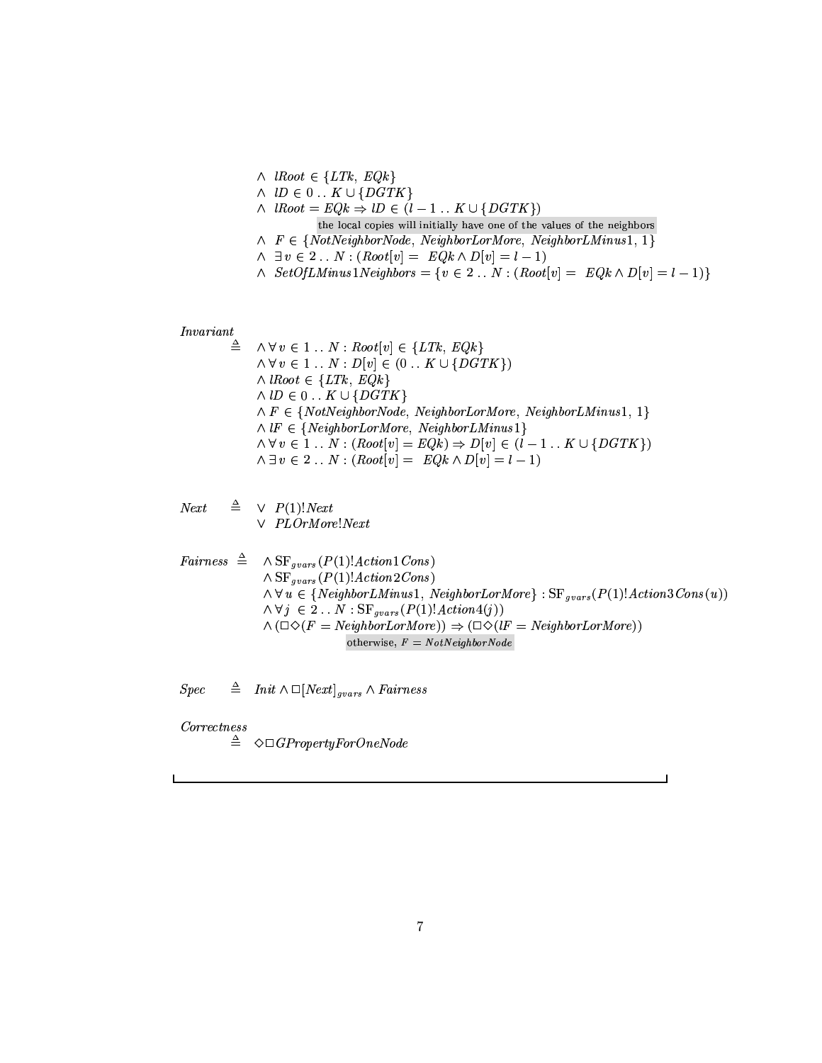$\wedge\ lRoot \in \{LTk,\ EQk\}$
$\wedge\ lD \in 0\ ..\ K \cup \{DGTK\}$
$\wedge\ lRoot = EQk \Rightarrow lD \in (l-1\ ..\ K \cup \{DGTK\})$

the local copies will initially have one of the values of the neighbors

$\wedge\ F \in \{NotNeighborNode,\ NeighborLorMore,\ NeighborLMinus1,\ 1\}$
$\wedge\ \exists\, v \in 2\ ..\ N : (Root[v] =\ EQk \wedge D[v] = l-1)$
$\wedge\ SetOfLMinus1Neighbors = \{v \in 2\ ..\ N : (Root[v] =\ EQk \wedge D[v] = l-1)\}$

*Invariant*

$$
\begin{aligned}
\triangleq\quad & \wedge \forall\, v \in 1\ ..\ N : Root[v] \in \{LTk,\ EQk\} \\
& \wedge \forall\, v \in 1\ ..\ N : D[v] \in (0\ ..\ K \cup \{DGTK\}) \\
& \wedge\, lRoot \in \{LTk,\ EQk\} \\
& \wedge\, lD \in 0\ ..\ K \cup \{DGTK\} \\
& \wedge\, F \in \{NotNeighborNode,\ NeighborLorMore,\ NeighborLMinus1,\ 1\} \\
& \wedge\, lF \in \{NeighborLorMore,\ NeighborLMinus1\} \\
& \wedge \forall\, v \in 1\ ..\ N : (Root[v] = EQk) \Rightarrow D[v] \in (l-1\ ..\ K \cup \{DGTK\}) \\
& \wedge \exists\, v \in 2\ ..\ N : (Root[v] =\ EQk \wedge D[v] = l-1)
\end{aligned}
$$

$$
\begin{aligned}
Next \quad \triangleq\quad & \vee\ P(1)!Next \\
& \vee\ PLOrMore!Next
\end{aligned}
$$

$$
\begin{aligned}
Fairness \ \triangleq\quad & \wedge\, \mathrm{SF}_{gvars}(P(1)!Action1Cons) \\
& \wedge\, \mathrm{SF}_{gvars}(P(1)!Action2Cons) \\
& \wedge \forall\, u \in \{NeighborLMinus1,\ NeighborLorMore\} : \mathrm{SF}_{gvars}(P(1)!Action3Cons(u)) \\
& \wedge \forall\, j \in 2\ ..\ N : \mathrm{SF}_{gvars}(P(1)!Action4(j)) \\
& \wedge\, (\Box\Diamond(F = NeighborLorMore)) \Rightarrow (\Box\Diamond(lF = NeighborLorMore))
\end{aligned}
$$

otherwise, $F = NotNeighborNode$

$$
Spec \quad \triangleq \quad Init \wedge \Box[Next]_{gvars} \wedge Fairness
$$

*Correctness*

$$
\triangleq \quad \Diamond\Box GPropertyForOneNode
$$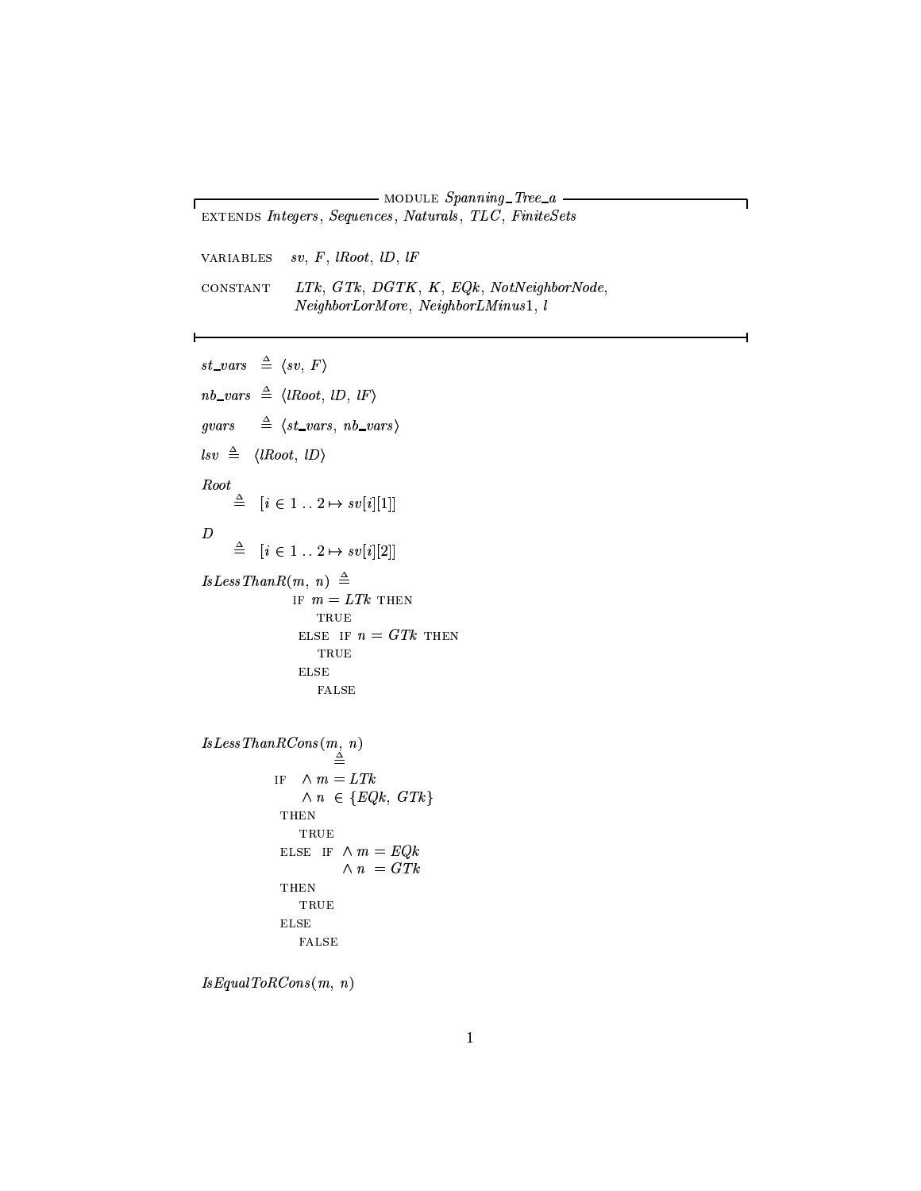```
------------------------------ MODULE Spanning_Tree_a ------------------------------
EXTENDS Integers, Sequences, Naturals, TLC, FiniteSets

VARIABLES   sv, F, lRoot, lD, lF

CONSTANT    LTk, GTk, DGTK, K, EQk, NotNeighborNode,
            NeighborLorMore, NeighborLMinus1, l

-------------------------------------------------------------------------------------

st_vars  == <<sv, F>>

nb_vars  == <<lRoot, lD, lF>>

gvars    == <<st_vars, nb_vars>>

lsv == <<lRoot, lD>>

Root
     == [i \in 1 .. 2 |-> sv[i][1]]

D
     == [i \in 1 .. 2 |-> sv[i][2]]

IsLessThanR(m, n) ==
               IF m = LTk THEN
                   TRUE
               ELSE IF n = GTk THEN
                   TRUE
               ELSE
                   FALSE


IsLessThanRCons(m, n)
                    ==
            IF  /\ m = LTk
                /\ n \in {EQk, GTk}
            THEN
                TRUE
            ELSE IF /\ m = EQk
                    /\ n = GTk
            THEN
                TRUE
            ELSE
                FALSE

IsEqualToRCons(m, n)
```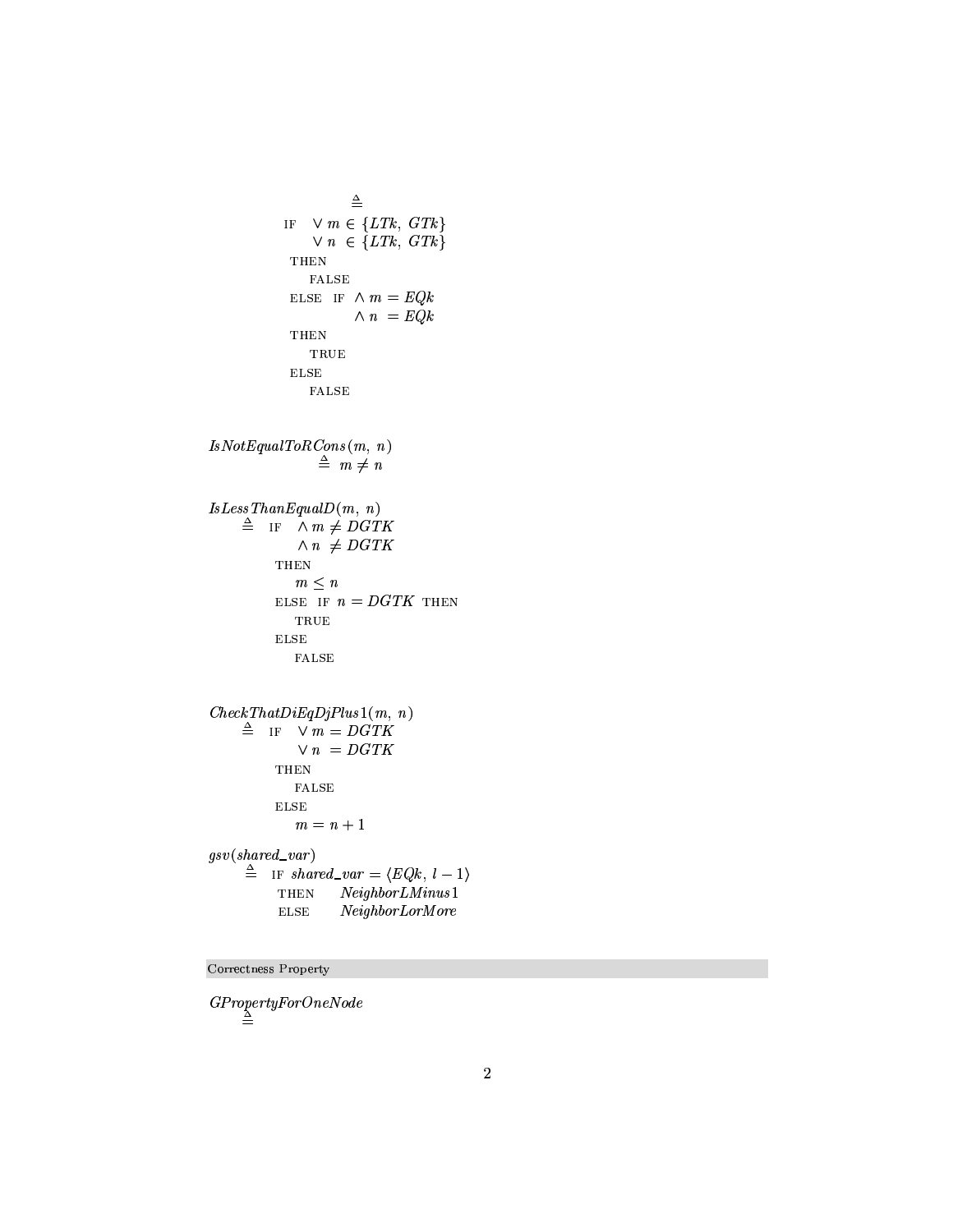$$\triangleq$$

IF $\lor\ m \in \{LTk,\ GTk\}$
   $\lor\ n\ \in \{LTk,\ GTk\}$
THEN
   FALSE
ELSE IF $\land\ m = EQk$
   $\land\ n\ = EQk$
THEN
   TRUE
ELSE
   FALSE

*IsNotEqualToRCons*$(m,\ n)$
   $\triangleq\ m \neq n$

*IsLessThanEqualD*$(m,\ n)$
$\triangleq$ IF $\land\ m \neq DGTK$
   $\land\ n\ \neq DGTK$
THEN
   $m \leq n$
ELSE IF $n = DGTK$ THEN
   TRUE
ELSE
   FALSE

*CheckThatDiEqDjPlus1*$(m,\ n)$
$\triangleq$ IF $\lor\ m = DGTK$
   $\lor\ n\ = DGTK$
THEN
   FALSE
ELSE
   $m = n + 1$

*gsv*$(shared\_var)$
$\triangleq$ IF $shared\_var = \langle EQk,\ l - 1\rangle$
   THEN *NeighborLMinus1*
   ELSE *NeighborLorMore*

## Correctness Property

*GPropertyForOneNode*
$\triangleq$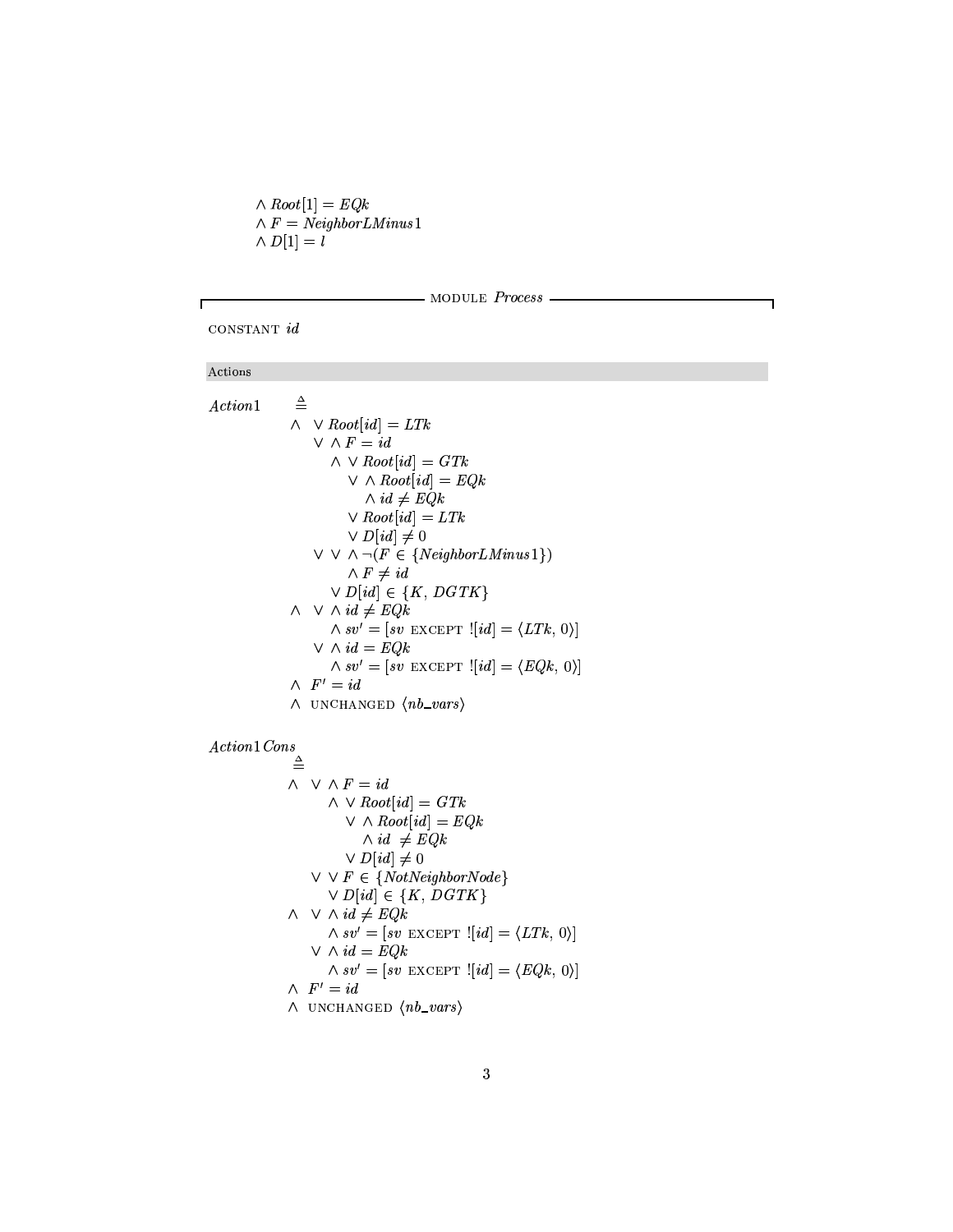$\land$ $Root[1] = EQk$
$\land$ $F = NeighborLMinus1$
$\land$ $D[1] = l$

## MODULE *Process*

CONSTANT $id$

### Actions

$$
\begin{array}{l}
Action1 \triangleq \\
\quad \land \ \lor Root[id] = LTk \\
\quad\quad \lor \land F = id \\
\quad\quad\quad \land \lor Root[id] = GTk \\
\quad\quad\quad\quad \lor \land Root[id] = EQk \\
\quad\quad\quad\quad\quad \land id \neq EQk \\
\quad\quad\quad\quad \lor Root[id] = LTk \\
\quad\quad\quad\quad \lor D[id] \neq 0 \\
\quad\quad \lor \lor \land \neg(F \in \{NeighborLMinus1\}) \\
\quad\quad\quad\quad \land F \neq id \\
\quad\quad\quad \lor D[id] \in \{K, DGTK\} \\
\quad \land \ \lor \land id \neq EQk \\
\quad\quad\quad \land sv' = [sv \text{ EXCEPT } ![id] = \langle LTk, 0 \rangle] \\
\quad\quad \lor \land id = EQk \\
\quad\quad\quad \land sv' = [sv \text{ EXCEPT } ![id] = \langle EQk, 0 \rangle] \\
\quad \land \ F' = id \\
\quad \land \ \text{UNCHANGED } \langle nb\_vars \rangle
\end{array}
$$

$$
\begin{array}{l}
Action1Cons \\
\quad \triangleq \\
\quad \land \ \lor \land F = id \\
\quad\quad\quad \land \lor Root[id] = GTk \\
\quad\quad\quad\quad \lor \land Root[id] = EQk \\
\quad\quad\quad\quad\quad \land id \neq EQk \\
\quad\quad\quad\quad \lor D[id] \neq 0 \\
\quad\quad \lor \lor F \in \{NotNeighborNode\} \\
\quad\quad\quad \lor D[id] \in \{K, DGTK\} \\
\quad \land \ \lor \land id \neq EQk \\
\quad\quad\quad \land sv' = [sv \text{ EXCEPT } ![id] = \langle LTk, 0 \rangle] \\
\quad\quad \lor \land id = EQk \\
\quad\quad\quad \land sv' = [sv \text{ EXCEPT } ![id] = \langle EQk, 0 \rangle] \\
\quad \land \ F' = id \\
\quad \land \ \text{UNCHANGED } \langle nb\_vars \rangle
\end{array}
$$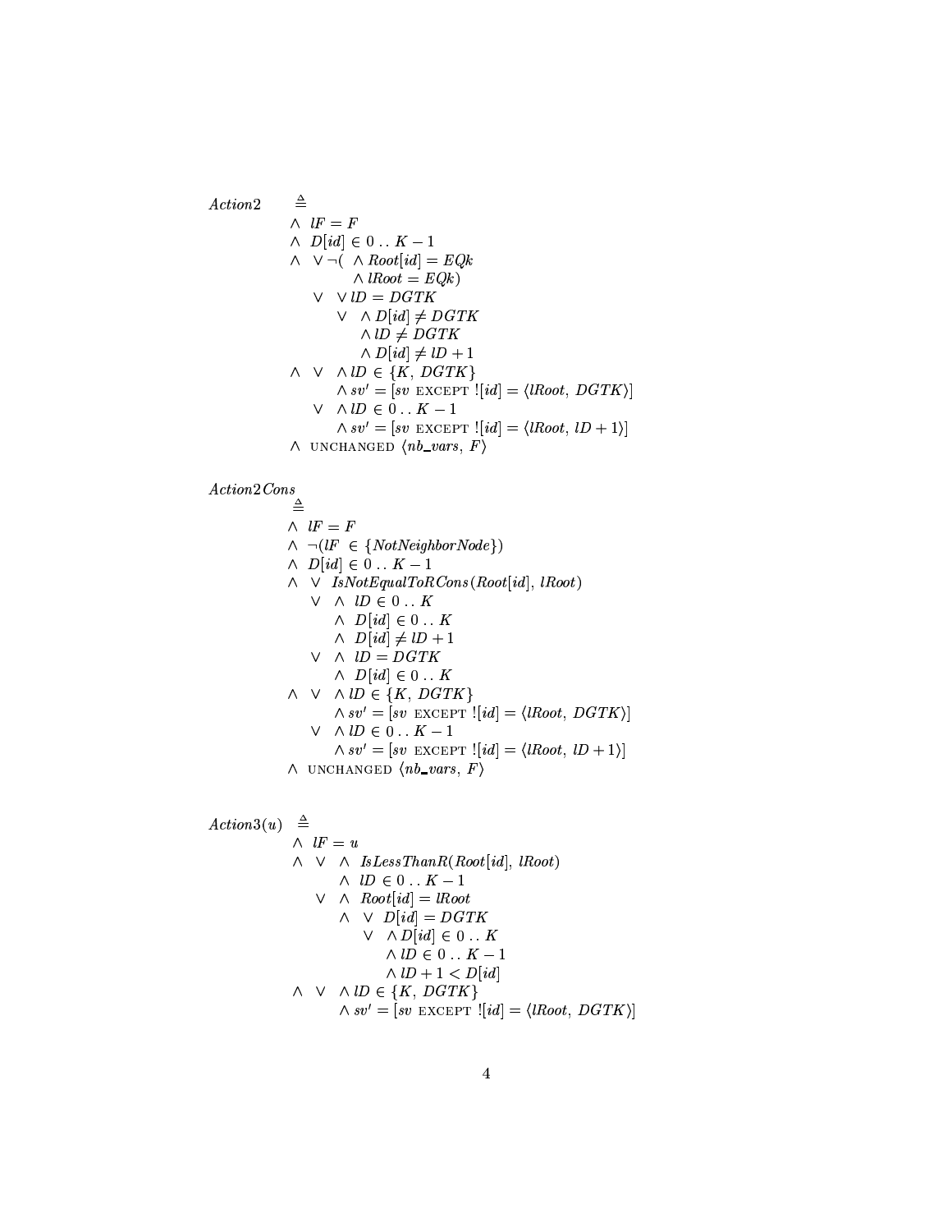$$
\begin{array}{l}
Action2 \triangleq \\
\quad \land\ lF = F \\
\quad \land\ D[id] \in 0 \,..\, K-1 \\
\quad \land\ \lor \neg(\ \land Root[id] = EQk \\
\qquad\qquad\quad \land lRoot = EQk) \\
\qquad \lor\ \ \lor lD = DGTK \\
\qquad\quad\ \ \lor\ \ \land D[id] \neq DGTK \\
\qquad\qquad\quad \land lD \neq DGTK \\
\qquad\qquad\quad \land D[id] \neq lD + 1 \\
\quad \land\ \lor\ \ \land lD \in \{K,\ DGTK\} \\
\qquad\qquad \land sv' = [sv \text{ EXCEPT } ![id] = \langle lRoot,\ DGTK\rangle] \\
\qquad \lor\ \ \land lD \in 0 \,..\, K-1 \\
\qquad\qquad \land sv' = [sv \text{ EXCEPT } ![id] = \langle lRoot,\ lD+1\rangle] \\
\quad \land\ \text{UNCHANGED } \langle nb\_vars,\ F\rangle
\end{array}
$$

$$
\begin{array}{l}
Action2Cons \\
\qquad \triangleq \\
\quad \land\ lF = F \\
\quad \land\ \neg(lF\ \in \{NotNeighborNode\}) \\
\quad \land\ D[id] \in 0 \,..\, K-1 \\
\quad \land\ \lor\ IsNotEqualToRCons(Root[id],\ lRoot) \\
\qquad \lor\ \land\ lD \in 0 \,..\, K \\
\qquad\quad\ \land\ D[id] \in 0 \,..\, K \\
\qquad\quad\ \land\ D[id] \neq lD + 1 \\
\qquad \lor\ \land\ lD = DGTK \\
\qquad\quad\ \land\ D[id] \in 0 \,..\, K \\
\quad \land\ \lor\ \ \land lD \in \{K,\ DGTK\} \\
\qquad\qquad \land sv' = [sv \text{ EXCEPT } ![id] = \langle lRoot,\ DGTK\rangle] \\
\qquad \lor\ \ \land lD \in 0 \,..\, K-1 \\
\qquad\qquad \land sv' = [sv \text{ EXCEPT } ![id] = \langle lRoot,\ lD+1\rangle] \\
\quad \land\ \text{UNCHANGED } \langle nb\_vars,\ F\rangle
\end{array}
$$

$$
\begin{array}{l}
Action3(u) \triangleq \\
\quad \land\ lF = u \\
\quad \land\ \lor\ \land\ IsLessThanR(Root[id],\ lRoot) \\
\qquad\qquad \land\ lD \in 0 \,..\, K-1 \\
\qquad \lor\ \land\ Root[id] = lRoot \\
\qquad\quad\ \land\ \lor\ D[id] = DGTK \\
\qquad\qquad\ \ \lor\ \ \land D[id] \in 0 \,..\, K \\
\qquad\qquad\qquad \land lD \in 0 \,..\, K-1 \\
\qquad\qquad\qquad \land lD + 1 < D[id] \\
\quad \land\ \lor\ \ \land lD \in \{K,\ DGTK\} \\
\qquad\qquad \land sv' = [sv \text{ EXCEPT } ![id] = \langle lRoot,\ DGTK\rangle]
\end{array}
$$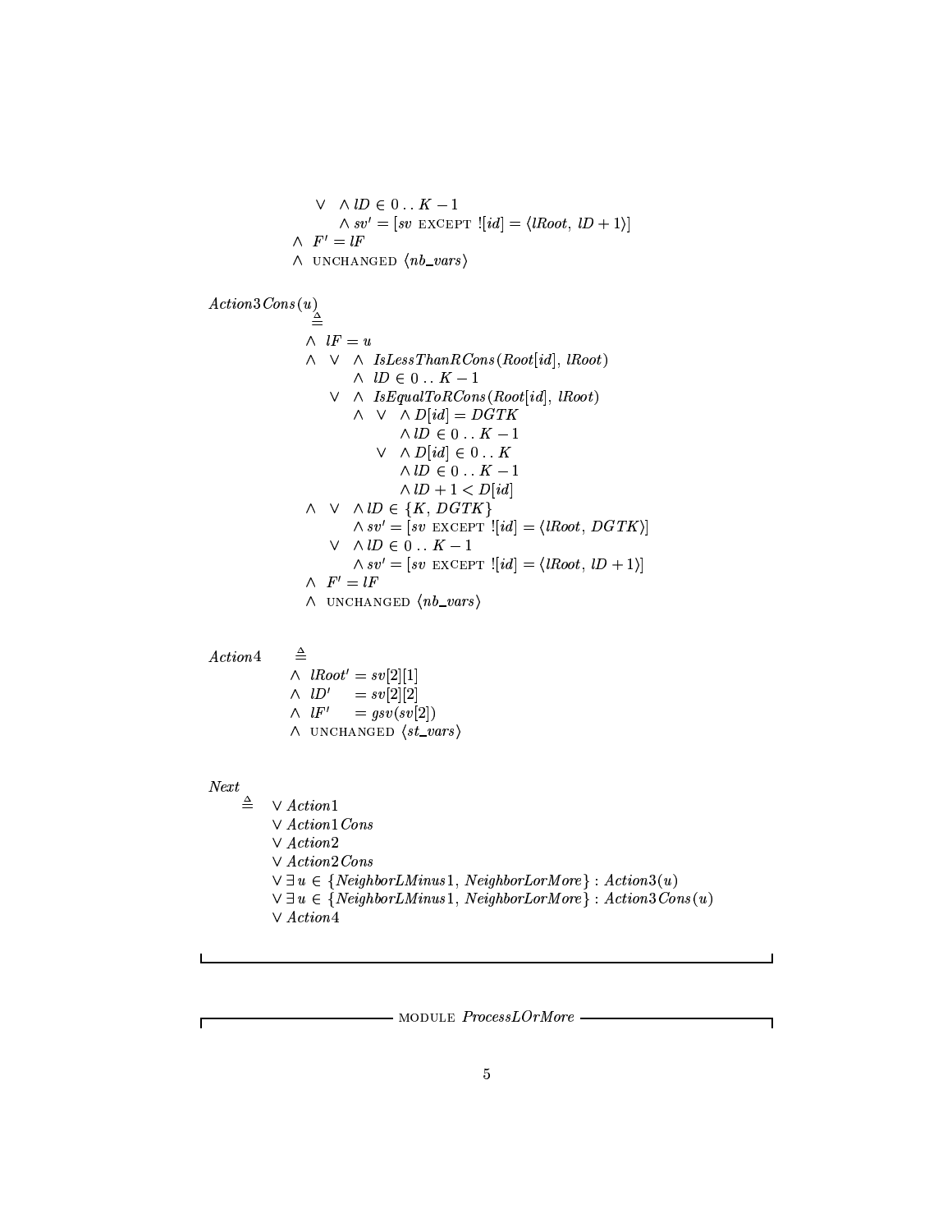```
        ∨  ∧ lD ∈ 0 .. K − 1
           ∧ sv' = [sv EXCEPT ![id] = ⟨lRoot, lD + 1⟩]
     ∧  F' = lF
     ∧  UNCHANGED ⟨nb_vars⟩


Action3Cons(u)
    ≜
     ∧  lF = u
     ∧  ∨  ∧ IsLessThanRCons(Root[id], lRoot)
              ∧ lD ∈ 0 .. K − 1
        ∨  ∧ IsEqualToRCons(Root[id], lRoot)
           ∧  ∨  ∧ D[id] = DGTK
                    ∧ lD ∈ 0 .. K − 1
              ∨  ∧ D[id] ∈ 0 .. K
                    ∧ lD ∈ 0 .. K − 1
                    ∧ lD + 1 < D[id]
     ∧  ∨  ∧ lD ∈ {K, DGTK}
              ∧ sv' = [sv EXCEPT ![id] = ⟨lRoot, DGTK⟩]
        ∨  ∧ lD ∈ 0 .. K − 1
              ∧ sv' = [sv EXCEPT ![id] = ⟨lRoot, lD + 1⟩]
     ∧  F' = lF
     ∧  UNCHANGED ⟨nb_vars⟩


Action4   ≜
     ∧  lRoot' = sv[2][1]
     ∧  lD'    = sv[2][2]
     ∧  lF'    = gsv(sv[2])
     ∧  UNCHANGED ⟨st_vars⟩


Next
   ≜   ∨ Action1
       ∨ Action1Cons
       ∨ Action2
       ∨ Action2Cons
       ∨ ∃ u ∈ {NeighborLMinus1, NeighborLorMore} : Action3(u)
       ∨ ∃ u ∈ {NeighborLMinus1, NeighborLorMore} : Action3Cons(u)
       ∨ Action4
```

---

MODULE *ProcessLOrMore*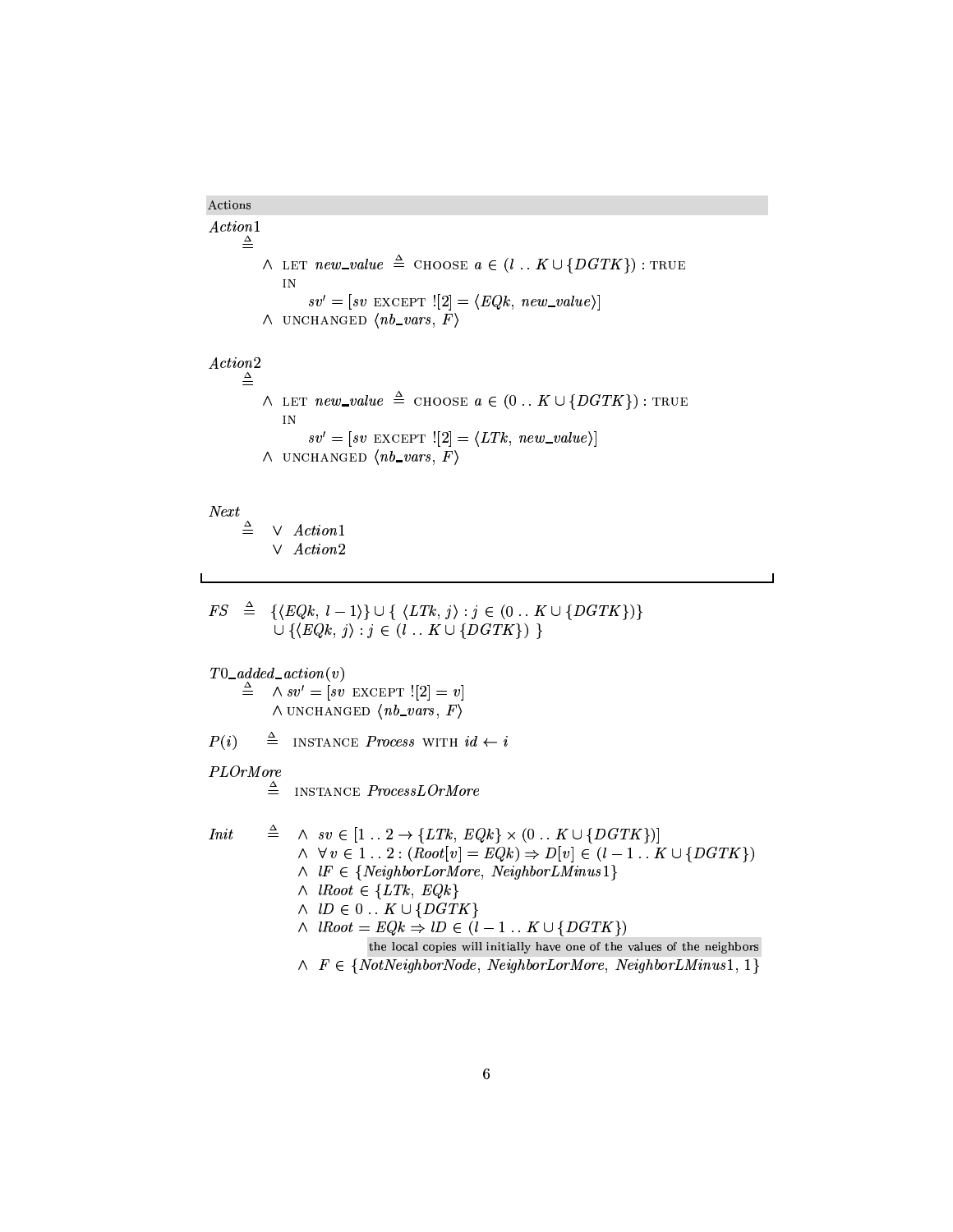Actions

$Action1$

$$
\begin{aligned}
&\triangleq \\
&\quad \land \text{ LET } new\_value \triangleq \text{ CHOOSE } a \in (l \,..\, K \cup \{DGTK\}) : \text{TRUE} \\
&\quad\quad \text{IN} \\
&\quad\quad\quad sv' = [sv \text{ EXCEPT } ![2] = \langle EQk,\ new\_value \rangle] \\
&\quad \land \text{ UNCHANGED } \langle nb\_vars,\ F \rangle
\end{aligned}
$$

$Action2$

$$
\begin{aligned}
&\triangleq \\
&\quad \land \text{ LET } new\_value \triangleq \text{ CHOOSE } a \in (0 \,..\, K \cup \{DGTK\}) : \text{TRUE} \\
&\quad\quad \text{IN} \\
&\quad\quad\quad sv' = [sv \text{ EXCEPT } ![2] = \langle LTk,\ new\_value \rangle] \\
&\quad \land \text{ UNCHANGED } \langle nb\_vars,\ F \rangle
\end{aligned}
$$

$Next$

$$
\begin{aligned}
\triangleq \quad &\lor\ Action1 \\
&\lor\ Action2
\end{aligned}
$$

---

$$
\begin{aligned}
FS \triangleq\ &\{\langle EQk,\ l-1 \rangle\} \cup \{\ \langle LTk,\ j \rangle : j \in (0 \,..\, K \cup \{DGTK\})\} \\
&\cup \{\langle EQk,\ j \rangle : j \in (l \,..\, K \cup \{DGTK\})\ \}
\end{aligned}
$$

$T0\_added\_action(v)$

$$
\begin{aligned}
\triangleq\ &\land sv' = [sv \text{ EXCEPT } ![2] = v] \\
&\land \text{UNCHANGED } \langle nb\_vars,\ F \rangle
\end{aligned}
$$

$P(i) \triangleq$ INSTANCE $Process$ WITH $id \leftarrow i$

$PLOrMore$

$\triangleq$ INSTANCE $ProcessLOrMore$

$$
\begin{aligned}
Init \triangleq\ &\land\ sv \in [1 \,..\, 2 \rightarrow \{LTk,\ EQk\} \times (0 \,..\, K \cup \{DGTK\})] \\
&\land\ \forall v \in 1 \,..\, 2 : (Root[v] = EQk) \Rightarrow D[v] \in (l-1 \,..\, K \cup \{DGTK\}) \\
&\land\ lF \in \{NeighborLorMore,\ NeighborLMinus1\} \\
&\land\ lRoot \in \{LTk,\ EQk\} \\
&\land\ lD \in 0 \,..\, K \cup \{DGTK\} \\
&\land\ lRoot = EQk \Rightarrow lD \in (l-1 \,..\, K \cup \{DGTK\})
\end{aligned}
$$

the local copies will initially have one of the values of the neighbors

$$
\land\ F \in \{NotNeighborNode,\ NeighborLorMore,\ NeighborLMinus1,\ 1\}
$$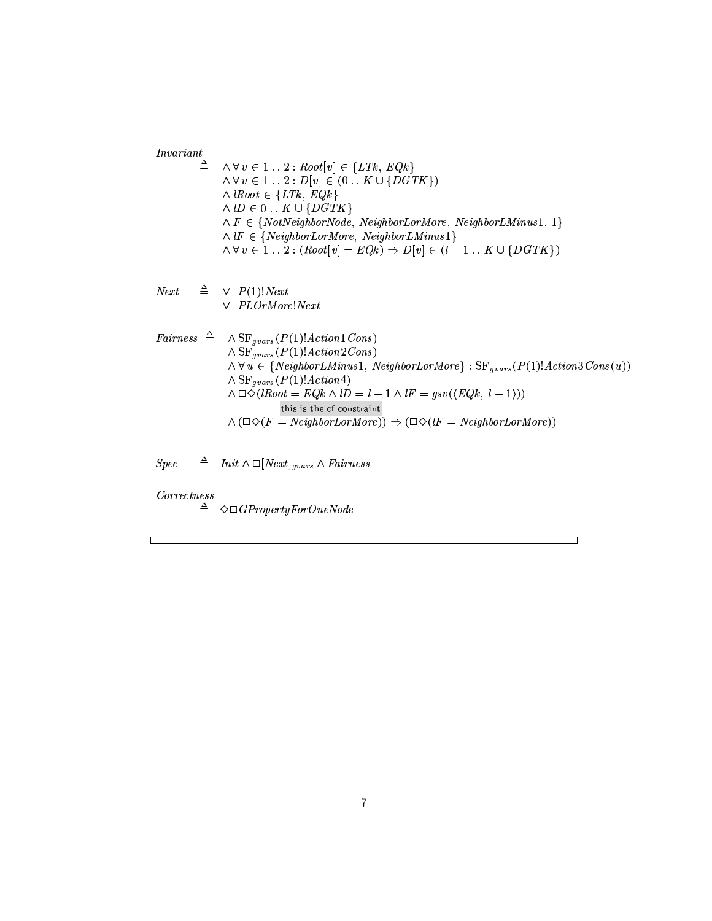$$
\begin{aligned}
&\mathit{Invariant} \\
&\quad \triangleq \quad \land \forall v \in 1 \,..\, 2 : \mathit{Root}[v] \in \{\mathit{LTk},\ \mathit{EQk}\} \\
&\qquad\quad\ \land \forall v \in 1 \,..\, 2 : D[v] \in (0 \,..\, K \cup \{\mathit{DGTK}\}) \\
&\qquad\quad\ \land \mathit{lRoot} \in \{\mathit{LTk},\ \mathit{EQk}\} \\
&\qquad\quad\ \land \mathit{lD} \in 0 \,..\, K \cup \{\mathit{DGTK}\} \\
&\qquad\quad\ \land F \in \{\mathit{NotNeighborNode},\ \mathit{NeighborLorMore},\ \mathit{NeighborLMinus1},\ 1\} \\
&\qquad\quad\ \land \mathit{lF} \in \{\mathit{NeighborLorMore},\ \mathit{NeighborLMinus1}\} \\
&\qquad\quad\ \land \forall v \in 1 \,..\, 2 : (\mathit{Root}[v] = \mathit{EQk}) \Rightarrow D[v] \in (l - 1 \,..\, K \cup \{\mathit{DGTK}\})
\end{aligned}
$$

$$
\begin{aligned}
\mathit{Next} \quad \triangleq \quad & \lor\ P(1)!\mathit{Next} \\
& \lor\ \mathit{PLOrMore}!\mathit{Next}
\end{aligned}
$$

$$
\begin{aligned}
\mathit{Fairness} \ \triangleq \ & \land \mathrm{SF}_{gvars}(P(1)!\mathit{Action1Cons}) \\
& \land \mathrm{SF}_{gvars}(P(1)!\mathit{Action2Cons}) \\
& \land \forall u \in \{\mathit{NeighborLMinus1},\ \mathit{NeighborLorMore}\} : \mathrm{SF}_{gvars}(P(1)!\mathit{Action3Cons}(u)) \\
& \land \mathrm{SF}_{gvars}(P(1)!\mathit{Action4}) \\
& \land \Box\Diamond(\mathit{lRoot} = \mathit{EQk} \land \mathit{lD} = l - 1 \land \mathit{lF} = \mathit{gsv}(\langle \mathit{EQk},\ l - 1\rangle))
\end{aligned}
$$

this is the cf constraint

$$
\land (\Box\Diamond(F = \mathit{NeighborLorMore})) \Rightarrow (\Box\Diamond(\mathit{lF} = \mathit{NeighborLorMore}))
$$

$$
\mathit{Spec} \quad \triangleq \quad \mathit{Init} \land \Box[\mathit{Next}]_{gvars} \land \mathit{Fairness}
$$

$$
\begin{aligned}
&\mathit{Correctness} \\
&\quad \triangleq \quad \Diamond\Box \mathit{GPropertyForOneNode}
\end{aligned}
$$